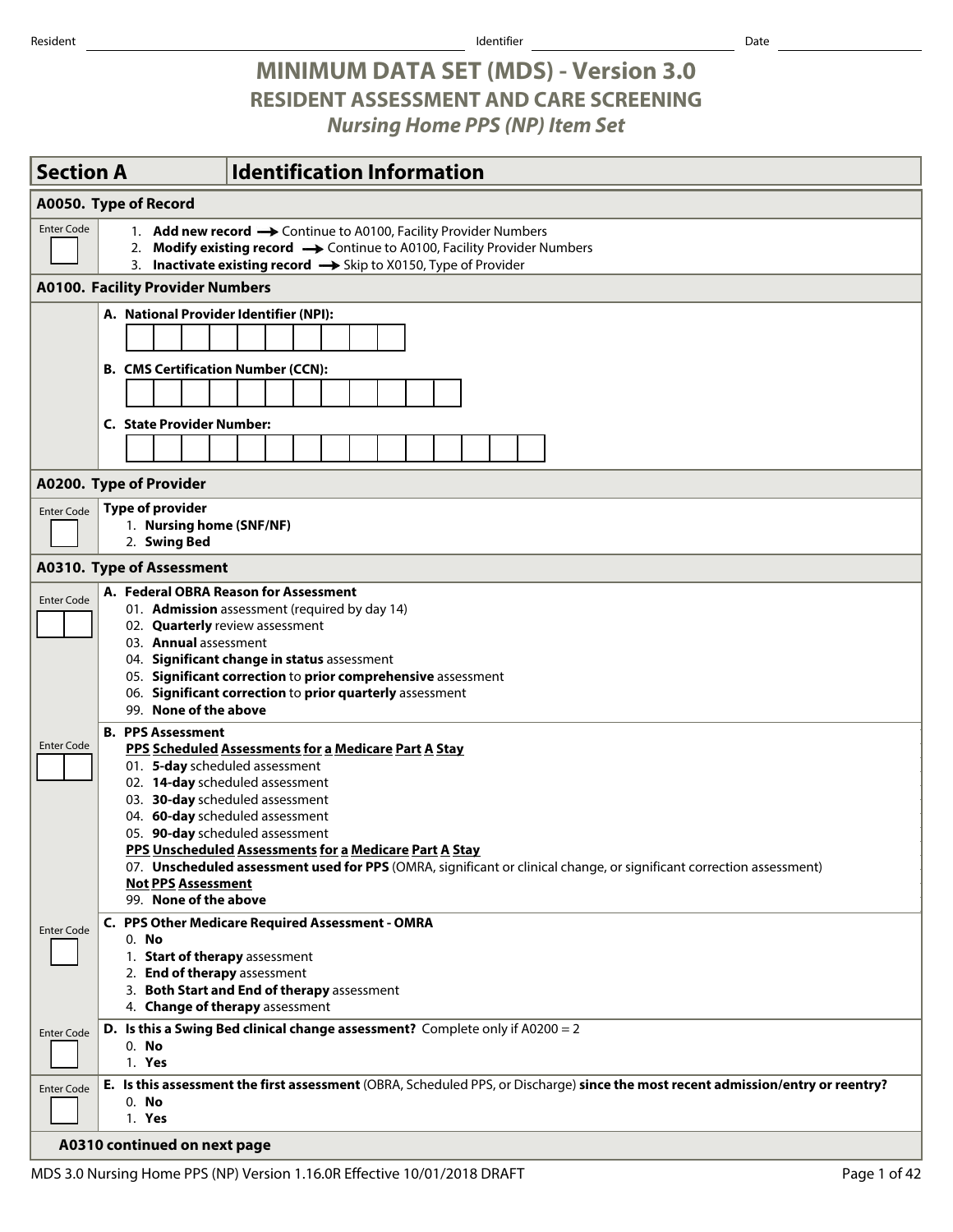Resident ______________________ Identifier ______________________ Date ______________________

# MINIMUM DATA SET (MDS) - Version 3.0
## RESIDENT ASSESSMENT AND CARE SCREENING
### *Nursing Home PPS (NP) Item Set*

## Section A — Identification Information

### A0050. Type of Record

Enter Code [ ]

1. **Add new record** → Continue to A0100, Facility Provider Numbers
2. **Modify existing record** → Continue to A0100, Facility Provider Numbers
3. **Inactivate existing record** → Skip to X0150, Type of Provider

### A0100. Facility Provider Numbers

**A. National Provider Identifier (NPI):**

[ ][ ][ ][ ][ ][ ][ ][ ][ ][ ]

**B. CMS Certification Number (CCN):**

[ ][ ][ ][ ][ ][ ][ ][ ][ ][ ][ ][ ]

**C. State Provider Number:**

[ ][ ][ ][ ][ ][ ][ ][ ][ ][ ][ ][ ][ ][ ][ ]

### A0200. Type of Provider

Enter Code [ ]

**Type of provider**

1. **Nursing home (SNF/NF)**
2. **Swing Bed**

### A0310. Type of Assessment

Enter Code [ ][ ]

**A. Federal OBRA Reason for Assessment**

01. **Admission** assessment (required by day 14)
02. **Quarterly** review assessment
03. **Annual** assessment
04. **Significant change in status** assessment
05. **Significant correction** to **prior comprehensive** assessment
06. **Significant correction** to **prior quarterly** assessment
99. **None of the above**

Enter Code [ ][ ]

**B. PPS Assessment**

**PPS Scheduled Assessments for a Medicare Part A Stay**

01. **5-day** scheduled assessment
02. **14-day** scheduled assessment
03. **30-day** scheduled assessment
04. **60-day** scheduled assessment
05. **90-day** scheduled assessment

**PPS Unscheduled Assessments for a Medicare Part A Stay**

07. **Unscheduled assessment used for PPS** (OMRA, significant or clinical change, or significant correction assessment)

**Not PPS Assessment**

99. **None of the above**

Enter Code [ ]

**C. PPS Other Medicare Required Assessment - OMRA**

0. **No**
1. **Start of therapy** assessment
2. **End of therapy** assessment
3. **Both Start and End of therapy** assessment
4. **Change of therapy** assessment

Enter Code [ ]

**D. Is this a Swing Bed clinical change assessment?** Complete only if A0200 = 2

0. **No**
1. **Yes**

Enter Code [ ]

**E. Is this assessment the first assessment** (OBRA, Scheduled PPS, or Discharge) **since the most recent admission/entry or reentry?**

0. **No**
1. **Yes**

**A0310 continued on next page**

MDS 3.0 Nursing Home PPS (NP) Version 1.16.0R Effective 10/01/2018 DRAFT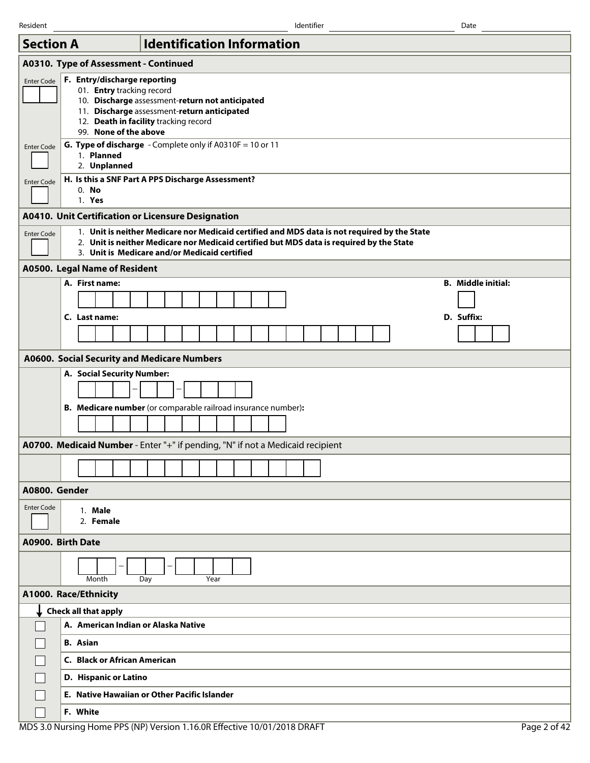Resident ______ Identifier ______ Date ______

## Section A — Identification Information

### A0310. Type of Assessment - Continued

Enter Code

**F. Entry/discharge reporting**
- 01. **Entry** tracking record
- 10. **Discharge** assessment-**return not anticipated**
- 11. **Discharge** assessment-**return anticipated**
- 12. **Death in facility** tracking record
- 99. **None of the above**

Enter Code

**G. Type of discharge** - Complete only if A0310F = 10 or 11
1. **Planned**
2. **Unplanned**

Enter Code

**H. Is this a SNF Part A PPS Discharge Assessment?**
- 0. **No**
- 1. **Yes**

### A0410. Unit Certification or Licensure Designation

Enter Code

1. **Unit is neither Medicare nor Medicaid certified and MDS data is not required by the State**
2. **Unit is neither Medicare nor Medicaid certified but MDS data is required by the State**
3. **Unit is Medicare and/or Medicaid certified**

### A0500. Legal Name of Resident

**A. First name:** ______

**B. Middle initial:** ______

**C. Last name:** ______

**D. Suffix:** ______

### A0600. Social Security and Medicare Numbers

**A. Social Security Number:** ___ – __ – ____

**B. Medicare number** (or comparable railroad insurance number)**:** ______

### A0700. Medicaid Number - Enter "+" if pending, "N" if not a Medicaid recipient

______

### A0800. Gender

Enter Code

1. **Male**
2. **Female**

### A0900. Birth Date

__ – __ – ____
Month Day Year

### A1000. Race/Ethnicity

**Check all that apply**

- [ ] **A. American Indian or Alaska Native**
- [ ] **B. Asian**
- [ ] **C. Black or African American**
- [ ] **D. Hispanic or Latino**
- [ ] **E. Native Hawaiian or Other Pacific Islander**
- [ ] **F. White**

MDS 3.0 Nursing Home PPS (NP) Version 1.16.0R Effective 10/01/2018 DRAFT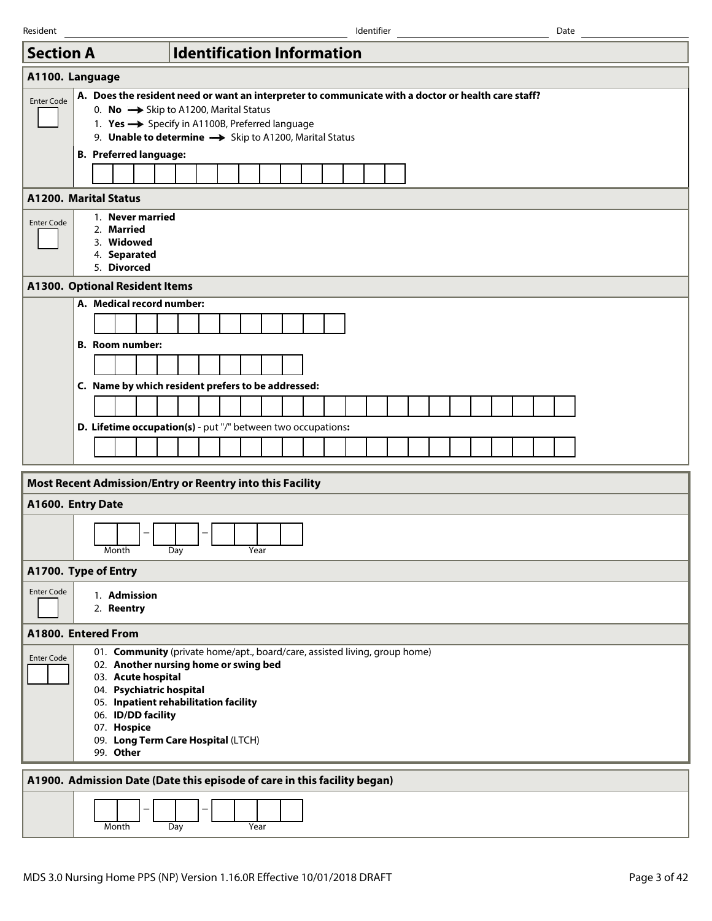Resident ________________ Identifier ________________ Date ________________

## Section A — Identification Information

### A1100. Language

Enter Code [ ]

**A. Does the resident need or want an interpreter to communicate with a doctor or health care staff?**

0. **No** → Skip to A1200, Marital Status
1. **Yes** → Specify in A1100B, Preferred language
9. **Unable to determine** → Skip to A1200, Marital Status

**B. Preferred language:**

[ ][ ][ ][ ][ ][ ][ ][ ][ ][ ][ ][ ][ ][ ][ ]

### A1200. Marital Status

Enter Code [ ]

1. **Never married**
2. **Married**
3. **Widowed**
4. **Separated**
5. **Divorced**

### A1300. Optional Resident Items

**A. Medical record number:**

[ ][ ][ ][ ][ ][ ][ ][ ][ ][ ][ ][ ]

**B. Room number:**

[ ][ ][ ][ ][ ][ ][ ][ ][ ][ ]

**C. Name by which resident prefers to be addressed:**

[ ][ ][ ][ ][ ][ ][ ][ ][ ][ ][ ][ ][ ][ ][ ][ ][ ][ ][ ][ ][ ][ ][ ][ ]

**D. Lifetime occupation(s)** - put "/" between two occupations**:**

[ ][ ][ ][ ][ ][ ][ ][ ][ ][ ][ ][ ][ ][ ][ ][ ][ ][ ][ ][ ][ ][ ][ ][ ]

## Most Recent Admission/Entry or Reentry into this Facility

### A1600. Entry Date

[ ][ ] – [ ][ ] – [ ][ ][ ][ ]
Month – Day – Year

### A1700. Type of Entry

Enter Code [ ]

1. **Admission**
2. **Reentry**

### A1800. Entered From

Enter Code [ ][ ]

- 01. **Community** (private home/apt., board/care, assisted living, group home)
- 02. **Another nursing home or swing bed**
- 03. **Acute hospital**
- 04. **Psychiatric hospital**
- 05. **Inpatient rehabilitation facility**
- 06. **ID/DD facility**
- 07. **Hospice**
- 09. **Long Term Care Hospital** (LTCH)
- 99. **Other**

### A1900. Admission Date (Date this episode of care in this facility began)

[ ][ ] – [ ][ ] – [ ][ ][ ][ ]
Month – Day – Year

MDS 3.0 Nursing Home PPS (NP) Version 1.16.0R Effective 10/01/2018 DRAFT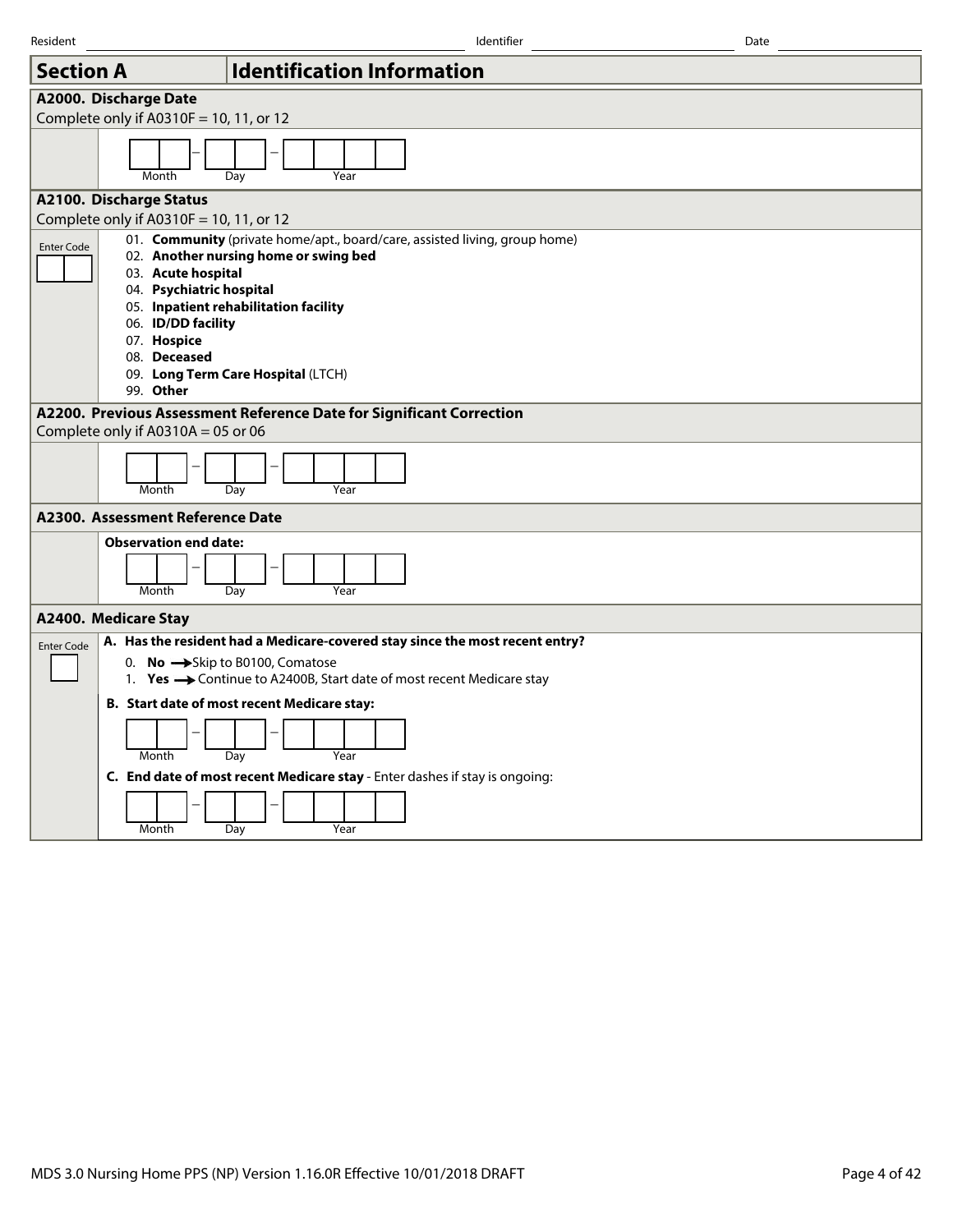Resident ____________________ Identifier ____________________ Date ____________________

## Section A — Identification Information

### A2000. Discharge Date

Complete only if A0310F = 10, 11, or 12

Month __ __ – Day __ __ – Year __ __ __ __

### A2100. Discharge Status

Complete only if A0310F = 10, 11, or 12

Enter Code [ __ __ ]

01. **Community** (private home/apt., board/care, assisted living, group home)
02. **Another nursing home or swing bed**
03. **Acute hospital**
04. **Psychiatric hospital**
05. **Inpatient rehabilitation facility**
06. **ID/DD facility**
07. **Hospice**
08. **Deceased**
09. **Long Term Care Hospital** (LTCH)
99. **Other**

### A2200. Previous Assessment Reference Date for Significant Correction

Complete only if A0310A = 05 or 06

Month __ __ – Day __ __ – Year __ __ __ __

### A2300. Assessment Reference Date

**Observation end date:**

Month __ __ – Day __ __ – Year __ __ __ __

### A2400. Medicare Stay

Enter Code [ __ ]

**A. Has the resident had a Medicare-covered stay since the most recent entry?**

0. **No** → Skip to B0100, Comatose
1. **Yes** → Continue to A2400B, Start date of most recent Medicare stay

**B. Start date of most recent Medicare stay:**

Month __ __ – Day __ __ – Year __ __ __ __

**C. End date of most recent Medicare stay** - Enter dashes if stay is ongoing:

Month __ __ – Day __ __ – Year __ __ __ __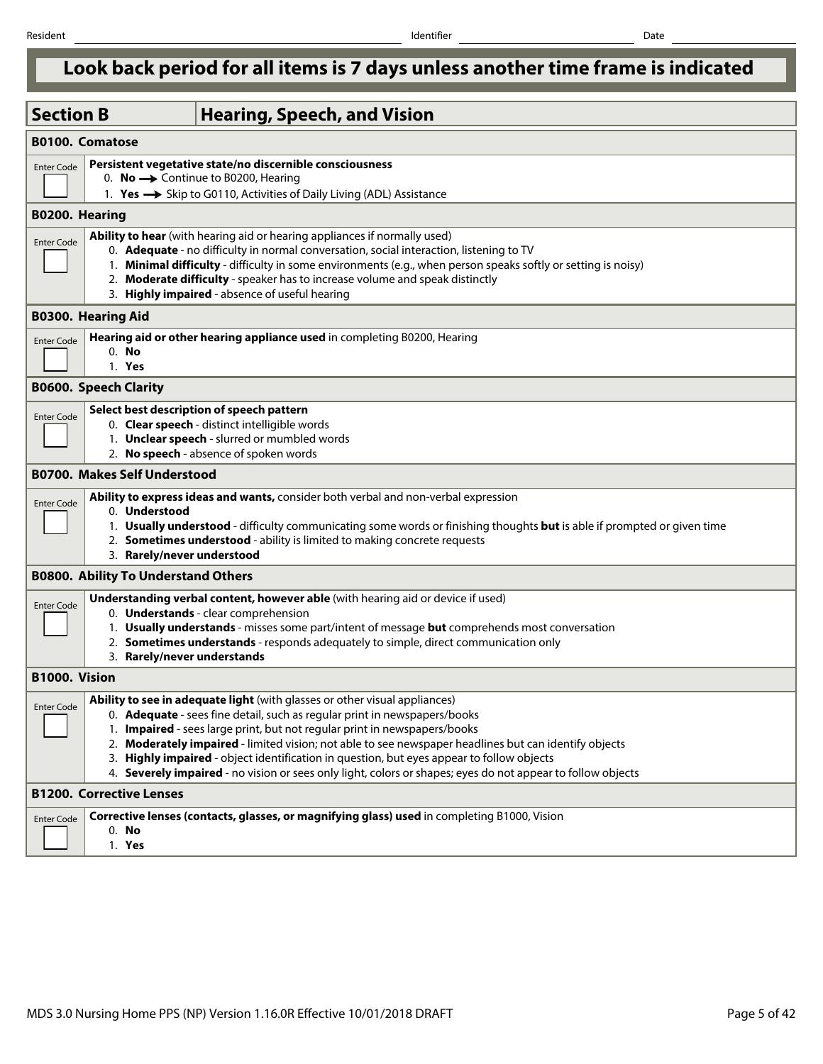# Look back period for all items is 7 days unless another time frame is indicated

## Section B — Hearing, Speech, and Vision

### B0100. Comatose

Enter Code [ ]

**Persistent vegetative state/no discernible consciousness**

0. **No** → Continue to B0200, Hearing
1. **Yes** → Skip to G0110, Activities of Daily Living (ADL) Assistance

### B0200. Hearing

Enter Code [ ]

**Ability to hear** (with hearing aid or hearing appliances if normally used)

0. **Adequate** - no difficulty in normal conversation, social interaction, listening to TV
1. **Minimal difficulty** - difficulty in some environments (e.g., when person speaks softly or setting is noisy)
2. **Moderate difficulty** - speaker has to increase volume and speak distinctly
3. **Highly impaired** - absence of useful hearing

### B0300. Hearing Aid

Enter Code [ ]

**Hearing aid or other hearing appliance used** in completing B0200, Hearing

0. **No**
1. **Yes**

### B0600. Speech Clarity

Enter Code [ ]

**Select best description of speech pattern**

0. **Clear speech** - distinct intelligible words
1. **Unclear speech** - slurred or mumbled words
2. **No speech** - absence of spoken words

### B0700. Makes Self Understood

Enter Code [ ]

**Ability to express ideas and wants,** consider both verbal and non-verbal expression

0. **Understood**
1. **Usually understood** - difficulty communicating some words or finishing thoughts **but** is able if prompted or given time
2. **Sometimes understood** - ability is limited to making concrete requests
3. **Rarely/never understood**

### B0800. Ability To Understand Others

Enter Code [ ]

**Understanding verbal content, however able** (with hearing aid or device if used)

0. **Understands** - clear comprehension
1. **Usually understands** - misses some part/intent of message **but** comprehends most conversation
2. **Sometimes understands** - responds adequately to simple, direct communication only
3. **Rarely/never understands**

### B1000. Vision

Enter Code [ ]

**Ability to see in adequate light** (with glasses or other visual appliances)

0. **Adequate** - sees fine detail, such as regular print in newspapers/books
1. **Impaired** - sees large print, but not regular print in newspapers/books
2. **Moderately impaired** - limited vision; not able to see newspaper headlines but can identify objects
3. **Highly impaired** - object identification in question, but eyes appear to follow objects
4. **Severely impaired** - no vision or sees only light, colors or shapes; eyes do not appear to follow objects

### B1200. Corrective Lenses

Enter Code [ ]

**Corrective lenses (contacts, glasses, or magnifying glass) used** in completing B1000, Vision

0. **No**
1. **Yes**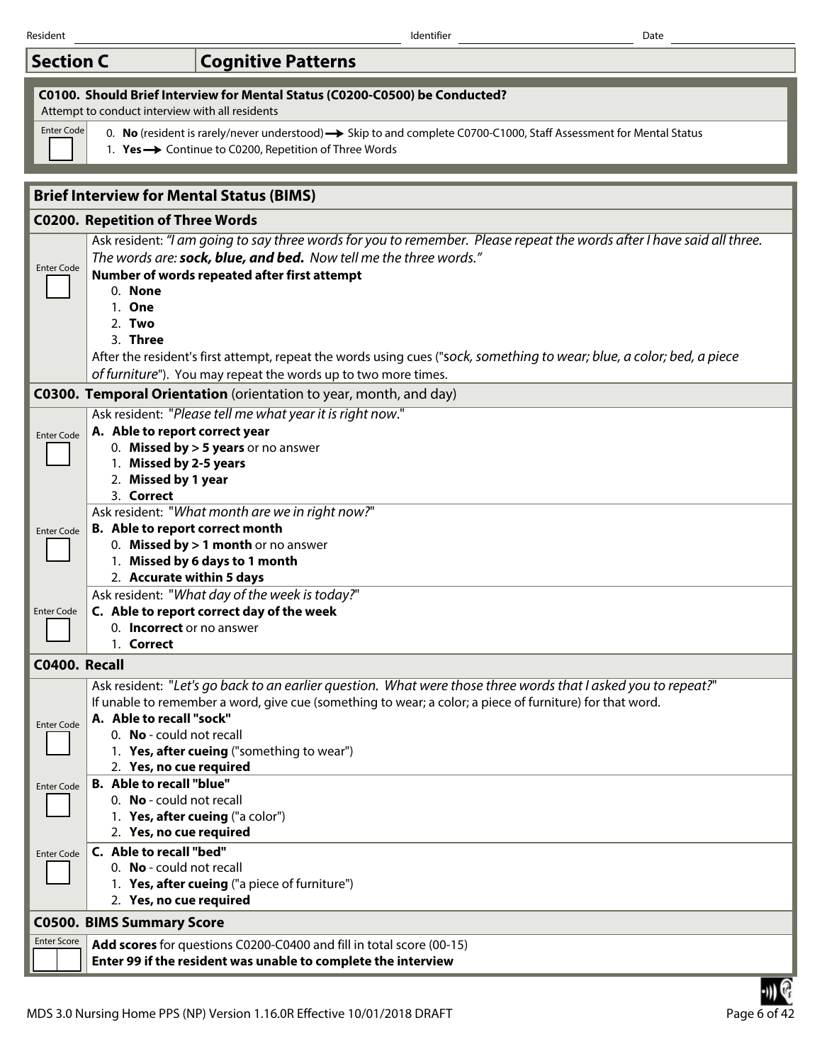Resident ______________________ Identifier ______________________ Date ______________________

## Section C — Cognitive Patterns

### C0100. Should Brief Interview for Mental Status (C0200-C0500) be Conducted?

Attempt to conduct interview with all residents

Enter Code [ ]

0. **No** (resident is rarely/never understood) → Skip to and complete C0700-C1000, Staff Assessment for Mental Status
1. **Yes** → Continue to C0200, Repetition of Three Words

## Brief Interview for Mental Status (BIMS)

### C0200. Repetition of Three Words

Ask resident: *"I am going to say three words for you to remember. Please repeat the words after I have said all three. The words are:* ***sock, blue, and bed.*** *Now tell me the three words."*

Enter Code [ ]

**Number of words repeated after first attempt**

0. **None**
1. **One**
2. **Two**
3. **Three**

After the resident's first attempt, repeat the words using cues ("*sock, something to wear; blue, a color; bed, a piece of furniture*"). You may repeat the words up to two more times.

### C0300. Temporal Orientation (orientation to year, month, and day)

Ask resident: "*Please tell me what year it is right now*."

Enter Code [ ]

**A. Able to report correct year**

0. **Missed by > 5 years** or no answer
1. **Missed by 2-5 years**
2. **Missed by 1 year**
3. **Correct**

Ask resident: "*What month are we in right now?*"

Enter Code [ ]

**B. Able to report correct month**

0. **Missed by > 1 month** or no answer
1. **Missed by 6 days to 1 month**
2. **Accurate within 5 days**

Ask resident: "*What day of the week is today?*"

Enter Code [ ]

**C. Able to report correct day of the week**

0. **Incorrect** or no answer
1. **Correct**

### C0400. Recall

Ask resident: "*Let's go back to an earlier question. What were those three words that I asked you to repeat?*"
If unable to remember a word, give cue (something to wear; a color; a piece of furniture) for that word.

Enter Code [ ]

**A. Able to recall "sock"**

0. **No** - could not recall
1. **Yes, after cueing** ("something to wear")
2. **Yes, no cue required**

Enter Code [ ]

**B. Able to recall "blue"**

0. **No** - could not recall
1. **Yes, after cueing** ("a color")
2. **Yes, no cue required**

Enter Code [ ]

**C. Able to recall "bed"**

0. **No** - could not recall
1. **Yes, after cueing** ("a piece of furniture")
2. **Yes, no cue required**

### C0500. BIMS Summary Score

Enter Score [ ][ ]

**Add scores** for questions C0200-C0400 and fill in total score (00-15)
**Enter 99 if the resident was unable to complete the interview**

MDS 3.0 Nursing Home PPS (NP) Version 1.16.0R Effective 10/01/2018 DRAFT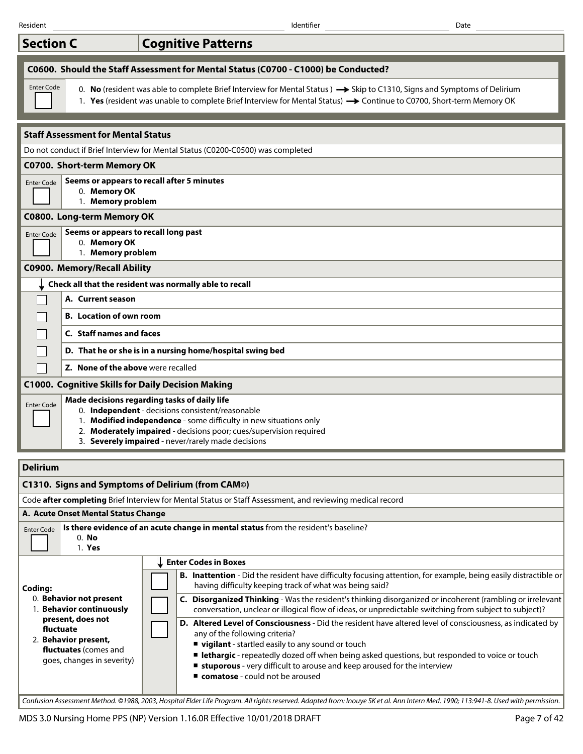Resident ______ Identifier ______ Date ______

# Section C — Cognitive Patterns

## C0600. Should the Staff Assessment for Mental Status (C0700 - C1000) be Conducted?

Enter Code [ ]

0. **No** (resident was able to complete Brief Interview for Mental Status ) → Skip to C1310, Signs and Symptoms of Delirium
1. **Yes** (resident was unable to complete Brief Interview for Mental Status) → Continue to C0700, Short-term Memory OK

## Staff Assessment for Mental Status

Do not conduct if Brief Interview for Mental Status (C0200-C0500) was completed

### C0700. Short-term Memory OK

Enter Code [ ]

**Seems or appears to recall after 5 minutes**

0. **Memory OK**
1. **Memory problem**

### C0800. Long-term Memory OK

Enter Code [ ]

**Seems or appears to recall long past**

0. **Memory OK**
1. **Memory problem**

### C0900. Memory/Recall Ability

↓ **Check all that the resident was normally able to recall**

| | |
|---|---|
| [ ] | **A. Current season** |
| [ ] | **B. Location of own room** |
| [ ] | **C. Staff names and faces** |
| [ ] | **D. That he or she is in a nursing home/hospital swing bed** |
| [ ] | **Z. None of the above** were recalled |

### C1000. Cognitive Skills for Daily Decision Making

Enter Code [ ]

**Made decisions regarding tasks of daily life**

0. **Independent** - decisions consistent/reasonable
1. **Modified independence** - some difficulty in new situations only
2. **Moderately impaired** - decisions poor; cues/supervision required
3. **Severely impaired** - never/rarely made decisions

## Delirium

### C1310. Signs and Symptoms of Delirium (from CAM©)

Code **after completing** Brief Interview for Mental Status or Staff Assessment, and reviewing medical record

**A. Acute Onset Mental Status Change**

Enter Code [ ]

**Is there evidence of an acute change in mental status** from the resident's baseline?

0. **No**
1. **Yes**

| Coding: | ↓ Enter Codes in Boxes | |
|---|---|---|
| 0. **Behavior not present**<br>1. **Behavior continuously present, does not fluctuate**<br>2. **Behavior present, fluctuates** (comes and goes, changes in severity) | [ ] | **B. Inattention** - Did the resident have difficulty focusing attention, for example, being easily distractible or having difficulty keeping track of what was being said? |
| | [ ] | **C. Disorganized Thinking** - Was the resident's thinking disorganized or incoherent (rambling or irrelevant conversation, unclear or illogical flow of ideas, or unpredictable switching from subject to subject)? |
| | [ ] | **D. Altered Level of Consciousness** - Did the resident have altered level of consciousness, as indicated by any of the following criteria?<br>■ **vigilant** - startled easily to any sound or touch<br>■ **lethargic** - repeatedly dozed off when being asked questions, but responded to voice or touch<br>■ **stuporous** - very difficult to arouse and keep aroused for the interview<br>■ **comatose** - could not be aroused |

*Confusion Assessment Method. ©1988, 2003, Hospital Elder Life Program. All rights reserved. Adapted from: Inouye SK et al. Ann Intern Med. 1990; 113:941-8. Used with permission.*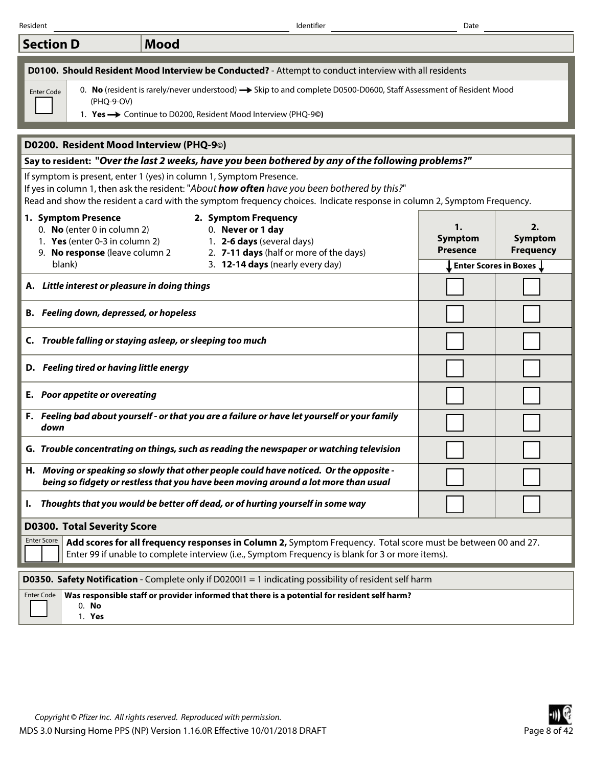Resident ______ Identifier ______ Date ______

## Section D — Mood

### D0100. Should Resident Mood Interview be Conducted? - Attempt to conduct interview with all residents

Enter Code [ ]

0. **No** (resident is rarely/never understood) → Skip to and complete D0500-D0600, Staff Assessment of Resident Mood (PHQ-9-OV)
1. **Yes** → Continue to D0200, Resident Mood Interview (PHQ-9©)

### D0200. Resident Mood Interview (PHQ-9©)

**Say to resident: *"Over the last 2 weeks, have you been bothered by any of the following problems?"***

If symptom is present, enter 1 (yes) in column 1, Symptom Presence.
If yes in column 1, then ask the resident: "*About **how often** have you been bothered by this?*"
Read and show the resident a card with the symptom frequency choices. Indicate response in column 2, Symptom Frequency.

**1. Symptom Presence**
0. **No** (enter 0 in column 2)
1. **Yes** (enter 0-3 in column 2)
9. **No response** (leave column 2 blank)

**2. Symptom Frequency**
0. **Never or 1 day**
1. **2-6 days** (several days)
2. **7-11 days** (half or more of the days)
3. **12-14 days** (nearly every day)

| | 1. Symptom Presence | 2. Symptom Frequency |
|---|---|---|
| | ↓ Enter Scores in Boxes ↓ | |
| **A.** ***Little interest or pleasure in doing things*** | [ ] | [ ] |
| **B.** ***Feeling down, depressed, or hopeless*** | [ ] | [ ] |
| **C.** ***Trouble falling or staying asleep, or sleeping too much*** | [ ] | [ ] |
| **D.** ***Feeling tired or having little energy*** | [ ] | [ ] |
| **E.** ***Poor appetite or overeating*** | [ ] | [ ] |
| **F.** ***Feeling bad about yourself - or that you are a failure or have let yourself or your family down*** | [ ] | [ ] |
| **G.** ***Trouble concentrating on things, such as reading the newspaper or watching television*** | [ ] | [ ] |
| **H.** ***Moving or speaking so slowly that other people could have noticed. Or the opposite - being so fidgety or restless that you have been moving around a lot more than usual*** | [ ] | [ ] |
| **I.** ***Thoughts that you would be better off dead, or of hurting yourself in some way*** | [ ] | [ ] |

### D0300. Total Severity Score

Enter Score [ ][ ]

**Add scores for all frequency responses in Column 2,** Symptom Frequency. Total score must be between 00 and 27.
Enter 99 if unable to complete interview (i.e., Symptom Frequency is blank for 3 or more items).

### D0350. Safety Notification - Complete only if D0200I1 = 1 indicating possibility of resident self harm

Enter Code [ ]

**Was responsible staff or provider informed that there is a potential for resident self harm?**
0. **No**
1. **Yes**

*Copyright © Pfizer Inc. All rights reserved. Reproduced with permission.*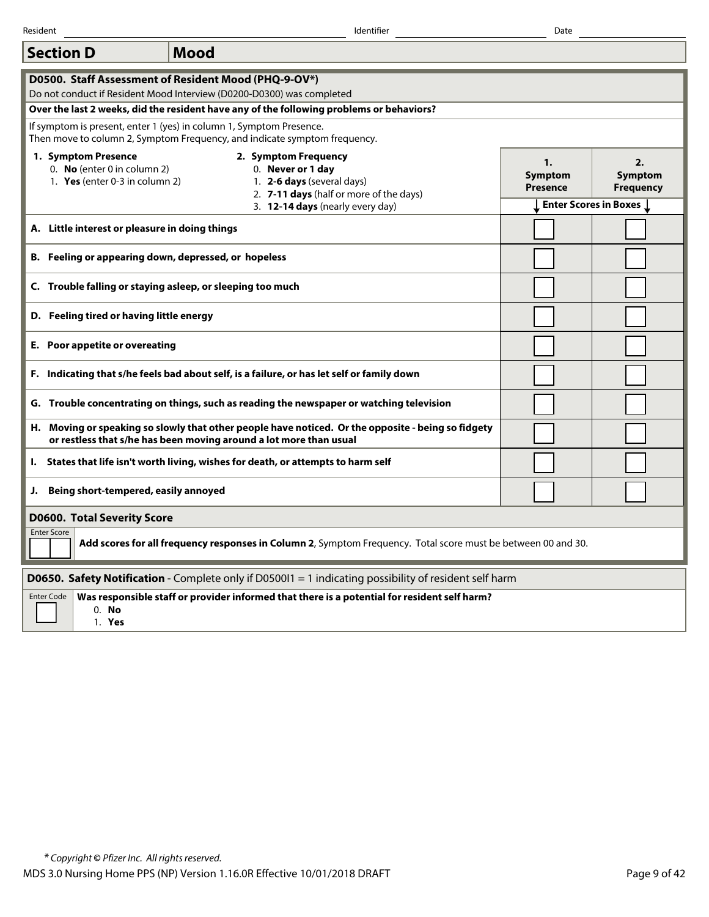Resident ______ Identifier ______ Date ______

## Section D — Mood

### D0500. Staff Assessment of Resident Mood (PHQ-9-OV*)

Do not conduct if Resident Mood Interview (D0200-D0300) was completed

**Over the last 2 weeks, did the resident have any of the following problems or behaviors?**

If symptom is present, enter 1 (yes) in column 1, Symptom Presence.
Then move to column 2, Symptom Frequency, and indicate symptom frequency.

**1. Symptom Presence**
0. **No** (enter 0 in column 2)
1. **Yes** (enter 0-3 in column 2)

**2. Symptom Frequency**
0. **Never or 1 day**
1. **2-6 days** (several days)
2. **7-11 days** (half or more of the days)
3. **12-14 days** (nearly every day)

| | 1. Symptom Presence | 2. Symptom Frequency |
|---|---|---|
| | ↓ Enter Scores in Boxes | ↓ |
| **A. Little interest or pleasure in doing things** | ☐ | ☐ |
| **B. Feeling or appearing down, depressed, or hopeless** | ☐ | ☐ |
| **C. Trouble falling or staying asleep, or sleeping too much** | ☐ | ☐ |
| **D. Feeling tired or having little energy** | ☐ | ☐ |
| **E. Poor appetite or overeating** | ☐ | ☐ |
| **F. Indicating that s/he feels bad about self, is a failure, or has let self or family down** | ☐ | ☐ |
| **G. Trouble concentrating on things, such as reading the newspaper or watching television** | ☐ | ☐ |
| **H. Moving or speaking so slowly that other people have noticed. Or the opposite - being so fidgety or restless that s/he has been moving around a lot more than usual** | ☐ | ☐ |
| **I. States that life isn't worth living, wishes for death, or attempts to harm self** | ☐ | ☐ |
| **J. Being short-tempered, easily annoyed** | ☐ | ☐ |

### D0600. Total Severity Score

Enter Score ☐☐

**Add scores for all frequency responses in Column 2**, Symptom Frequency. Total score must be between 00 and 30.

### D0650. Safety Notification - Complete only if D0500I1 = 1 indicating possibility of resident self harm

Enter Code ☐

**Was responsible staff or provider informed that there is a potential for resident self harm?**
0. **No**
1. **Yes**

*\* Copyright © Pfizer Inc. All rights reserved.*

MDS 3.0 Nursing Home PPS (NP) Version 1.16.0R Effective 10/01/2018 DRAFT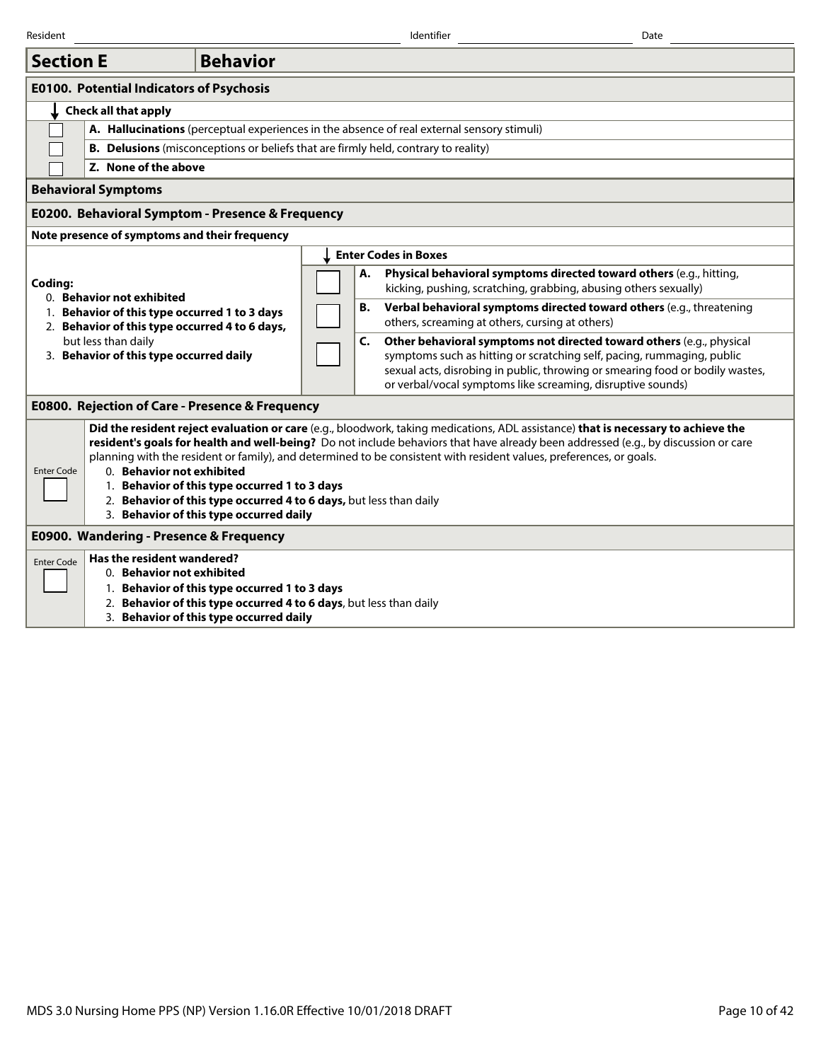Resident ______ Identifier ______ Date ______

## Section E — Behavior

### E0100. Potential Indicators of Psychosis

**Check all that apply**

| | |
|---|---|
| ☐ | **A. Hallucinations** (perceptual experiences in the absence of real external sensory stimuli) |
| ☐ | **B. Delusions** (misconceptions or beliefs that are firmly held, contrary to reality) |
| ☐ | **Z. None of the above** |

### Behavioral Symptoms

### E0200. Behavioral Symptom - Presence & Frequency

**Note presence of symptoms and their frequency**

| Coding | | Enter Codes in Boxes |
|---|---|---|
| **Coding:**<br>0. **Behavior not exhibited**<br>1. **Behavior of this type occurred 1 to 3 days**<br>2. **Behavior of this type occurred 4 to 6 days,** but less than daily<br>3. **Behavior of this type occurred daily** | ☐ | **A. Physical behavioral symptoms directed toward others** (e.g., hitting, kicking, pushing, scratching, grabbing, abusing others sexually) |
| | ☐ | **B. Verbal behavioral symptoms directed toward others** (e.g., threatening others, screaming at others, cursing at others) |
| | ☐ | **C. Other behavioral symptoms not directed toward others** (e.g., physical symptoms such as hitting or scratching self, pacing, rummaging, public sexual acts, disrobing in public, throwing or smearing food or bodily wastes, or verbal/vocal symptoms like screaming, disruptive sounds) |

### E0800. Rejection of Care - Presence & Frequency

Enter Code ☐

**Did the resident reject evaluation or care** (e.g., bloodwork, taking medications, ADL assistance) **that is necessary to achieve the resident's goals for health and well-being?** Do not include behaviors that have already been addressed (e.g., by discussion or care planning with the resident or family), and determined to be consistent with resident values, preferences, or goals.

0. **Behavior not exhibited**
1. **Behavior of this type occurred 1 to 3 days**
2. **Behavior of this type occurred 4 to 6 days,** but less than daily
3. **Behavior of this type occurred daily**

### E0900. Wandering - Presence & Frequency

Enter Code ☐

**Has the resident wandered?**

0. **Behavior not exhibited**
1. **Behavior of this type occurred 1 to 3 days**
2. **Behavior of this type occurred 4 to 6 days**, but less than daily
3. **Behavior of this type occurred daily**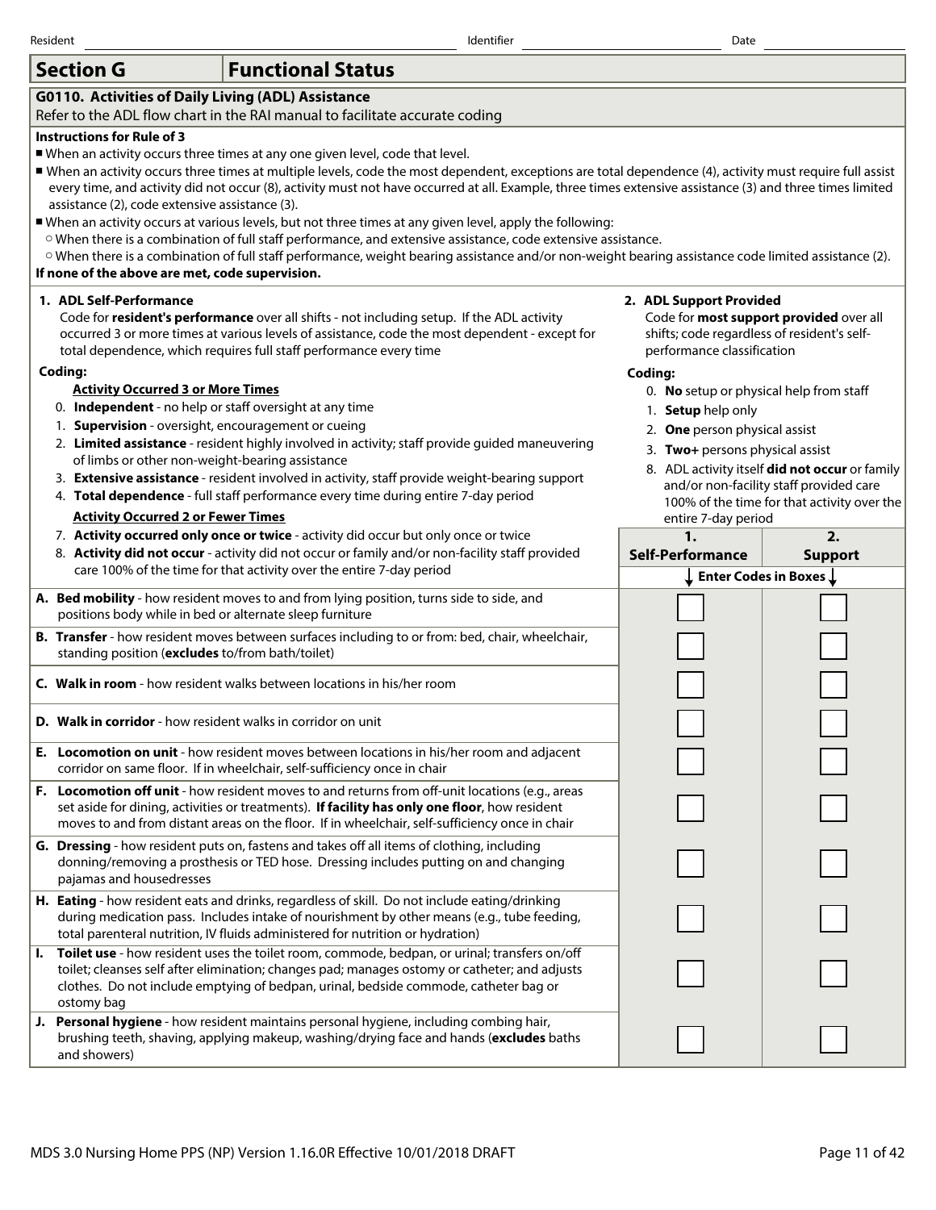Resident ______________________ Identifier ______________________ Date ______________________

## Section G — Functional Status

### G0110. Activities of Daily Living (ADL) Assistance

Refer to the ADL flow chart in the RAI manual to facilitate accurate coding

**Instructions for Rule of 3**

- When an activity occurs three times at any one given level, code that level.
- When an activity occurs three times at multiple levels, code the most dependent, exceptions are total dependence (4), activity must require full assist every time, and activity did not occur (8), activity must not have occurred at all. Example, three times extensive assistance (3) and three times limited assistance (2), code extensive assistance (3).
- When an activity occurs at various levels, but not three times at any given level, apply the following:
  - When there is a combination of full staff performance, and extensive assistance, code extensive assistance.
  - When there is a combination of full staff performance, weight bearing assistance and/or non-weight bearing assistance code limited assistance (2).

**If none of the above are met, code supervision.**

**1. ADL Self-Performance**

Code for **resident's performance** over all shifts - not including setup. If the ADL activity occurred 3 or more times at various levels of assistance, code the most dependent - except for total dependence, which requires full staff performance every time

**Coding:**

**Activity Occurred 3 or More Times**

0. **Independent** - no help or staff oversight at any time
1. **Supervision** - oversight, encouragement or cueing
2. **Limited assistance** - resident highly involved in activity; staff provide guided maneuvering of limbs or other non-weight-bearing assistance
3. **Extensive assistance** - resident involved in activity, staff provide weight-bearing support
4. **Total dependence** - full staff performance every time during entire 7-day period

**Activity Occurred 2 or Fewer Times**

7. **Activity occurred only once or twice** - activity did occur but only once or twice
8. **Activity did not occur** - activity did not occur or family and/or non-facility staff provided care 100% of the time for that activity over the entire 7-day period

**2. ADL Support Provided**

Code for **most support provided** over all shifts; code regardless of resident's self-performance classification

**Coding:**

0. **No** setup or physical help from staff
1. **Setup** help only
2. **One** person physical assist
3. **Two+** persons physical assist
8. ADL activity itself **did not occur** or family and/or non-facility staff provided care 100% of the time for that activity over the entire 7-day period

| | 1. Self-Performance | 2. Support |
|---|---|---|
| | ↓ Enter Codes in Boxes ↓ | |
| **A. Bed mobility** - how resident moves to and from lying position, turns side to side, and positions body while in bed or alternate sleep furniture | ☐ | ☐ |
| **B. Transfer** - how resident moves between surfaces including to or from: bed, chair, wheelchair, standing position (**excludes** to/from bath/toilet) | ☐ | ☐ |
| **C. Walk in room** - how resident walks between locations in his/her room | ☐ | ☐ |
| **D. Walk in corridor** - how resident walks in corridor on unit | ☐ | ☐ |
| **E. Locomotion on unit** - how resident moves between locations in his/her room and adjacent corridor on same floor. If in wheelchair, self-sufficiency once in chair | ☐ | ☐ |
| **F. Locomotion off unit** - how resident moves to and returns from off-unit locations (e.g., areas set aside for dining, activities or treatments). **If facility has only one floor**, how resident moves to and from distant areas on the floor. If in wheelchair, self-sufficiency once in chair | ☐ | ☐ |
| **G. Dressing** - how resident puts on, fastens and takes off all items of clothing, including donning/removing a prosthesis or TED hose. Dressing includes putting on and changing pajamas and housedresses | ☐ | ☐ |
| **H. Eating** - how resident eats and drinks, regardless of skill. Do not include eating/drinking during medication pass. Includes intake of nourishment by other means (e.g., tube feeding, total parenteral nutrition, IV fluids administered for nutrition or hydration) | ☐ | ☐ |
| **I. Toilet use** - how resident uses the toilet room, commode, bedpan, or urinal; transfers on/off toilet; cleanses self after elimination; changes pad; manages ostomy or catheter; and adjusts clothes. Do not include emptying of bedpan, urinal, bedside commode, catheter bag or ostomy bag | ☐ | ☐ |
| **J. Personal hygiene** - how resident maintains personal hygiene, including combing hair, brushing teeth, shaving, applying makeup, washing/drying face and hands (**excludes** baths and showers) | ☐ | ☐ |

MDS 3.0 Nursing Home PPS (NP) Version 1.16.0R Effective 10/01/2018 DRAFT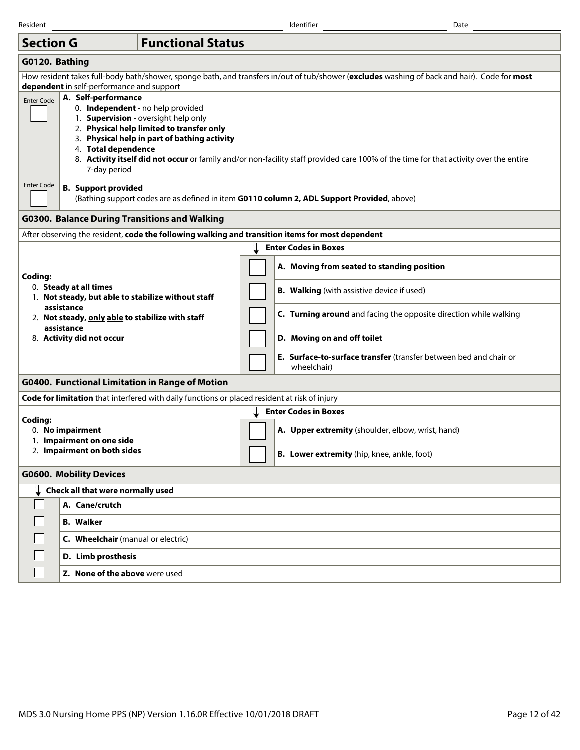Resident ______ Identifier ______ Date ______

## Section G — Functional Status

### G0120. Bathing

How resident takes full-body bath/shower, sponge bath, and transfers in/out of tub/shower (**excludes** washing of back and hair). Code for **most dependent** in self-performance and support

| Enter Code | |
|---|---|
| [ ] | **A. Self-performance**<br>0. **Independent** - no help provided<br>1. **Supervision** - oversight help only<br>2. **Physical help limited to transfer only**<br>3. **Physical help in part of bathing activity**<br>4. **Total dependence**<br>8. **Activity itself did not occur** or family and/or non-facility staff provided care 100% of the time for that activity over the entire 7-day period |
| [ ] | **B. Support provided**<br>(Bathing support codes are as defined in item **G0110 column 2, ADL Support Provided**, above) |

### G0300. Balance During Transitions and Walking

After observing the resident, **code the following walking and transition items for most dependent**

**Coding:**
0. **Steady at all times**
1. **Not steady, but able to stabilize without staff assistance**
2. **Not steady, only able to stabilize with staff assistance**
8. **Activity did not occur**

| Enter Codes in Boxes | |
|---|---|
| [ ] | **A. Moving from seated to standing position** |
| [ ] | **B. Walking** (with assistive device if used) |
| [ ] | **C. Turning around** and facing the opposite direction while walking |
| [ ] | **D. Moving on and off toilet** |
| [ ] | **E. Surface-to-surface transfer** (transfer between bed and chair or wheelchair) |

### G0400. Functional Limitation in Range of Motion

**Code for limitation** that interfered with daily functions or placed resident at risk of injury

**Coding:**
0. **No impairment**
1. **Impairment on one side**
2. **Impairment on both sides**

| Enter Codes in Boxes | |
|---|---|
| [ ] | **A. Upper extremity** (shoulder, elbow, wrist, hand) |
| [ ] | **B. Lower extremity** (hip, knee, ankle, foot) |

### G0600. Mobility Devices

| Check all that were normally used | |
|---|---|
| [ ] | **A. Cane/crutch** |
| [ ] | **B. Walker** |
| [ ] | **C. Wheelchair** (manual or electric) |
| [ ] | **D. Limb prosthesis** |
| [ ] | **Z. None of the above** were used |

MDS 3.0 Nursing Home PPS (NP) Version 1.16.0R Effective 10/01/2018 DRAFT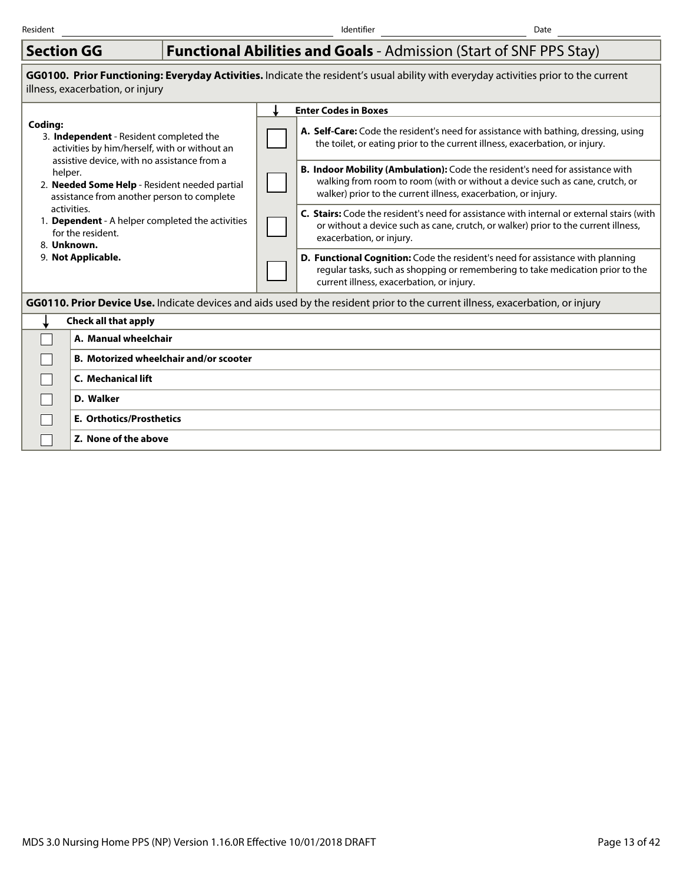Resident ______ Identifier ______ Date ______

## Section GG — Functional Abilities and Goals - Admission (Start of SNF PPS Stay)

**GG0100. Prior Functioning: Everyday Activities.** Indicate the resident's usual ability with everyday activities prior to the current illness, exacerbation, or injury

**Coding:**

3. **Independent** - Resident completed the activities by him/herself, with or without an assistive device, with no assistance from a helper.
2. **Needed Some Help** - Resident needed partial assistance from another person to complete activities.
1. **Dependent** - A helper completed the activities for the resident.
8. **Unknown.**
9. **Not Applicable.**

| Enter Codes in Boxes | |
|---|---|
| ☐ | **A. Self-Care:** Code the resident's need for assistance with bathing, dressing, using the toilet, or eating prior to the current illness, exacerbation, or injury. |
| ☐ | **B. Indoor Mobility (Ambulation):** Code the resident's need for assistance with walking from room to room (with or without a device such as cane, crutch, or walker) prior to the current illness, exacerbation, or injury. |
| ☐ | **C. Stairs:** Code the resident's need for assistance with internal or external stairs (with or without a device such as cane, crutch, or walker) prior to the current illness, exacerbation, or injury. |
| ☐ | **D. Functional Cognition:** Code the resident's need for assistance with planning regular tasks, such as shopping or remembering to take medication prior to the current illness, exacerbation, or injury. |

**GG0110. Prior Device Use.** Indicate devices and aids used by the resident prior to the current illness, exacerbation, or injury

| Check all that apply | |
|---|---|
| ☐ | **A. Manual wheelchair** |
| ☐ | **B. Motorized wheelchair and/or scooter** |
| ☐ | **C. Mechanical lift** |
| ☐ | **D. Walker** |
| ☐ | **E. Orthotics/Prosthetics** |
| ☐ | **Z. None of the above** |

MDS 3.0 Nursing Home PPS (NP) Version 1.16.0R Effective 10/01/2018 DRAFT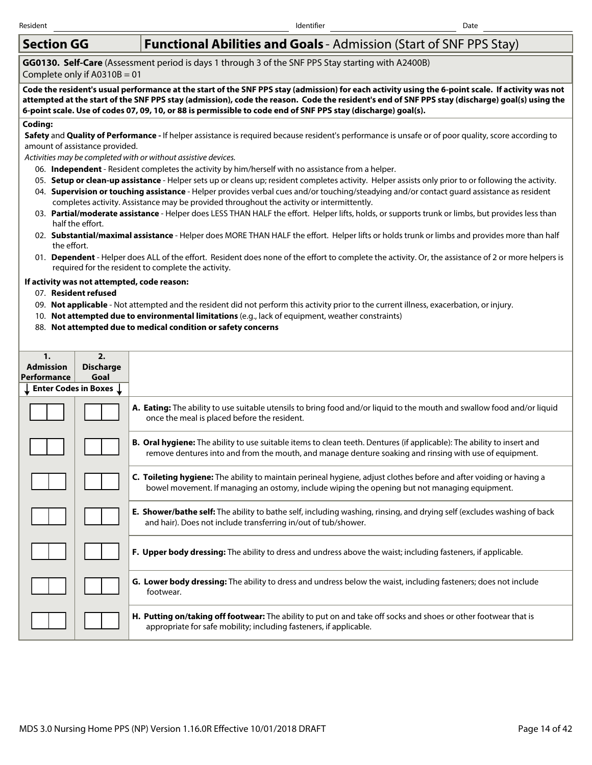Resident ______ Identifier ______ Date ______

## Section GG — Functional Abilities and Goals - Admission (Start of SNF PPS Stay)

**GG0130. Self-Care** (Assessment period is days 1 through 3 of the SNF PPS Stay starting with A2400B)
Complete only if A0310B = 01

**Code the resident's usual performance at the start of the SNF PPS stay (admission) for each activity using the 6-point scale. If activity was not attempted at the start of the SNF PPS stay (admission), code the reason. Code the resident's end of SNF PPS stay (discharge) goal(s) using the 6-point scale. Use of codes 07, 09, 10, or 88 is permissible to code end of SNF PPS stay (discharge) goal(s).**

**Coding:**

**Safety** and **Quality of Performance -** If helper assistance is required because resident's performance is unsafe or of poor quality, score according to amount of assistance provided.

*Activities may be completed with or without assistive devices.*

- 06. **Independent** - Resident completes the activity by him/herself with no assistance from a helper.
- 05. **Setup or clean-up assistance** - Helper sets up or cleans up; resident completes activity. Helper assists only prior to or following the activity.
- 04. **Supervision or touching assistance** - Helper provides verbal cues and/or touching/steadying and/or contact guard assistance as resident completes activity. Assistance may be provided throughout the activity or intermittently.
- 03. **Partial/moderate assistance** - Helper does LESS THAN HALF the effort. Helper lifts, holds, or supports trunk or limbs, but provides less than half the effort.
- 02. **Substantial/maximal assistance** - Helper does MORE THAN HALF the effort. Helper lifts or holds trunk or limbs and provides more than half the effort.
- 01. **Dependent** - Helper does ALL of the effort. Resident does none of the effort to complete the activity. Or, the assistance of 2 or more helpers is required for the resident to complete the activity.

**If activity was not attempted, code reason:**

- 07. **Resident refused**
- 09. **Not applicable** - Not attempted and the resident did not perform this activity prior to the current illness, exacerbation, or injury.
- 10. **Not attempted due to environmental limitations** (e.g., lack of equipment, weather constraints)
- 88. **Not attempted due to medical condition or safety concerns**

| 1. Admission Performance | 2. Discharge Goal | |
|---|---|---|
| ↓ Enter Codes in Boxes ↓ | | |
| | | **A. Eating:** The ability to use suitable utensils to bring food and/or liquid to the mouth and swallow food and/or liquid once the meal is placed before the resident. |
| | | **B. Oral hygiene:** The ability to use suitable items to clean teeth. Dentures (if applicable): The ability to insert and remove dentures into and from the mouth, and manage denture soaking and rinsing with use of equipment. |
| | | **C. Toileting hygiene:** The ability to maintain perineal hygiene, adjust clothes before and after voiding or having a bowel movement. If managing an ostomy, include wiping the opening but not managing equipment. |
| | | **E. Shower/bathe self:** The ability to bathe self, including washing, rinsing, and drying self (excludes washing of back and hair). Does not include transferring in/out of tub/shower. |
| | | **F. Upper body dressing:** The ability to dress and undress above the waist; including fasteners, if applicable. |
| | | **G. Lower body dressing:** The ability to dress and undress below the waist, including fasteners; does not include footwear. |
| | | **H. Putting on/taking off footwear:** The ability to put on and take off socks and shoes or other footwear that is appropriate for safe mobility; including fasteners, if applicable. |

MDS 3.0 Nursing Home PPS (NP) Version 1.16.0R Effective 10/01/2018 DRAFT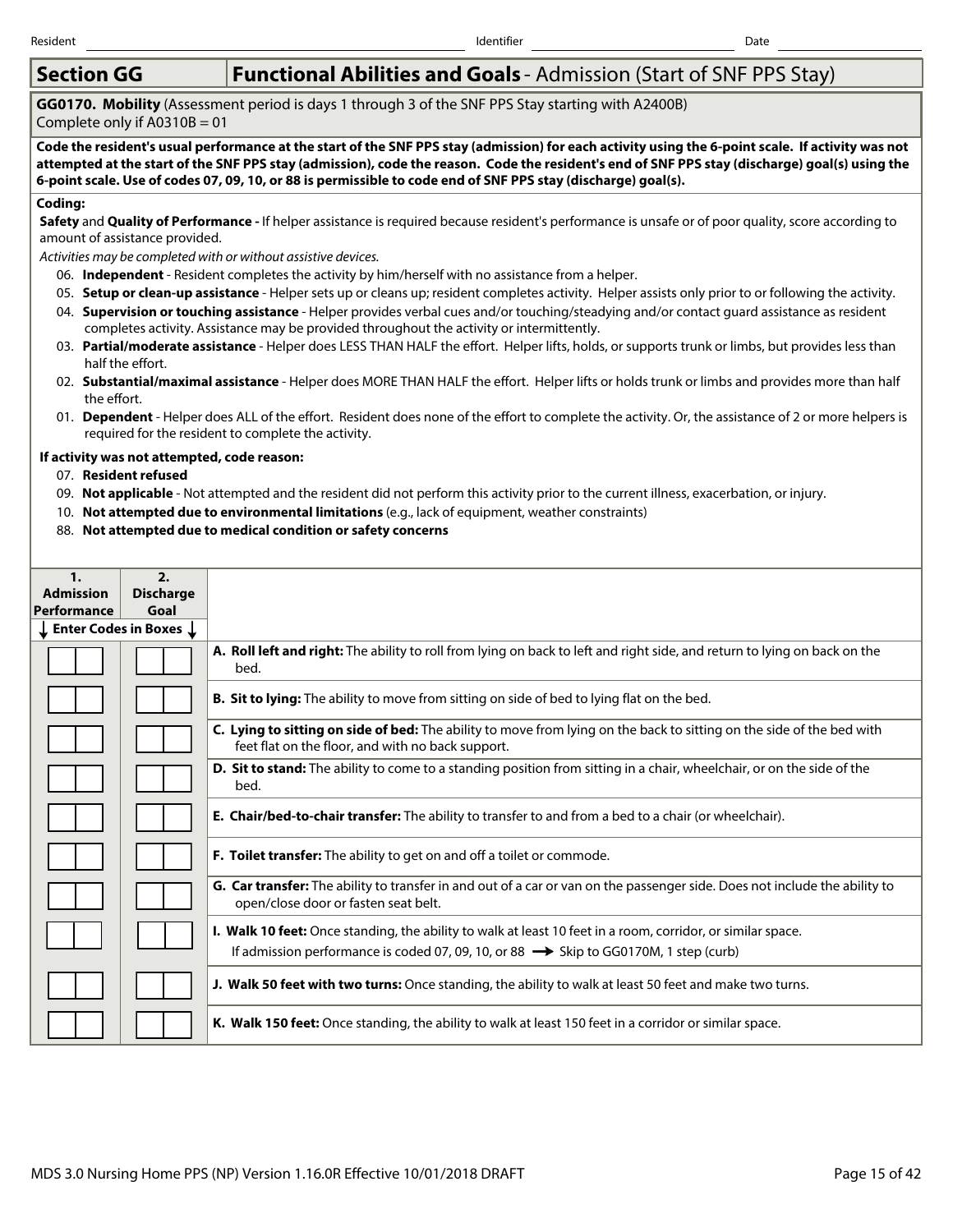Resident ______ Identifier ______ Date ______

## Section GG — Functional Abilities and Goals - Admission (Start of SNF PPS Stay)

**GG0170. Mobility** (Assessment period is days 1 through 3 of the SNF PPS Stay starting with A2400B)
Complete only if A0310B = 01

**Code the resident's usual performance at the start of the SNF PPS stay (admission) for each activity using the 6-point scale. If activity was not attempted at the start of the SNF PPS stay (admission), code the reason. Code the resident's end of SNF PPS stay (discharge) goal(s) using the 6-point scale. Use of codes 07, 09, 10, or 88 is permissible to code end of SNF PPS stay (discharge) goal(s).**

**Coding:**

**Safety** and **Quality of Performance -** If helper assistance is required because resident's performance is unsafe or of poor quality, score according to amount of assistance provided.

*Activities may be completed with or without assistive devices.*

- 06. **Independent** - Resident completes the activity by him/herself with no assistance from a helper.
- 05. **Setup or clean-up assistance** - Helper sets up or cleans up; resident completes activity. Helper assists only prior to or following the activity.
- 04. **Supervision or touching assistance** - Helper provides verbal cues and/or touching/steadying and/or contact guard assistance as resident completes activity. Assistance may be provided throughout the activity or intermittently.
- 03. **Partial/moderate assistance** - Helper does LESS THAN HALF the effort. Helper lifts, holds, or supports trunk or limbs, but provides less than half the effort.
- 02. **Substantial/maximal assistance** - Helper does MORE THAN HALF the effort. Helper lifts or holds trunk or limbs and provides more than half the effort.
- 01. **Dependent** - Helper does ALL of the effort. Resident does none of the effort to complete the activity. Or, the assistance of 2 or more helpers is required for the resident to complete the activity.

**If activity was not attempted, code reason:**

- 07. **Resident refused**
- 09. **Not applicable** - Not attempted and the resident did not perform this activity prior to the current illness, exacerbation, or injury.
- 10. **Not attempted due to environmental limitations** (e.g., lack of equipment, weather constraints)
- 88. **Not attempted due to medical condition or safety concerns**

| 1. Admission Performance | 2. Discharge Goal | |
|---|---|---|
| ↓ Enter Codes in Boxes ↓ | | |
| | | **A. Roll left and right:** The ability to roll from lying on back to left and right side, and return to lying on back on the bed. |
| | | **B. Sit to lying:** The ability to move from sitting on side of bed to lying flat on the bed. |
| | | **C. Lying to sitting on side of bed:** The ability to move from lying on the back to sitting on the side of the bed with feet flat on the floor, and with no back support. |
| | | **D. Sit to stand:** The ability to come to a standing position from sitting in a chair, wheelchair, or on the side of the bed. |
| | | **E. Chair/bed-to-chair transfer:** The ability to transfer to and from a bed to a chair (or wheelchair). |
| | | **F. Toilet transfer:** The ability to get on and off a toilet or commode. |
| | | **G. Car transfer:** The ability to transfer in and out of a car or van on the passenger side. Does not include the ability to open/close door or fasten seat belt. |
| | | **I. Walk 10 feet:** Once standing, the ability to walk at least 10 feet in a room, corridor, or similar space. If admission performance is coded 07, 09, 10, or 88 → Skip to GG0170M, 1 step (curb) |
| | | **J. Walk 50 feet with two turns:** Once standing, the ability to walk at least 50 feet and make two turns. |
| | | **K. Walk 150 feet:** Once standing, the ability to walk at least 150 feet in a corridor or similar space. |

MDS 3.0 Nursing Home PPS (NP) Version 1.16.0R Effective 10/01/2018 DRAFT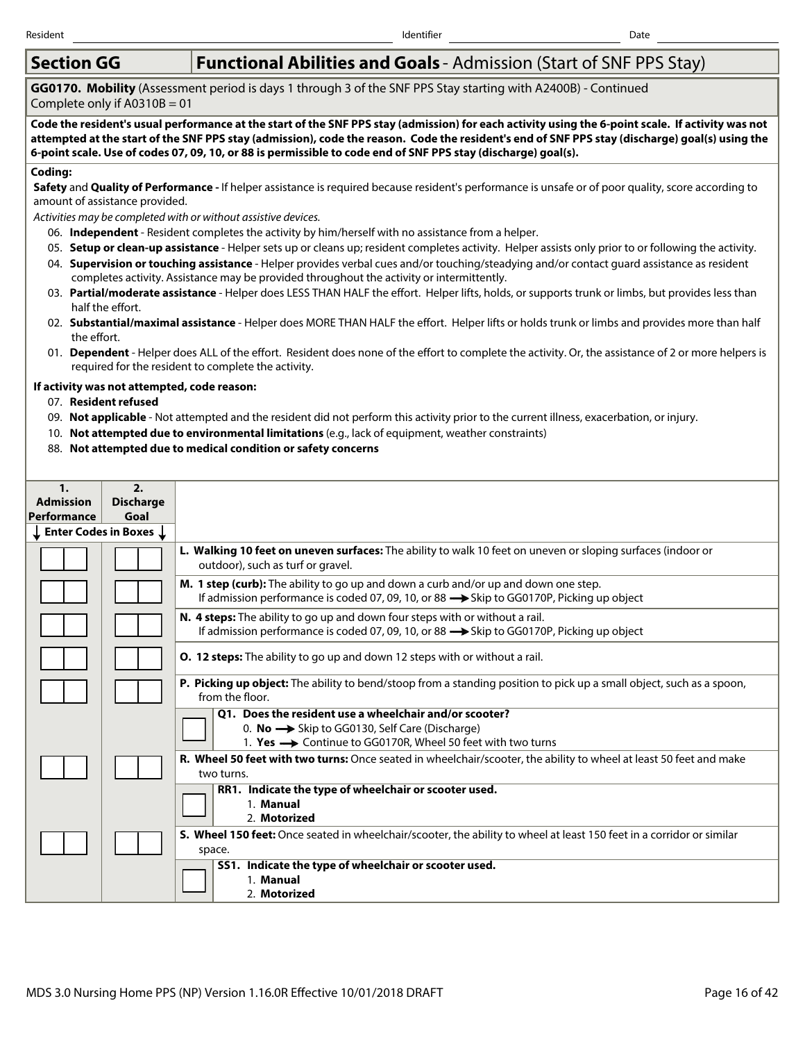Resident ______ Identifier ______ Date ______

## Section GG — Functional Abilities and Goals - Admission (Start of SNF PPS Stay)

**GG0170. Mobility** (Assessment period is days 1 through 3 of the SNF PPS Stay starting with A2400B) - Continued
Complete only if A0310B = 01

**Code the resident's usual performance at the start of the SNF PPS stay (admission) for each activity using the 6-point scale. If activity was not attempted at the start of the SNF PPS stay (admission), code the reason. Code the resident's end of SNF PPS stay (discharge) goal(s) using the 6-point scale. Use of codes 07, 09, 10, or 88 is permissible to code end of SNF PPS stay (discharge) goal(s).**

**Coding:**

**Safety** and **Quality of Performance -** If helper assistance is required because resident's performance is unsafe or of poor quality, score according to amount of assistance provided.

*Activities may be completed with or without assistive devices.*

- 06. **Independent** - Resident completes the activity by him/herself with no assistance from a helper.
- 05. **Setup or clean-up assistance** - Helper sets up or cleans up; resident completes activity. Helper assists only prior to or following the activity.
- 04. **Supervision or touching assistance** - Helper provides verbal cues and/or touching/steadying and/or contact guard assistance as resident completes activity. Assistance may be provided throughout the activity or intermittently.
- 03. **Partial/moderate assistance** - Helper does LESS THAN HALF the effort. Helper lifts, holds, or supports trunk or limbs, but provides less than half the effort.
- 02. **Substantial/maximal assistance** - Helper does MORE THAN HALF the effort. Helper lifts or holds trunk or limbs and provides more than half the effort.
- 01. **Dependent** - Helper does ALL of the effort. Resident does none of the effort to complete the activity. Or, the assistance of 2 or more helpers is required for the resident to complete the activity.

**If activity was not attempted, code reason:**

- 07. **Resident refused**
- 09. **Not applicable** - Not attempted and the resident did not perform this activity prior to the current illness, exacerbation, or injury.
- 10. **Not attempted due to environmental limitations** (e.g., lack of equipment, weather constraints)
- 88. **Not attempted due to medical condition or safety concerns**

| 1. Admission Performance | 2. Discharge Goal | |
|---|---|---|
| ↓ Enter Codes in Boxes ↓ | | |
| [ ][ ] | [ ][ ] | **L. Walking 10 feet on uneven surfaces:** The ability to walk 10 feet on uneven or sloping surfaces (indoor or outdoor), such as turf or gravel. |
| [ ][ ] | [ ][ ] | **M. 1 step (curb):** The ability to go up and down a curb and/or up and down one step. If admission performance is coded 07, 09, 10, or 88 → Skip to GG0170P, Picking up object |
| [ ][ ] | [ ][ ] | **N. 4 steps:** The ability to go up and down four steps with or without a rail. If admission performance is coded 07, 09, 10, or 88 → Skip to GG0170P, Picking up object |
| [ ][ ] | [ ][ ] | **O. 12 steps:** The ability to go up and down 12 steps with or without a rail. |
| [ ][ ] | [ ][ ] | **P. Picking up object:** The ability to bend/stoop from a standing position to pick up a small object, such as a spoon, from the floor. |
| | | [ ] **Q1. Does the resident use a wheelchair and/or scooter?** 0. **No** → Skip to GG0130, Self Care (Discharge) 1. **Yes** → Continue to GG0170R, Wheel 50 feet with two turns |
| [ ][ ] | [ ][ ] | **R. Wheel 50 feet with two turns:** Once seated in wheelchair/scooter, the ability to wheel at least 50 feet and make two turns. |
| | | [ ] **RR1. Indicate the type of wheelchair or scooter used.** 1. **Manual** 2. **Motorized** |
| [ ][ ] | [ ][ ] | **S. Wheel 150 feet:** Once seated in wheelchair/scooter, the ability to wheel at least 150 feet in a corridor or similar space. |
| | | [ ] **SS1. Indicate the type of wheelchair or scooter used.** 1. **Manual** 2. **Motorized** |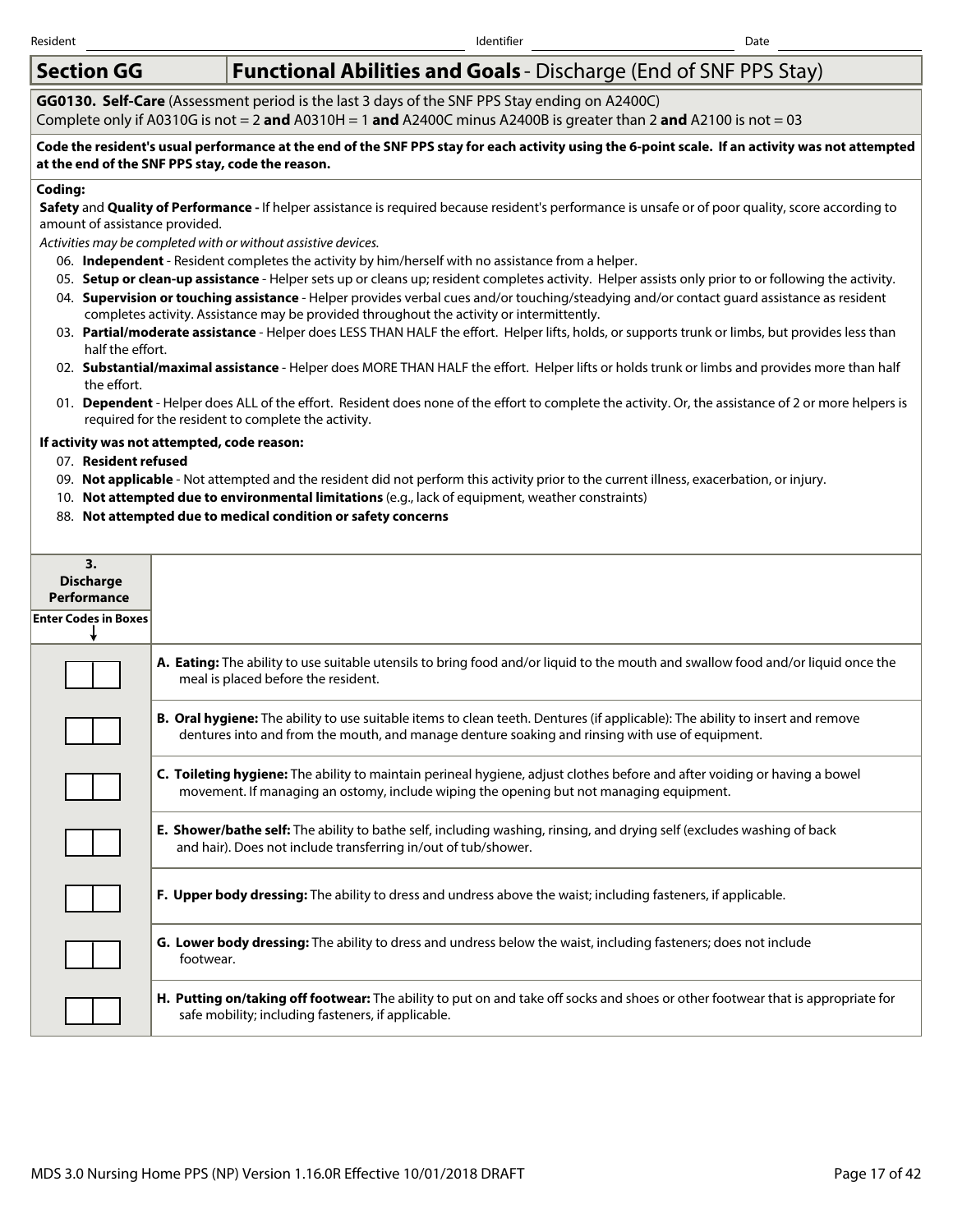Resident ____________ Identifier ____________ Date ____________

## Section GG — Functional Abilities and Goals - Discharge (End of SNF PPS Stay)

**GG0130. Self-Care** (Assessment period is the last 3 days of the SNF PPS Stay ending on A2400C)
Complete only if A0310G is not = 2 **and** A0310H = 1 **and** A2400C minus A2400B is greater than 2 **and** A2100 is not = 03

**Code the resident's usual performance at the end of the SNF PPS stay for each activity using the 6-point scale. If an activity was not attempted at the end of the SNF PPS stay, code the reason.**

**Coding:**

**Safety** and **Quality of Performance -** If helper assistance is required because resident's performance is unsafe or of poor quality, score according to amount of assistance provided.

*Activities may be completed with or without assistive devices.*

- 06. **Independent** - Resident completes the activity by him/herself with no assistance from a helper.
- 05. **Setup or clean-up assistance** - Helper sets up or cleans up; resident completes activity. Helper assists only prior to or following the activity.
- 04. **Supervision or touching assistance** - Helper provides verbal cues and/or touching/steadying and/or contact guard assistance as resident completes activity. Assistance may be provided throughout the activity or intermittently.
- 03. **Partial/moderate assistance** - Helper does LESS THAN HALF the effort. Helper lifts, holds, or supports trunk or limbs, but provides less than half the effort.
- 02. **Substantial/maximal assistance** - Helper does MORE THAN HALF the effort. Helper lifts or holds trunk or limbs and provides more than half the effort.
- 01. **Dependent** - Helper does ALL of the effort. Resident does none of the effort to complete the activity. Or, the assistance of 2 or more helpers is required for the resident to complete the activity.

**If activity was not attempted, code reason:**

- 07. **Resident refused**
- 09. **Not applicable** - Not attempted and the resident did not perform this activity prior to the current illness, exacerbation, or injury.
- 10. **Not attempted due to environmental limitations** (e.g., lack of equipment, weather constraints)
- 88. **Not attempted due to medical condition or safety concerns**

| 3. Discharge Performance — Enter Codes in Boxes | |
|---|---|
| ☐☐ | **A. Eating:** The ability to use suitable utensils to bring food and/or liquid to the mouth and swallow food and/or liquid once the meal is placed before the resident. |
| ☐☐ | **B. Oral hygiene:** The ability to use suitable items to clean teeth. Dentures (if applicable): The ability to insert and remove dentures into and from the mouth, and manage denture soaking and rinsing with use of equipment. |
| ☐☐ | **C. Toileting hygiene:** The ability to maintain perineal hygiene, adjust clothes before and after voiding or having a bowel movement. If managing an ostomy, include wiping the opening but not managing equipment. |
| ☐☐ | **E. Shower/bathe self:** The ability to bathe self, including washing, rinsing, and drying self (excludes washing of back and hair). Does not include transferring in/out of tub/shower. |
| ☐☐ | **F. Upper body dressing:** The ability to dress and undress above the waist; including fasteners, if applicable. |
| ☐☐ | **G. Lower body dressing:** The ability to dress and undress below the waist, including fasteners; does not include footwear. |
| ☐☐ | **H. Putting on/taking off footwear:** The ability to put on and take off socks and shoes or other footwear that is appropriate for safe mobility; including fasteners, if applicable. |

MDS 3.0 Nursing Home PPS (NP) Version 1.16.0R Effective 10/01/2018 DRAFT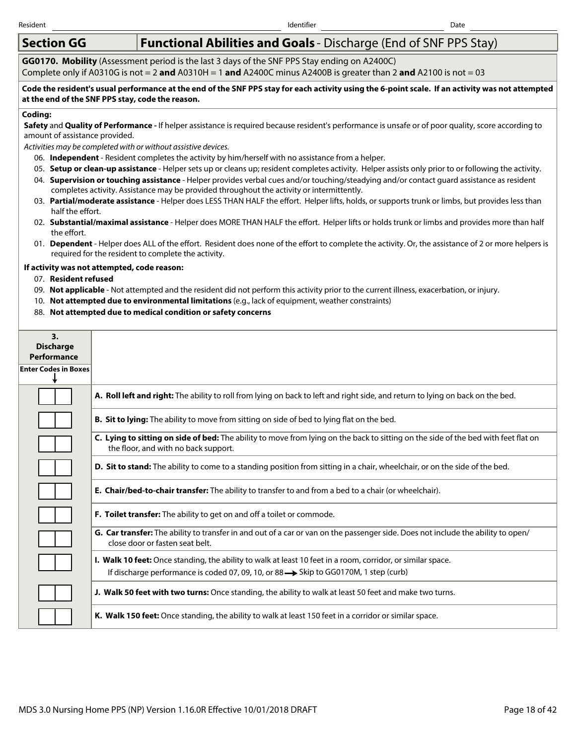Resident ______________________ Identifier ______________________ Date ______________________

## Section GG — Functional Abilities and Goals - Discharge (End of SNF PPS Stay)

**GG0170. Mobility** (Assessment period is the last 3 days of the SNF PPS Stay ending on A2400C)
Complete only if A0310G is not = 2 **and** A0310H = 1 **and** A2400C minus A2400B is greater than 2 **and** A2100 is not = 03

**Code the resident's usual performance at the end of the SNF PPS stay for each activity using the 6-point scale. If an activity was not attempted at the end of the SNF PPS stay, code the reason.**

**Coding:**

**Safety** and **Quality of Performance -** If helper assistance is required because resident's performance is unsafe or of poor quality, score according to amount of assistance provided.

*Activities may be completed with or without assistive devices.*

- 06. **Independent** - Resident completes the activity by him/herself with no assistance from a helper.
- 05. **Setup or clean-up assistance** - Helper sets up or cleans up; resident completes activity. Helper assists only prior to or following the activity.
- 04. **Supervision or touching assistance** - Helper provides verbal cues and/or touching/steadying and/or contact guard assistance as resident completes activity. Assistance may be provided throughout the activity or intermittently.
- 03. **Partial/moderate assistance** - Helper does LESS THAN HALF the effort. Helper lifts, holds, or supports trunk or limbs, but provides less than half the effort.
- 02. **Substantial/maximal assistance** - Helper does MORE THAN HALF the effort. Helper lifts or holds trunk or limbs and provides more than half the effort.
- 01. **Dependent** - Helper does ALL of the effort. Resident does none of the effort to complete the activity. Or, the assistance of 2 or more helpers is required for the resident to complete the activity.

**If activity was not attempted, code reason:**

- 07. **Resident refused**
- 09. **Not applicable** - Not attempted and the resident did not perform this activity prior to the current illness, exacerbation, or injury.
- 10. **Not attempted due to environmental limitations** (e.g., lack of equipment, weather constraints)
- 88. **Not attempted due to medical condition or safety concerns**

| 3. Discharge Performance (Enter Codes in Boxes ↓) | |
|---|---|
| [ ][ ] | **A. Roll left and right:** The ability to roll from lying on back to left and right side, and return to lying on back on the bed. |
| [ ][ ] | **B. Sit to lying:** The ability to move from sitting on side of bed to lying flat on the bed. |
| [ ][ ] | **C. Lying to sitting on side of bed:** The ability to move from lying on the back to sitting on the side of the bed with feet flat on the floor, and with no back support. |
| [ ][ ] | **D. Sit to stand:** The ability to come to a standing position from sitting in a chair, wheelchair, or on the side of the bed. |
| [ ][ ] | **E. Chair/bed-to-chair transfer:** The ability to transfer to and from a bed to a chair (or wheelchair). |
| [ ][ ] | **F. Toilet transfer:** The ability to get on and off a toilet or commode. |
| [ ][ ] | **G. Car transfer:** The ability to transfer in and out of a car or van on the passenger side. Does not include the ability to open/close door or fasten seat belt. |
| [ ][ ] | **I. Walk 10 feet:** Once standing, the ability to walk at least 10 feet in a room, corridor, or similar space. If discharge performance is coded 07, 09, 10, or 88 → Skip to GG0170M, 1 step (curb) |
| [ ][ ] | **J. Walk 50 feet with two turns:** Once standing, the ability to walk at least 50 feet and make two turns. |
| [ ][ ] | **K. Walk 150 feet:** Once standing, the ability to walk at least 150 feet in a corridor or similar space. |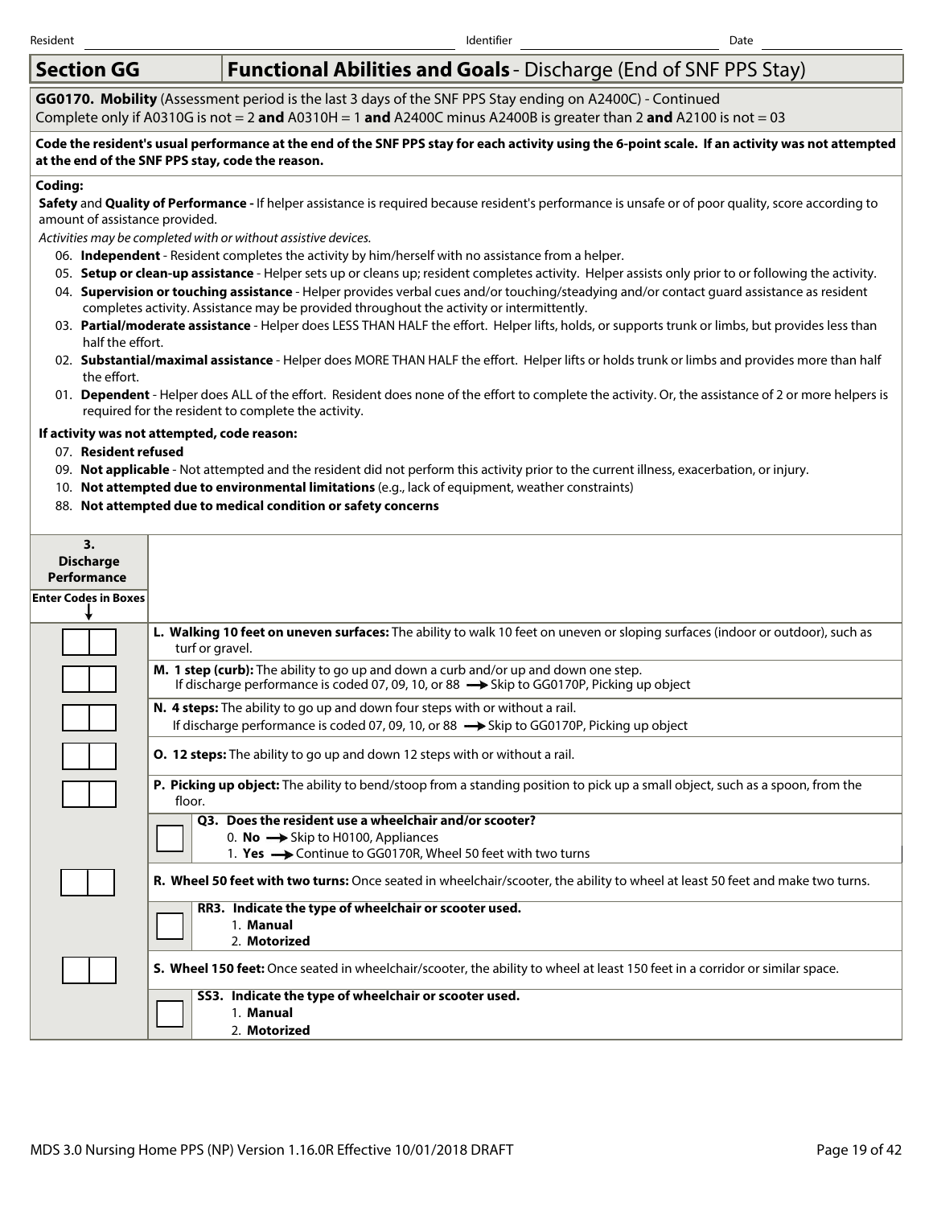Resident ______ Identifier ______ Date ______

## Section GG — Functional Abilities and Goals - Discharge (End of SNF PPS Stay)

**GG0170. Mobility** (Assessment period is the last 3 days of the SNF PPS Stay ending on A2400C) - Continued
Complete only if A0310G is not = 2 **and** A0310H = 1 **and** A2400C minus A2400B is greater than 2 **and** A2100 is not = 03

**Code the resident's usual performance at the end of the SNF PPS stay for each activity using the 6-point scale. If an activity was not attempted at the end of the SNF PPS stay, code the reason.**

**Coding:**

**Safety** and **Quality of Performance -** If helper assistance is required because resident's performance is unsafe or of poor quality, score according to amount of assistance provided.

*Activities may be completed with or without assistive devices.*

- 06. **Independent** - Resident completes the activity by him/herself with no assistance from a helper.
- 05. **Setup or clean-up assistance** - Helper sets up or cleans up; resident completes activity. Helper assists only prior to or following the activity.
- 04. **Supervision or touching assistance** - Helper provides verbal cues and/or touching/steadying and/or contact guard assistance as resident completes activity. Assistance may be provided throughout the activity or intermittently.
- 03. **Partial/moderate assistance** - Helper does LESS THAN HALF the effort. Helper lifts, holds, or supports trunk or limbs, but provides less than half the effort.
- 02. **Substantial/maximal assistance** - Helper does MORE THAN HALF the effort. Helper lifts or holds trunk or limbs and provides more than half the effort.
- 01. **Dependent** - Helper does ALL of the effort. Resident does none of the effort to complete the activity. Or, the assistance of 2 or more helpers is required for the resident to complete the activity.

**If activity was not attempted, code reason:**

- 07. **Resident refused**
- 09. **Not applicable** - Not attempted and the resident did not perform this activity prior to the current illness, exacerbation, or injury.
- 10. **Not attempted due to environmental limitations** (e.g., lack of equipment, weather constraints)
- 88. **Not attempted due to medical condition or safety concerns**

| 3. Discharge Performance (Enter Codes in Boxes ↓) | |
|---|---|
| [ ][ ] | **L. Walking 10 feet on uneven surfaces:** The ability to walk 10 feet on uneven or sloping surfaces (indoor or outdoor), such as turf or gravel. |
| [ ][ ] | **M. 1 step (curb):** The ability to go up and down a curb and/or up and down one step. If discharge performance is coded 07, 09, 10, or 88 → Skip to GG0170P, Picking up object |
| [ ][ ] | **N. 4 steps:** The ability to go up and down four steps with or without a rail. If discharge performance is coded 07, 09, 10, or 88 → Skip to GG0170P, Picking up object |
| [ ][ ] | **O. 12 steps:** The ability to go up and down 12 steps with or without a rail. |
| [ ][ ] | **P. Picking up object:** The ability to bend/stoop from a standing position to pick up a small object, such as a spoon, from the floor. |
| | [ ] **Q3. Does the resident use a wheelchair and/or scooter?** 0. **No** → Skip to H0100, Appliances 1. **Yes** → Continue to GG0170R, Wheel 50 feet with two turns |
| [ ][ ] | **R. Wheel 50 feet with two turns:** Once seated in wheelchair/scooter, the ability to wheel at least 50 feet and make two turns. |
| | [ ] **RR3. Indicate the type of wheelchair or scooter used.** 1. **Manual** 2. **Motorized** |
| [ ][ ] | **S. Wheel 150 feet:** Once seated in wheelchair/scooter, the ability to wheel at least 150 feet in a corridor or similar space. |
| | [ ] **SS3. Indicate the type of wheelchair or scooter used.** 1. **Manual** 2. **Motorized** |

MDS 3.0 Nursing Home PPS (NP) Version 1.16.0R Effective 10/01/2018 DRAFT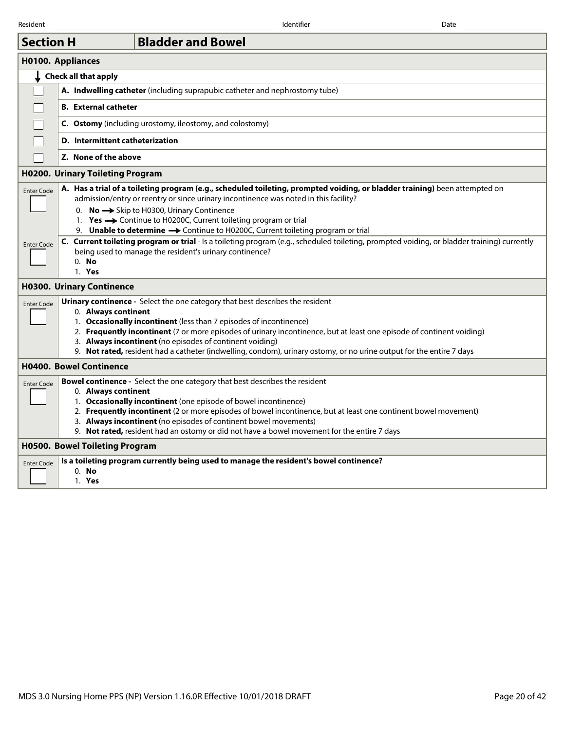Resident ______ Identifier ______ Date ______

## Section H — Bladder and Bowel

### H0100. Appliances

**Check all that apply**

- [ ] **A. Indwelling catheter** (including suprapubic catheter and nephrostomy tube)
- [ ] **B. External catheter**
- [ ] **C. Ostomy** (including urostomy, ileostomy, and colostomy)
- [ ] **D. Intermittent catheterization**
- [ ] **Z. None of the above**

### H0200. Urinary Toileting Program

Enter Code [ ]

**A. Has a trial of a toileting program (e.g., scheduled toileting, prompted voiding, or bladder training)** been attempted on admission/entry or reentry or since urinary incontinence was noted in this facility?

0. **No** → Skip to H0300, Urinary Continence
1. **Yes** → Continue to H0200C, Current toileting program or trial
9. **Unable to determine** → Continue to H0200C, Current toileting program or trial

Enter Code [ ]

**C. Current toileting program or trial** - Is a toileting program (e.g., scheduled toileting, prompted voiding, or bladder training) currently being used to manage the resident's urinary continence?

0. **No**
1. **Yes**

### H0300. Urinary Continence

Enter Code [ ]

**Urinary continence -** Select the one category that best describes the resident

0. **Always continent**
1. **Occasionally incontinent** (less than 7 episodes of incontinence)
2. **Frequently incontinent** (7 or more episodes of urinary incontinence, but at least one episode of continent voiding)
3. **Always incontinent** (no episodes of continent voiding)
9. **Not rated,** resident had a catheter (indwelling, condom), urinary ostomy, or no urine output for the entire 7 days

### H0400. Bowel Continence

Enter Code [ ]

**Bowel continence -** Select the one category that best describes the resident

0. **Always continent**
1. **Occasionally incontinent** (one episode of bowel incontinence)
2. **Frequently incontinent** (2 or more episodes of bowel incontinence, but at least one continent bowel movement)
3. **Always incontinent** (no episodes of continent bowel movements)
9. **Not rated,** resident had an ostomy or did not have a bowel movement for the entire 7 days

### H0500. Bowel Toileting Program

Enter Code [ ]

**Is a toileting program currently being used to manage the resident's bowel continence?**

0. **No**
1. **Yes**

MDS 3.0 Nursing Home PPS (NP) Version 1.16.0R Effective 10/01/2018 DRAFT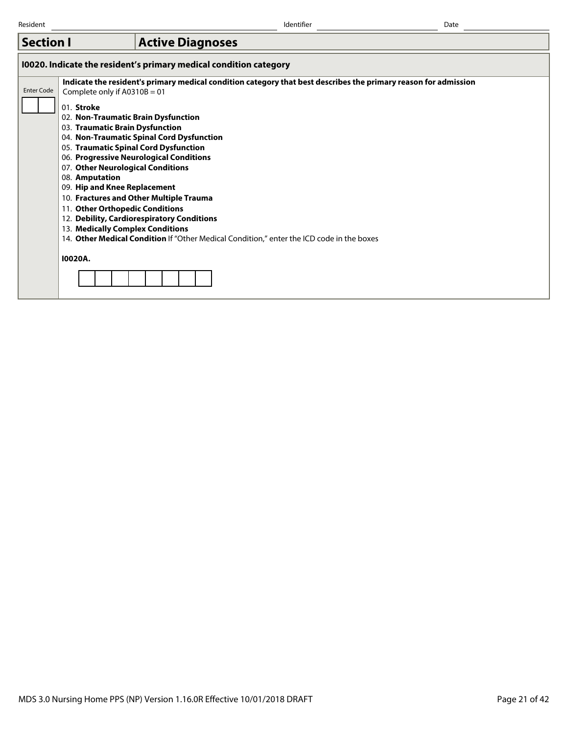Resident ____________________ Identifier ____________________ Date ____________________

## Section I — Active Diagnoses

### I0020. Indicate the resident's primary medical condition category

| Enter Code | |
|---|---|
| [ ][ ] | **Indicate the resident's primary medical condition category that best describes the primary reason for admission**<br>Complete only if A0310B = 01<br><br>01. **Stroke**<br>02. **Non-Traumatic Brain Dysfunction**<br>03. **Traumatic Brain Dysfunction**<br>04. **Non-Traumatic Spinal Cord Dysfunction**<br>05. **Traumatic Spinal Cord Dysfunction**<br>06. **Progressive Neurological Conditions**<br>07. **Other Neurological Conditions**<br>08. **Amputation**<br>09. **Hip and Knee Replacement**<br>10. **Fractures and Other Multiple Trauma**<br>11. **Other Orthopedic Conditions**<br>12. **Debility, Cardiorespiratory Conditions**<br>13. **Medically Complex Conditions**<br>14. **Other Medical Condition** If "Other Medical Condition," enter the ICD code in the boxes<br><br>**I0020A.**<br>[ ][ ][ ][ ][ ][ ][ ][ ] |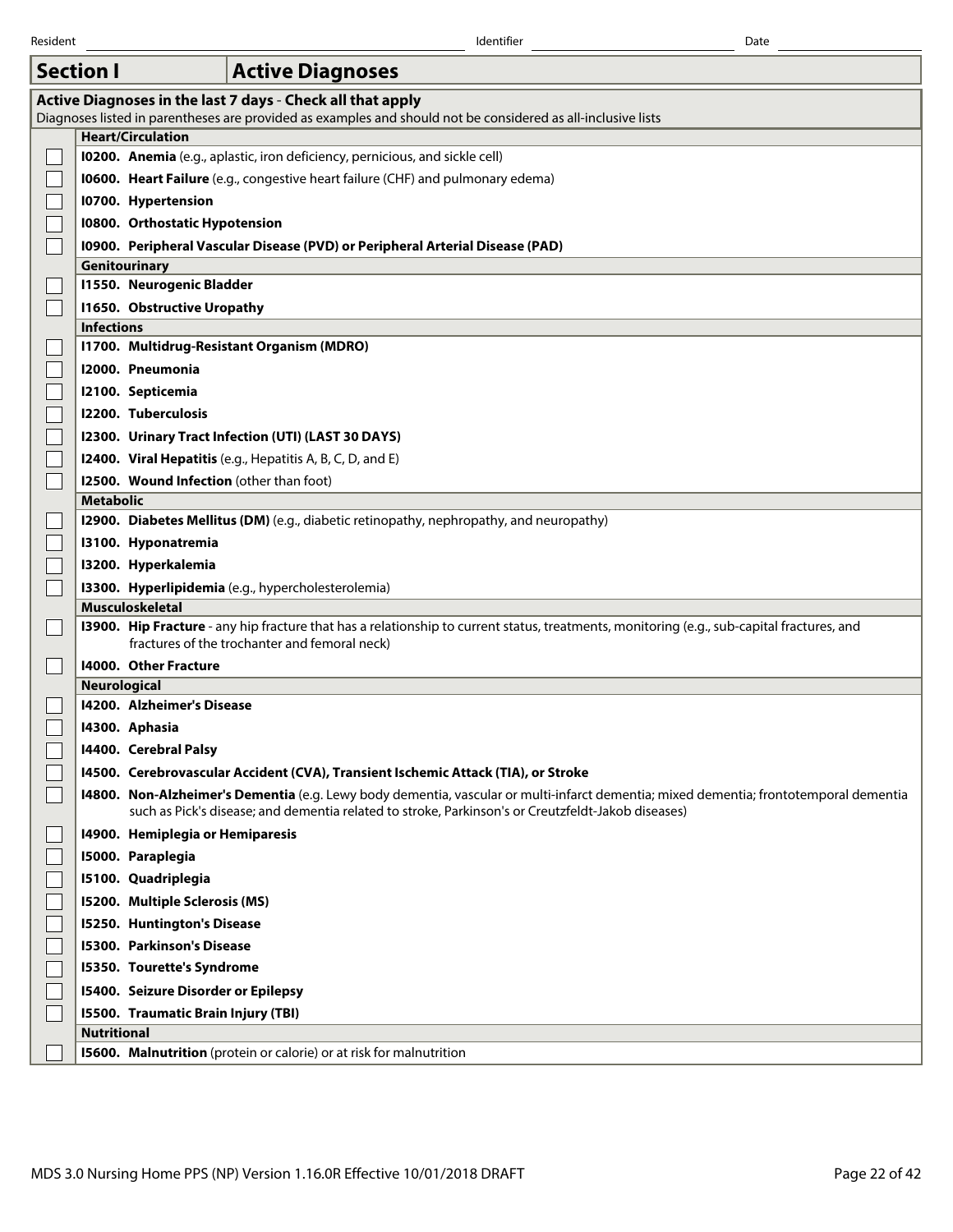Resident _______________ Identifier _______________ Date _______________

## Section I — Active Diagnoses

**Active Diagnoses in the last 7 days** - **Check all that apply**

Diagnoses listed in parentheses are provided as examples and should not be considered as all-inclusive lists

| | |
|---|---|
| | **Heart/Circulation** |
| ☐ | **I0200. Anemia** (e.g., aplastic, iron deficiency, pernicious, and sickle cell) |
| ☐ | **I0600. Heart Failure** (e.g., congestive heart failure (CHF) and pulmonary edema) |
| ☐ | **I0700. Hypertension** |
| ☐ | **I0800. Orthostatic Hypotension** |
| ☐ | **I0900. Peripheral Vascular Disease (PVD) or Peripheral Arterial Disease (PAD)** |
| | **Genitourinary** |
| ☐ | **I1550. Neurogenic Bladder** |
| ☐ | **I1650. Obstructive Uropathy** |
| | **Infections** |
| ☐ | **I1700. Multidrug-Resistant Organism (MDRO)** |
| ☐ | **I2000. Pneumonia** |
| ☐ | **I2100. Septicemia** |
| ☐ | **I2200. Tuberculosis** |
| ☐ | **I2300. Urinary Tract Infection (UTI) (LAST 30 DAYS)** |
| ☐ | **I2400. Viral Hepatitis** (e.g., Hepatitis A, B, C, D, and E) |
| ☐ | **I2500. Wound Infection** (other than foot) |
| | **Metabolic** |
| ☐ | **I2900. Diabetes Mellitus (DM)** (e.g., diabetic retinopathy, nephropathy, and neuropathy) |
| ☐ | **I3100. Hyponatremia** |
| ☐ | **I3200. Hyperkalemia** |
| ☐ | **I3300. Hyperlipidemia** (e.g., hypercholesterolemia) |
| | **Musculoskeletal** |
| ☐ | **I3900. Hip Fracture** - any hip fracture that has a relationship to current status, treatments, monitoring (e.g., sub-capital fractures, and fractures of the trochanter and femoral neck) |
| ☐ | **I4000. Other Fracture** |
| | **Neurological** |
| ☐ | **I4200. Alzheimer's Disease** |
| ☐ | **I4300. Aphasia** |
| ☐ | **I4400. Cerebral Palsy** |
| ☐ | **I4500. Cerebrovascular Accident (CVA), Transient Ischemic Attack (TIA), or Stroke** |
| ☐ | **I4800. Non-Alzheimer's Dementia** (e.g. Lewy body dementia, vascular or multi-infarct dementia; mixed dementia; frontotemporal dementia such as Pick's disease; and dementia related to stroke, Parkinson's or Creutzfeldt-Jakob diseases) |
| ☐ | **I4900. Hemiplegia or Hemiparesis** |
| ☐ | **I5000. Paraplegia** |
| ☐ | **I5100. Quadriplegia** |
| ☐ | **I5200. Multiple Sclerosis (MS)** |
| ☐ | **I5250. Huntington's Disease** |
| ☐ | **I5300. Parkinson's Disease** |
| ☐ | **I5350. Tourette's Syndrome** |
| ☐ | **I5400. Seizure Disorder or Epilepsy** |
| ☐ | **I5500. Traumatic Brain Injury (TBI)** |
| | **Nutritional** |
| ☐ | **I5600. Malnutrition** (protein or calorie) or at risk for malnutrition |

MDS 3.0 Nursing Home PPS (NP) Version 1.16.0R Effective 10/01/2018 DRAFT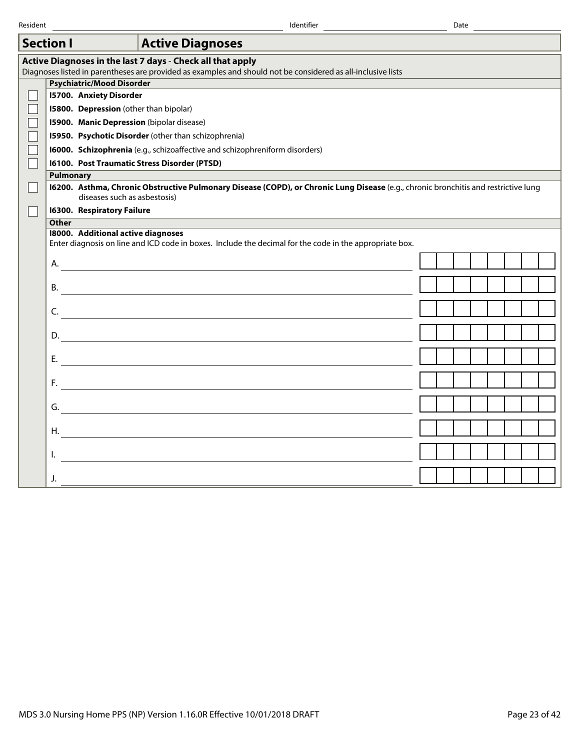Resident ______________________ Identifier ______________________ Date ______________________

## Section I — Active Diagnoses

**Active Diagnoses in the last 7 days - Check all that apply**

Diagnoses listed in parentheses are provided as examples and should not be considered as all-inclusive lists

| | |
|---|---|
| | **Psychiatric/Mood Disorder** |
| ☐ | **I5700. Anxiety Disorder** |
| ☐ | **I5800. Depression** (other than bipolar) |
| ☐ | **I5900. Manic Depression** (bipolar disease) |
| ☐ | **I5950. Psychotic Disorder** (other than schizophrenia) |
| ☐ | **I6000. Schizophrenia** (e.g., schizoaffective and schizophreniform disorders) |
| ☐ | **I6100. Post Traumatic Stress Disorder (PTSD)** |
| | **Pulmonary** |
| ☐ | **I6200. Asthma, Chronic Obstructive Pulmonary Disease (COPD), or Chronic Lung Disease** (e.g., chronic bronchitis and restrictive lung diseases such as asbestosis) |
| ☐ | **I6300. Respiratory Failure** |
| | **Other** |
| | **I8000. Additional active diagnoses** |

Enter diagnosis on line and ICD code in boxes. Include the decimal for the code in the appropriate box.

| | Diagnosis | ICD code |
|---|---|---|
| A. | ______________________ | ☐☐☐☐☐☐☐☐ |
| B. | ______________________ | ☐☐☐☐☐☐☐☐ |
| C. | ______________________ | ☐☐☐☐☐☐☐☐ |
| D. | ______________________ | ☐☐☐☐☐☐☐☐ |
| E. | ______________________ | ☐☐☐☐☐☐☐☐ |
| F. | ______________________ | ☐☐☐☐☐☐☐☐ |
| G. | ______________________ | ☐☐☐☐☐☐☐☐ |
| H. | ______________________ | ☐☐☐☐☐☐☐☐ |
| I. | ______________________ | ☐☐☐☐☐☐☐☐ |
| J. | ______________________ | ☐☐☐☐☐☐☐☐ |

MDS 3.0 Nursing Home PPS (NP) Version 1.16.0R Effective 10/01/2018 DRAFT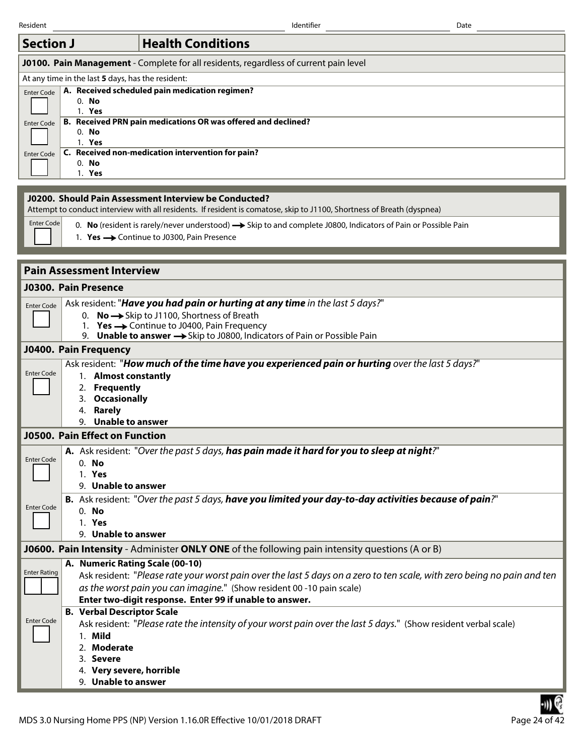Resident ______ Identifier ______ Date ______

## Section J — Health Conditions

### J0100. Pain Management - Complete for all residents, regardless of current pain level

At any time in the last **5** days, has the resident:

| Enter Code | |
|---|---|
| ☐ | **A. Received scheduled pain medication regimen?**<br>0. **No**<br>1. **Yes** |
| ☐ | **B. Received PRN pain medications OR was offered and declined?**<br>0. **No**<br>1. **Yes** |
| ☐ | **C. Received non-medication intervention for pain?**<br>0. **No**<br>1. **Yes** |

### J0200. Should Pain Assessment Interview be Conducted?

Attempt to conduct interview with all residents. If resident is comatose, skip to J1100, Shortness of Breath (dyspnea)

| Enter Code | |
|---|---|
| ☐ | 0. **No** (resident is rarely/never understood) → Skip to and complete J0800, Indicators of Pain or Possible Pain<br>1. **Yes** → Continue to J0300, Pain Presence |

## Pain Assessment Interview

### J0300. Pain Presence

| Enter Code | |
|---|---|
| ☐ | Ask resident: "***Have you had pain or hurting at any time*** *in the last 5 days?*"<br>0. **No** → Skip to J1100, Shortness of Breath<br>1. **Yes** → Continue to J0400, Pain Frequency<br>9. **Unable to answer** → Skip to J0800, Indicators of Pain or Possible Pain |

### J0400. Pain Frequency

| Enter Code | |
|---|---|
| ☐ | Ask resident: "***How much of the time have you experienced pain or hurting*** *over the last 5 days?*"<br>1. **Almost constantly**<br>2. **Frequently**<br>3. **Occasionally**<br>4. **Rarely**<br>9. **Unable to answer** |

### J0500. Pain Effect on Function

| Enter Code | |
|---|---|
| ☐ | **A.** Ask resident: "*Over the past 5 days,* ***has pain made it hard for you to sleep at night****?*"<br>0. **No**<br>1. **Yes**<br>9. **Unable to answer** |
| ☐ | **B.** Ask resident: "*Over the past 5 days,* ***have you limited your day-to-day activities because of pain****?*"<br>0. **No**<br>1. **Yes**<br>9. **Unable to answer** |

### J0600. Pain Intensity - Administer **ONLY ONE** of the following pain intensity questions (A or B)

| Enter Rating / Enter Code | |
|---|---|
| ☐☐ (Enter Rating) | **A. Numeric Rating Scale (00-10)**<br>Ask resident: "*Please rate your worst pain over the last 5 days on a zero to ten scale, with zero being no pain and ten as the worst pain you can imagine.*" (Show resident 00 -10 pain scale)<br>**Enter two-digit response. Enter 99 if unable to answer.** |
| ☐ (Enter Code) | **B. Verbal Descriptor Scale**<br>Ask resident: "*Please rate the intensity of your worst pain over the last 5 days.*" (Show resident verbal scale)<br>1. **Mild**<br>2. **Moderate**<br>3. **Severe**<br>4. **Very severe, horrible**<br>9. **Unable to answer** |

MDS 3.0 Nursing Home PPS (NP) Version 1.16.0R Effective 10/01/2018 DRAFT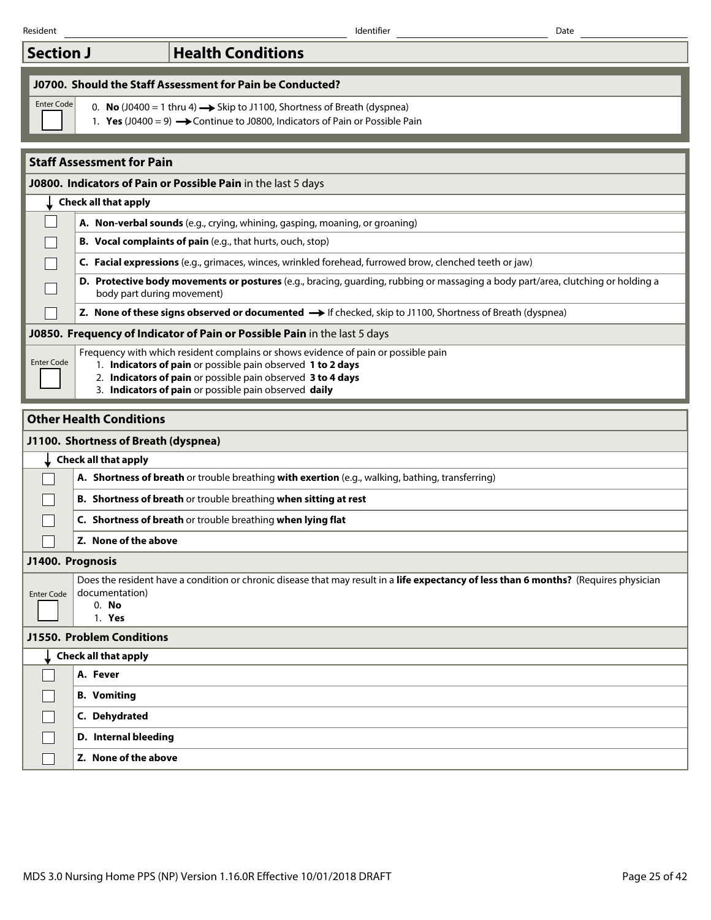Resident ______ Identifier ______ Date ______

## Section J — Health Conditions

### J0700. Should the Staff Assessment for Pain be Conducted?

Enter Code [ ]

0. **No** (J0400 = 1 thru 4) → Skip to J1100, Shortness of Breath (dyspnea)
1. **Yes** (J0400 = 9) → Continue to J0800, Indicators of Pain or Possible Pain

### Staff Assessment for Pain

#### J0800. Indicators of Pain or Possible Pain in the last 5 days

↓ **Check all that apply**

| | |
|---|---|
| [ ] | **A. Non-verbal sounds** (e.g., crying, whining, gasping, moaning, or groaning) |
| [ ] | **B. Vocal complaints of pain** (e.g., that hurts, ouch, stop) |
| [ ] | **C. Facial expressions** (e.g., grimaces, winces, wrinkled forehead, furrowed brow, clenched teeth or jaw) |
| [ ] | **D. Protective body movements or postures** (e.g., bracing, guarding, rubbing or massaging a body part/area, clutching or holding a body part during movement) |
| [ ] | **Z. None of these signs observed or documented** → If checked, skip to J1100, Shortness of Breath (dyspnea) |

#### J0850. Frequency of Indicator of Pain or Possible Pain in the last 5 days

Enter Code [ ]

Frequency with which resident complains or shows evidence of pain or possible pain

1. **Indicators of pain** or possible pain observed **1 to 2 days**
2. **Indicators of pain** or possible pain observed **3 to 4 days**
3. **Indicators of pain** or possible pain observed **daily**

### Other Health Conditions

#### J1100. Shortness of Breath (dyspnea)

↓ **Check all that apply**

| | |
|---|---|
| [ ] | **A. Shortness of breath** or trouble breathing **with exertion** (e.g., walking, bathing, transferring) |
| [ ] | **B. Shortness of breath** or trouble breathing **when sitting at rest** |
| [ ] | **C. Shortness of breath** or trouble breathing **when lying flat** |
| [ ] | **Z. None of the above** |

#### J1400. Prognosis

Enter Code [ ]

Does the resident have a condition or chronic disease that may result in a **life expectancy of less than 6 months?** (Requires physician documentation)

0. **No**
1. **Yes**

#### J1550. Problem Conditions

↓ **Check all that apply**

| | |
|---|---|
| [ ] | **A. Fever** |
| [ ] | **B. Vomiting** |
| [ ] | **C. Dehydrated** |
| [ ] | **D. Internal bleeding** |
| [ ] | **Z. None of the above** |

MDS 3.0 Nursing Home PPS (NP) Version 1.16.0R Effective 10/01/2018 DRAFT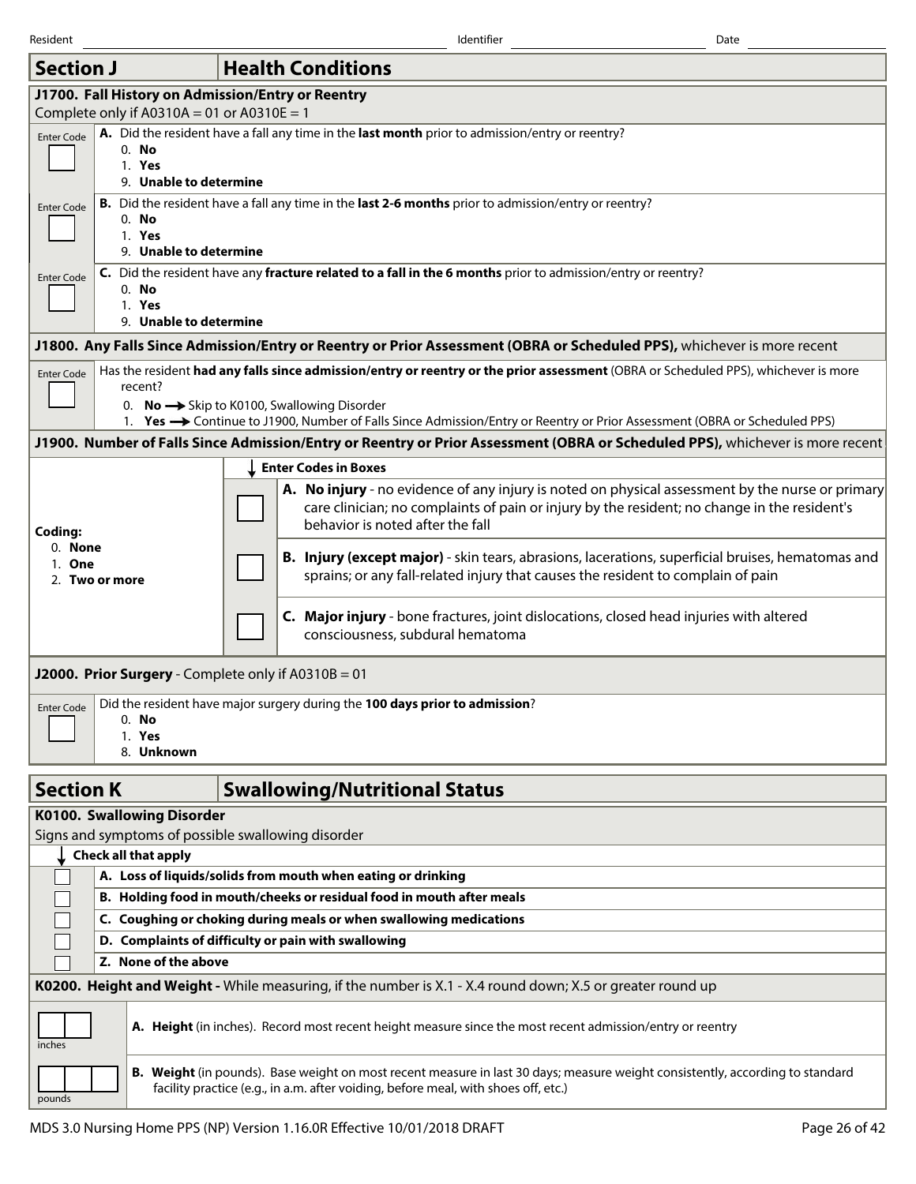Resident ______________________ Identifier ______________________ Date ______________________

## Section J — Health Conditions

### J1700. Fall History on Admission/Entry or Reentry

Complete only if A0310A = 01 or A0310E = 1

| Enter Code | |
|---|---|
| ☐ | **A.** Did the resident have a fall any time in the **last month** prior to admission/entry or reentry?<br>0. **No**<br>1. **Yes**<br>9. **Unable to determine** |
| ☐ | **B.** Did the resident have a fall any time in the **last 2-6 months** prior to admission/entry or reentry?<br>0. **No**<br>1. **Yes**<br>9. **Unable to determine** |
| ☐ | **C.** Did the resident have any **fracture related to a fall in the 6 months** prior to admission/entry or reentry?<br>0. **No**<br>1. **Yes**<br>9. **Unable to determine** |

### J1800. Any Falls Since Admission/Entry or Reentry or Prior Assessment (OBRA or Scheduled PPS), whichever is more recent

| Enter Code | |
|---|---|
| ☐ | Has the resident **had any falls since admission/entry or reentry or the prior assessment** (OBRA or Scheduled PPS), whichever is more recent?<br>0. **No** → Skip to K0100, Swallowing Disorder<br>1. **Yes** → Continue to J1900, Number of Falls Since Admission/Entry or Reentry or Prior Assessment (OBRA or Scheduled PPS) |

### J1900. Number of Falls Since Admission/Entry or Reentry or Prior Assessment (OBRA or Scheduled PPS), whichever is more recent

| Coding | ↓ Enter Codes in Boxes | |
|---|---|---|
| **Coding:**<br>0. **None**<br>1. **One**<br>2. **Two or more** | ☐ | **A. No injury** - no evidence of any injury is noted on physical assessment by the nurse or primary care clinician; no complaints of pain or injury by the resident; no change in the resident's behavior is noted after the fall |
| | ☐ | **B. Injury (except major)** - skin tears, abrasions, lacerations, superficial bruises, hematomas and sprains; or any fall-related injury that causes the resident to complain of pain |
| | ☐ | **C. Major injury** - bone fractures, joint dislocations, closed head injuries with altered consciousness, subdural hematoma |

### J2000. Prior Surgery - Complete only if A0310B = 01

| Enter Code | |
|---|---|
| ☐ | Did the resident have major surgery during the **100 days prior to admission**?<br>0. **No**<br>1. **Yes**<br>8. **Unknown** |

## Section K — Swallowing/Nutritional Status

### K0100. Swallowing Disorder

Signs and symptoms of possible swallowing disorder

| ↓ Check all that apply | |
|---|---|
| ☐ | **A. Loss of liquids/solids from mouth when eating or drinking** |
| ☐ | **B. Holding food in mouth/cheeks or residual food in mouth after meals** |
| ☐ | **C. Coughing or choking during meals or when swallowing medications** |
| ☐ | **D. Complaints of difficulty or pain with swallowing** |
| ☐ | **Z. None of the above** |

### K0200. Height and Weight - While measuring, if the number is X.1 - X.4 round down; X.5 or greater round up

| | |
|---|---|
| ☐☐ inches | **A. Height** (in inches). Record most recent height measure since the most recent admission/entry or reentry |
| ☐☐☐ pounds | **B. Weight** (in pounds). Base weight on most recent measure in last 30 days; measure weight consistently, according to standard facility practice (e.g., in a.m. after voiding, before meal, with shoes off, etc.) |

MDS 3.0 Nursing Home PPS (NP) Version 1.16.0R Effective 10/01/2018 DRAFT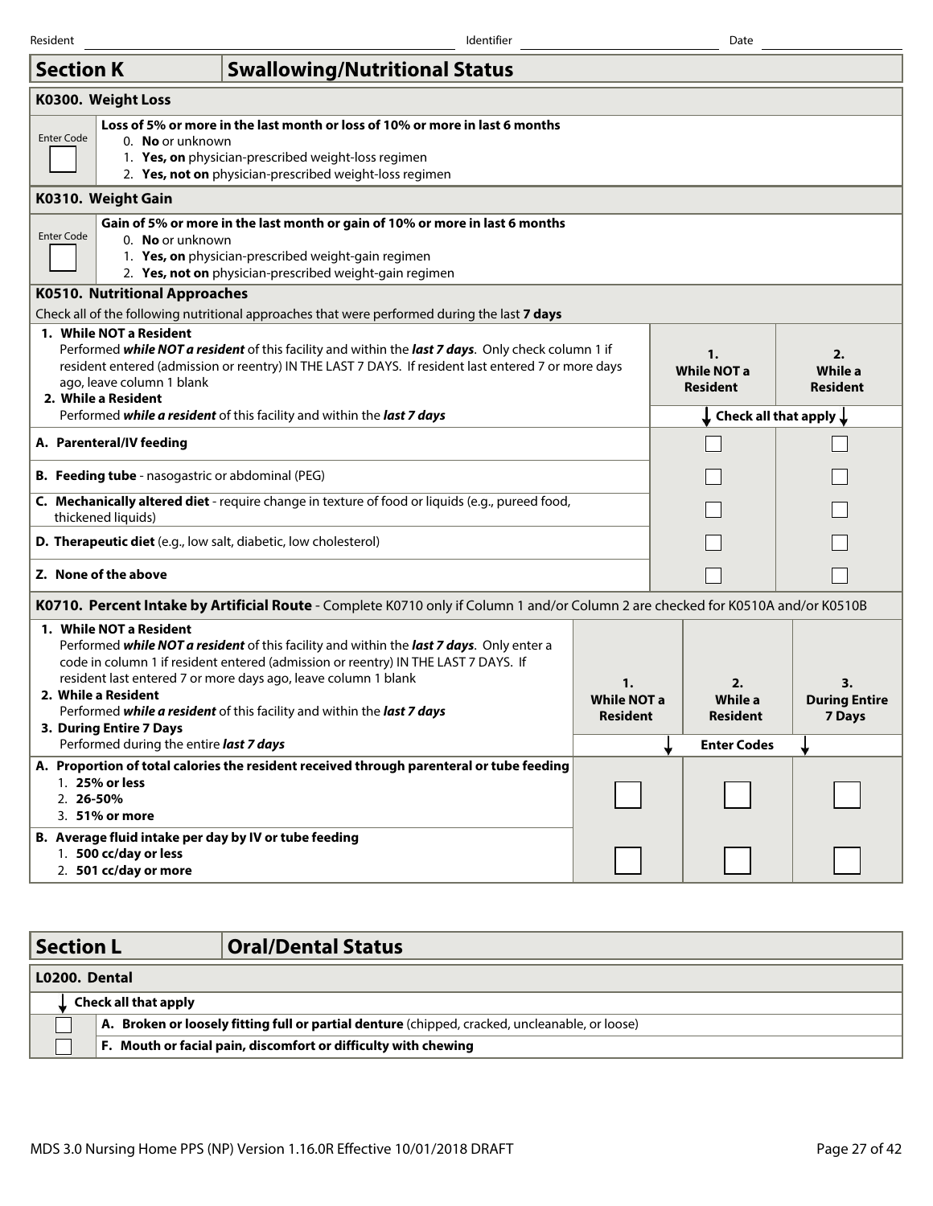Resident _______________ Identifier _______________ Date _______________

## Section K — Swallowing/Nutritional Status

### K0300. Weight Loss

| Enter Code | |
|---|---|
| [ ] | **Loss of 5% or more in the last month or loss of 10% or more in last 6 months**<br>0. **No** or unknown<br>1. **Yes, on** physician-prescribed weight-loss regimen<br>2. **Yes, not on** physician-prescribed weight-loss regimen |

### K0310. Weight Gain

| Enter Code | |
|---|---|
| [ ] | **Gain of 5% or more in the last month or gain of 10% or more in last 6 months**<br>0. **No** or unknown<br>1. **Yes, on** physician-prescribed weight-gain regimen<br>2. **Yes, not on** physician-prescribed weight-gain regimen |

### K0510. Nutritional Approaches

Check all of the following nutritional approaches that were performed during the last **7 days**

**1. While NOT a Resident**
Performed ***while NOT a resident*** of this facility and within the ***last 7 days***. Only check column 1 if resident entered (admission or reentry) IN THE LAST 7 DAYS. If resident last entered 7 or more days ago, leave column 1 blank

**2. While a Resident**
Performed ***while a resident*** of this facility and within the ***last 7 days***

| | 1. While NOT a Resident | 2. While a Resident |
|---|---|---|
| | **Check all that apply** | |
| **A. Parenteral/IV feeding** | [ ] | [ ] |
| **B. Feeding tube** - nasogastric or abdominal (PEG) | [ ] | [ ] |
| **C. Mechanically altered diet** - require change in texture of food or liquids (e.g., pureed food, thickened liquids) | [ ] | [ ] |
| **D. Therapeutic diet** (e.g., low salt, diabetic, low cholesterol) | [ ] | [ ] |
| **Z. None of the above** | [ ] | [ ] |

### K0710. Percent Intake by Artificial Route - Complete K0710 only if Column 1 and/or Column 2 are checked for K0510A and/or K0510B

**1. While NOT a Resident**
Performed ***while NOT a resident*** of this facility and within the ***last 7 days***. Only enter a code in column 1 if resident entered (admission or reentry) IN THE LAST 7 DAYS. If resident last entered 7 or more days ago, leave column 1 blank

**2. While a Resident**
Performed ***while a resident*** of this facility and within the ***last 7 days***

**3. During Entire 7 Days**
Performed during the entire ***last 7 days***

| | 1. While NOT a Resident | 2. While a Resident | 3. During Entire 7 Days |
|---|---|---|---|
| | | **Enter Codes** | |
| **A. Proportion of total calories the resident received through parenteral or tube feeding**<br>1. **25% or less**<br>2. **26-50%**<br>3. **51% or more** | [ ] | [ ] | [ ] |
| **B. Average fluid intake per day by IV or tube feeding**<br>1. **500 cc/day or less**<br>2. **501 cc/day or more** | [ ] | [ ] | [ ] |

## Section L — Oral/Dental Status

### L0200. Dental

| Check all that apply | |
|---|---|
| [ ] | **A. Broken or loosely fitting full or partial denture** (chipped, cracked, uncleanable, or loose) |
| [ ] | **F. Mouth or facial pain, discomfort or difficulty with chewing** |

MDS 3.0 Nursing Home PPS (NP) Version 1.16.0R Effective 10/01/2018 DRAFT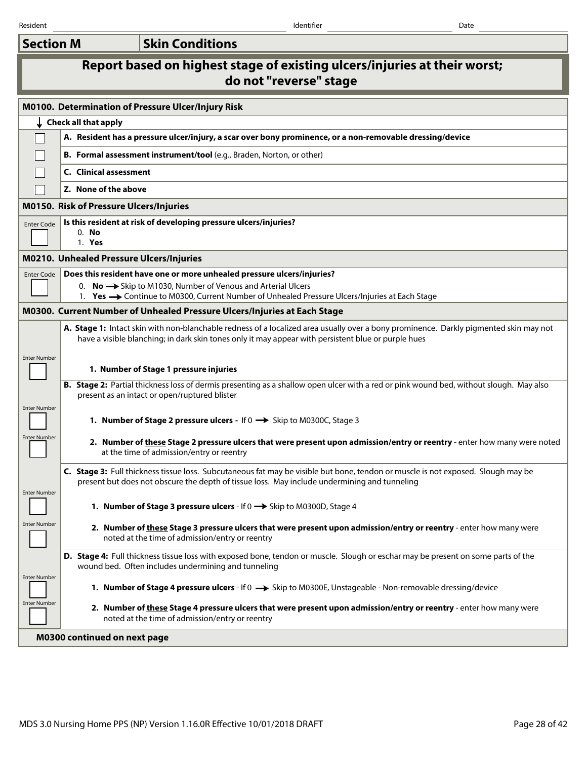Resident ______________________ Identifier ______________________ Date ______________

## Section M — Skin Conditions

### Report based on highest stage of existing ulcers/injuries at their worst; do not "reverse" stage

**M0100. Determination of Pressure Ulcer/Injury Risk**

| ↓ Check all that apply | |
|---|---|
| ☐ | **A. Resident has a pressure ulcer/injury, a scar over bony prominence, or a non-removable dressing/device** |
| ☐ | **B. Formal assessment instrument/tool** (e.g., Braden, Norton, or other) |
| ☐ | **C. Clinical assessment** |
| ☐ | **Z. None of the above** |

**M0150. Risk of Pressure Ulcers/Injuries**

| Enter Code | **Is this resident at risk of developing pressure ulcers/injuries?** |
|---|---|
| ☐ | 0. **No**<br>1. **Yes** |

**M0210. Unhealed Pressure Ulcers/Injuries**

| Enter Code | **Does this resident have one or more unhealed pressure ulcers/injuries?** |
|---|---|
| ☐ | 0. **No** → Skip to M1030, Number of Venous and Arterial Ulcers<br>1. **Yes** → Continue to M0300, Current Number of Unhealed Pressure Ulcers/Injuries at Each Stage |

**M0300. Current Number of Unhealed Pressure Ulcers/Injuries at Each Stage**

| | |
|---|---|
| | **A. Stage 1:** Intact skin with non-blanchable redness of a localized area usually over a bony prominence. Darkly pigmented skin may not have a visible blanching; in dark skin tones only it may appear with persistent blue or purple hues |
| Enter Number ☐ | **1. Number of Stage 1 pressure injuries** |
| | **B. Stage 2:** Partial thickness loss of dermis presenting as a shallow open ulcer with a red or pink wound bed, without slough. May also present as an intact or open/ruptured blister |
| Enter Number ☐ | **1. Number of Stage 2 pressure ulcers -** If 0 → Skip to M0300C, Stage 3 |
| Enter Number ☐ | **2. Number of these Stage 2 pressure ulcers that were present upon admission/entry or reentry** - enter how many were noted at the time of admission/entry or reentry |
| | **C. Stage 3:** Full thickness tissue loss. Subcutaneous fat may be visible but bone, tendon or muscle is not exposed. Slough may be present but does not obscure the depth of tissue loss. May include undermining and tunneling |
| Enter Number ☐ | **1. Number of Stage 3 pressure ulcers** - If 0 → Skip to M0300D, Stage 4 |
| Enter Number ☐ | **2. Number of these Stage 3 pressure ulcers that were present upon admission/entry or reentry** - enter how many were noted at the time of admission/entry or reentry |
| | **D. Stage 4:** Full thickness tissue loss with exposed bone, tendon or muscle. Slough or eschar may be present on some parts of the wound bed. Often includes undermining and tunneling |
| Enter Number ☐ | **1. Number of Stage 4 pressure ulcers** - If 0 → Skip to M0300E, Unstageable - Non-removable dressing/device |
| Enter Number ☐ | **2. Number of these Stage 4 pressure ulcers that were present upon admission/entry or reentry** - enter how many were noted at the time of admission/entry or reentry |

**M0300 continued on next page**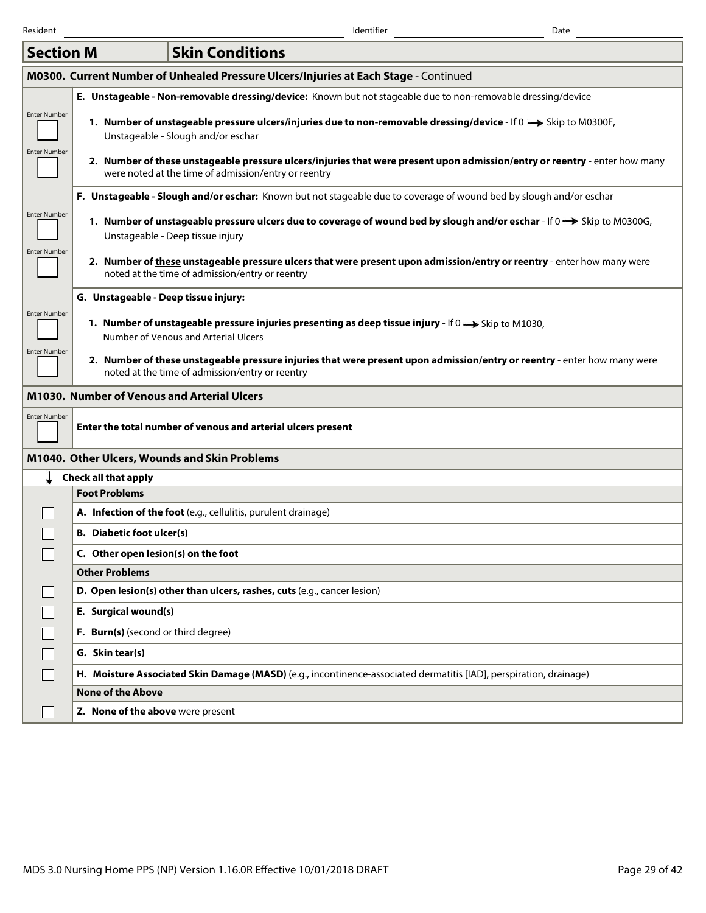Resident _______________ Identifier _______________ Date _______________

## Section M — Skin Conditions

### M0300. Current Number of Unhealed Pressure Ulcers/Injuries at Each Stage - Continued

**E. Unstageable - Non-removable dressing/device:** Known but not stageable due to non-removable dressing/device

| Enter Number | |
|---|---|
| [ ] | **1. Number of unstageable pressure ulcers/injuries due to non-removable dressing/device** - If 0 → Skip to M0300F, Unstageable - Slough and/or eschar |
| [ ] | **2. Number of <u>these</u> unstageable pressure ulcers/injuries that were present upon admission/entry or reentry** - enter how many were noted at the time of admission/entry or reentry |

**F. Unstageable - Slough and/or eschar:** Known but not stageable due to coverage of wound bed by slough and/or eschar

| Enter Number | |
|---|---|
| [ ] | **1. Number of unstageable pressure ulcers due to coverage of wound bed by slough and/or eschar** - If 0 → Skip to M0300G, Unstageable - Deep tissue injury |
| [ ] | **2. Number of <u>these</u> unstageable pressure ulcers that were present upon admission/entry or reentry** - enter how many were noted at the time of admission/entry or reentry |

**G. Unstageable - Deep tissue injury:**

| Enter Number | |
|---|---|
| [ ] | **1. Number of unstageable pressure injuries presenting as deep tissue injury** - If 0 → Skip to M1030, Number of Venous and Arterial Ulcers |
| [ ] | **2. Number of <u>these</u> unstageable pressure injuries that were present upon admission/entry or reentry** - enter how many were noted at the time of admission/entry or reentry |

### M1030. Number of Venous and Arterial Ulcers

| Enter Number | |
|---|---|
| [ ] | **Enter the total number of venous and arterial ulcers present** |

### M1040. Other Ulcers, Wounds and Skin Problems

| ↓ Check all that apply | |
|---|---|
| | **Foot Problems** |
| [ ] | **A. Infection of the foot** (e.g., cellulitis, purulent drainage) |
| [ ] | **B. Diabetic foot ulcer(s)** |
| [ ] | **C. Other open lesion(s) on the foot** |
| | **Other Problems** |
| [ ] | **D. Open lesion(s) other than ulcers, rashes, cuts** (e.g., cancer lesion) |
| [ ] | **E. Surgical wound(s)** |
| [ ] | **F. Burn(s)** (second or third degree) |
| [ ] | **G. Skin tear(s)** |
| [ ] | **H. Moisture Associated Skin Damage (MASD)** (e.g., incontinence-associated dermatitis [IAD], perspiration, drainage) |
| | **None of the Above** |
| [ ] | **Z. None of the above** were present |

MDS 3.0 Nursing Home PPS (NP) Version 1.16.0R Effective 10/01/2018 DRAFT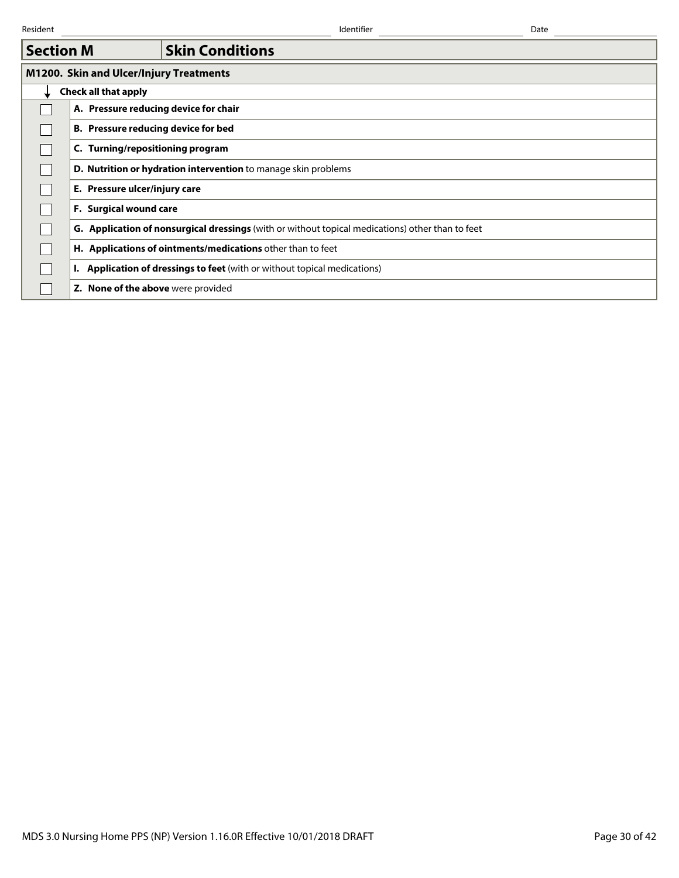Resident ______ Identifier ______ Date ______

## Section M — Skin Conditions

### M1200. Skin and Ulcer/Injury Treatments

| ↓ Check all that apply | |
|---|---|
| ☐ | **A. Pressure reducing device for chair** |
| ☐ | **B. Pressure reducing device for bed** |
| ☐ | **C. Turning/repositioning program** |
| ☐ | **D. Nutrition or hydration intervention** to manage skin problems |
| ☐ | **E. Pressure ulcer/injury care** |
| ☐ | **F. Surgical wound care** |
| ☐ | **G. Application of nonsurgical dressings** (with or without topical medications) other than to feet |
| ☐ | **H. Applications of ointments/medications** other than to feet |
| ☐ | **I. Application of dressings to feet** (with or without topical medications) |
| ☐ | **Z. None of the above** were provided |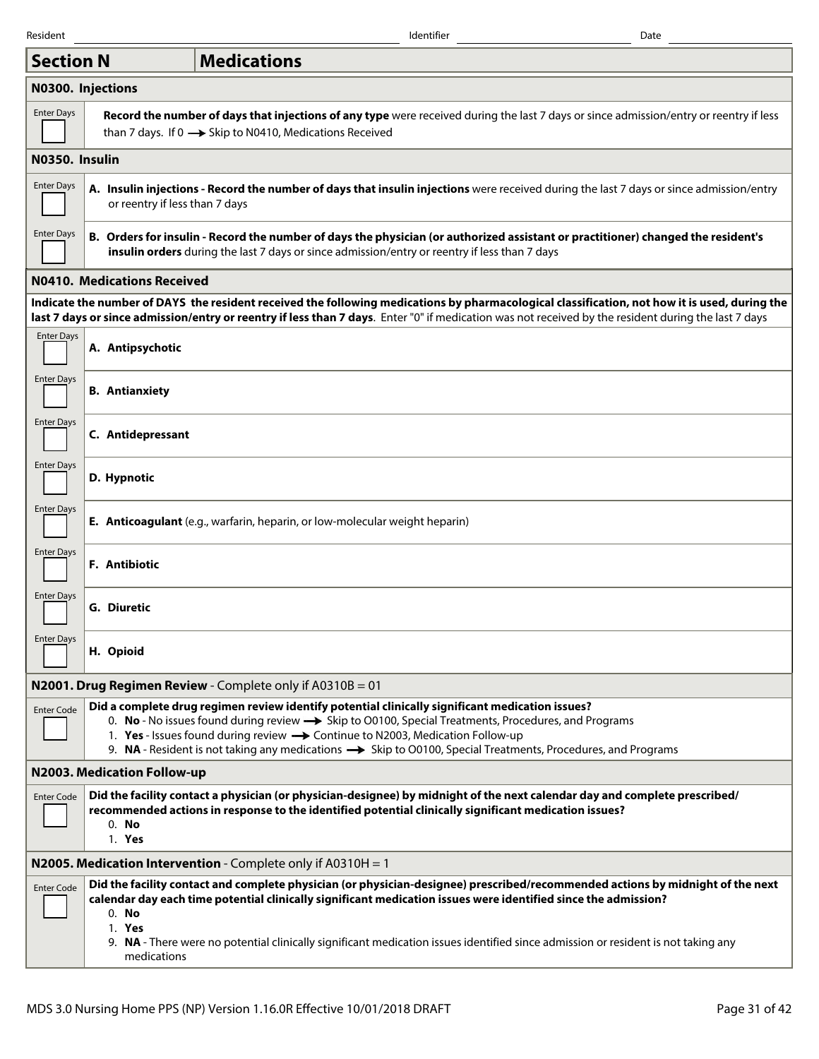Resident ______________________ Identifier ______________________ Date ______________________

## Section N — Medications

### N0300. Injections

| Enter Days | |
|---|---|
| ☐ | **Record the number of days that injections of any type** were received during the last 7 days or since admission/entry or reentry if less than 7 days. If 0 → Skip to N0410, Medications Received |

### N0350. Insulin

| Enter Days | |
|---|---|
| ☐ | **A. Insulin injections - Record the number of days that insulin injections** were received during the last 7 days or since admission/entry or reentry if less than 7 days |
| ☐ | **B. Orders for insulin - Record the number of days the physician (or authorized assistant or practitioner) changed the resident's insulin orders** during the last 7 days or since admission/entry or reentry if less than 7 days |

### N0410. Medications Received

**Indicate the number of DAYS the resident received the following medications by pharmacological classification, not how it is used, during the last 7 days or since admission/entry or reentry if less than 7 days**. Enter "0" if medication was not received by the resident during the last 7 days

| Enter Days | |
|---|---|
| ☐ | **A. Antipsychotic** |
| ☐ | **B. Antianxiety** |
| ☐ | **C. Antidepressant** |
| ☐ | **D. Hypnotic** |
| ☐ | **E. Anticoagulant** (e.g., warfarin, heparin, or low-molecular weight heparin) |
| ☐ | **F. Antibiotic** |
| ☐ | **G. Diuretic** |
| ☐ | **H. Opioid** |

### N2001. Drug Regimen Review - Complete only if A0310B = 01

| Enter Code | |
|---|---|
| ☐ | **Did a complete drug regimen review identify potential clinically significant medication issues?**<br>0. **No** - No issues found during review → Skip to O0100, Special Treatments, Procedures, and Programs<br>1. **Yes** - Issues found during review → Continue to N2003, Medication Follow-up<br>9. **NA** - Resident is not taking any medications → Skip to O0100, Special Treatments, Procedures, and Programs |

### N2003. Medication Follow-up

| Enter Code | |
|---|---|
| ☐ | **Did the facility contact a physician (or physician-designee) by midnight of the next calendar day and complete prescribed/recommended actions in response to the identified potential clinically significant medication issues?**<br>0. **No**<br>1. **Yes** |

### N2005. Medication Intervention - Complete only if A0310H = 1

| Enter Code | |
|---|---|
| ☐ | **Did the facility contact and complete physician (or physician-designee) prescribed/recommended actions by midnight of the next calendar day each time potential clinically significant medication issues were identified since the admission?**<br>0. **No**<br>1. **Yes**<br>9. **NA** - There were no potential clinically significant medication issues identified since admission or resident is not taking any medications |

MDS 3.0 Nursing Home PPS (NP) Version 1.16.0R Effective 10/01/2018 DRAFT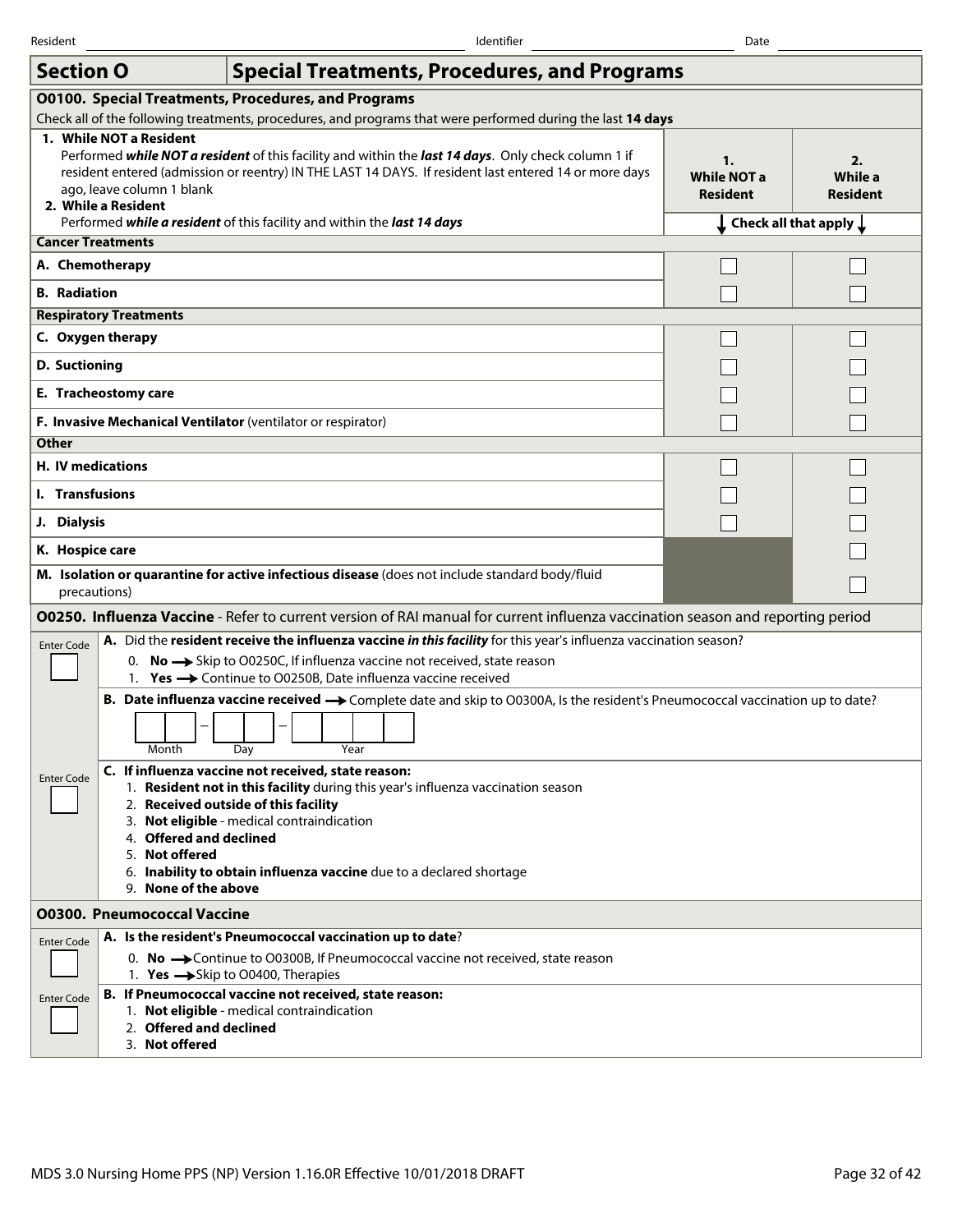Resident _______________ Identifier _______________ Date _______________

## Section O — Special Treatments, Procedures, and Programs

### O0100. Special Treatments, Procedures, and Programs

Check all of the following treatments, procedures, and programs that were performed during the last **14 days**

1. **While NOT a Resident**
   Performed ***while NOT a resident*** of this facility and within the ***last 14 days***. Only check column 1 if resident entered (admission or reentry) IN THE LAST 14 DAYS. If resident last entered 14 or more days ago, leave column 1 blank
2. **While a Resident**
   Performed ***while a resident*** of this facility and within the ***last 14 days***

| | 1. While NOT a Resident | 2. While a Resident |
|---|---|---|
| | ↓ Check all that apply ↓ | |
| **Cancer Treatments** | | |
| **A. Chemotherapy** | ☐ | ☐ |
| **B. Radiation** | ☐ | ☐ |
| **Respiratory Treatments** | | |
| **C. Oxygen therapy** | ☐ | ☐ |
| **D. Suctioning** | ☐ | ☐ |
| **E. Tracheostomy care** | ☐ | ☐ |
| **F. Invasive Mechanical Ventilator** (ventilator or respirator) | ☐ | ☐ |
| **Other** | | |
| **H. IV medications** | ☐ | ☐ |
| **I. Transfusions** | ☐ | ☐ |
| **J. Dialysis** | ☐ | ☐ |
| **K. Hospice care** | | ☐ |
| **M. Isolation or quarantine for active infectious disease** (does not include standard body/fluid precautions) | | ☐ |

### O0250. Influenza Vaccine - Refer to current version of RAI manual for current influenza vaccination season and reporting period

Enter Code ☐ **A.** Did the **resident receive the influenza vaccine *in this facility*** for this year's influenza vaccination season?
0. **No** → Skip to O0250C, If influenza vaccine not received, state reason
1. **Yes** → Continue to O0250B, Date influenza vaccine received

**B. Date influenza vaccine received** → Complete date and skip to O0300A, Is the resident's Pneumococcal vaccination up to date?

☐☐ – ☐☐ – ☐☐☐☐
Month – Day – Year

Enter Code ☐ **C. If influenza vaccine not received, state reason:**
1. **Resident not in this facility** during this year's influenza vaccination season
2. **Received outside of this facility**
3. **Not eligible** - medical contraindication
4. **Offered and declined**
5. **Not offered**
6. **Inability to obtain influenza vaccine** due to a declared shortage
9. **None of the above**

### O0300. Pneumococcal Vaccine

Enter Code ☐ **A. Is the resident's Pneumococcal vaccination up to date**?
0. **No** → Continue to O0300B, If Pneumococcal vaccine not received, state reason
1. **Yes** → Skip to O0400, Therapies

Enter Code ☐ **B. If Pneumococcal vaccine not received, state reason:**
1. **Not eligible** - medical contraindication
2. **Offered and declined**
3. **Not offered**

MDS 3.0 Nursing Home PPS (NP) Version 1.16.0R Effective 10/01/2018 DRAFT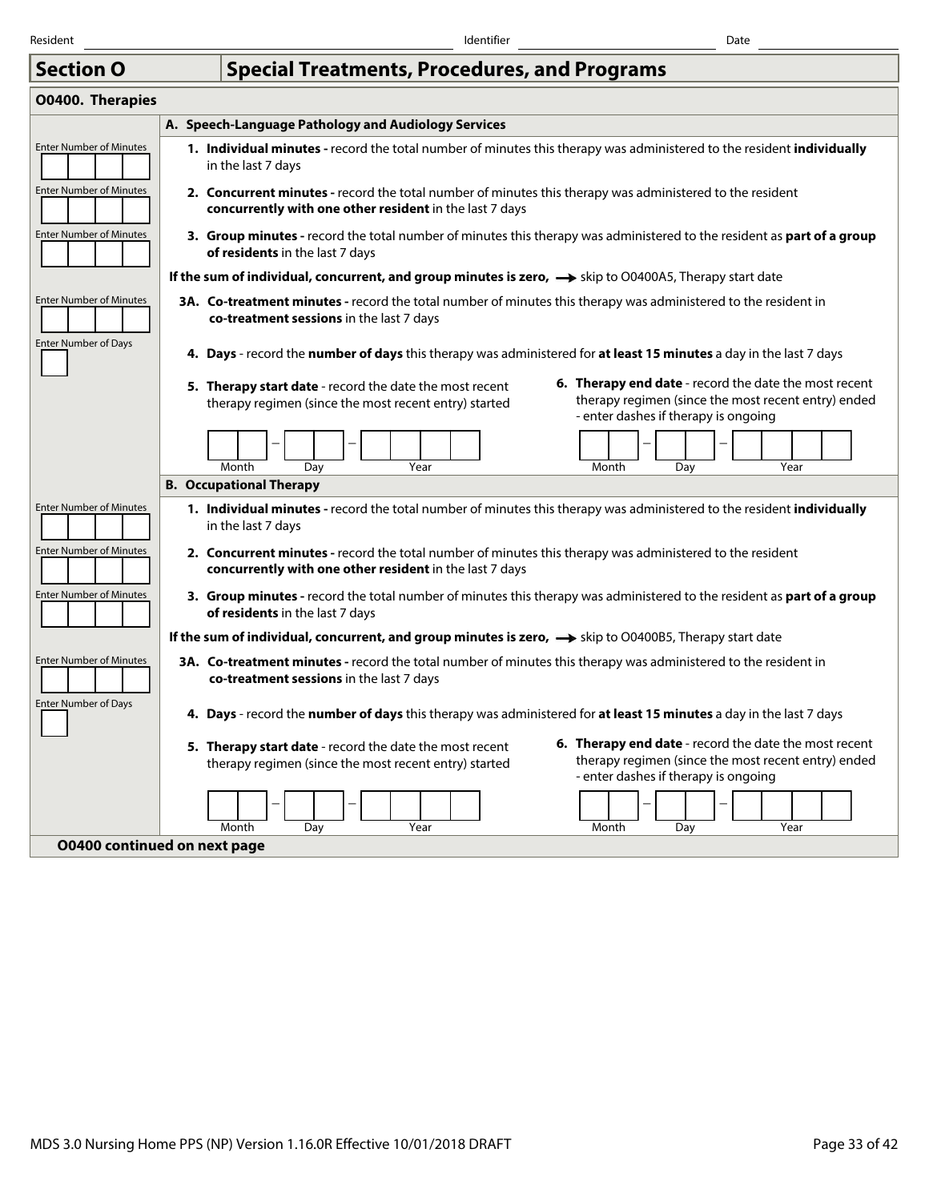Resident ______________________ Identifier ______________________ Date ______________________

# Section O — Special Treatments, Procedures, and Programs

## O0400. Therapies

### A. Speech-Language Pathology and Audiology Services

| Entry | Item |
|---|---|
| Enter Number of Minutes [ ][ ][ ][ ] | **1. Individual minutes -** record the total number of minutes this therapy was administered to the resident **individually** in the last 7 days |
| Enter Number of Minutes [ ][ ][ ][ ] | **2. Concurrent minutes -** record the total number of minutes this therapy was administered to the resident **concurrently with one other resident** in the last 7 days |
| Enter Number of Minutes [ ][ ][ ][ ] | **3. Group minutes -** record the total number of minutes this therapy was administered to the resident as **part of a group of residents** in the last 7 days |
| | **If the sum of individual, concurrent, and group minutes is zero,** → skip to O0400A5, Therapy start date |
| Enter Number of Minutes [ ][ ][ ][ ] | **3A. Co-treatment minutes -** record the total number of minutes this therapy was administered to the resident in **co-treatment sessions** in the last 7 days |
| Enter Number of Days [ ] | **4. Days** - record the **number of days** this therapy was administered for **at least 15 minutes** a day in the last 7 days |
| | **5. Therapy start date** - record the date the most recent therapy regimen (since the most recent entry) started<br>[ ][ ] – [ ][ ] – [ ][ ][ ][ ]<br>Month Day Year |
| | **6. Therapy end date** - record the date the most recent therapy regimen (since the most recent entry) ended - enter dashes if therapy is ongoing<br>[ ][ ] – [ ][ ] – [ ][ ][ ][ ]<br>Month Day Year |

### B. Occupational Therapy

| Entry | Item |
|---|---|
| Enter Number of Minutes [ ][ ][ ][ ] | **1. Individual minutes -** record the total number of minutes this therapy was administered to the resident **individually** in the last 7 days |
| Enter Number of Minutes [ ][ ][ ][ ] | **2. Concurrent minutes -** record the total number of minutes this therapy was administered to the resident **concurrently with one other resident** in the last 7 days |
| Enter Number of Minutes [ ][ ][ ][ ] | **3. Group minutes -** record the total number of minutes this therapy was administered to the resident as **part of a group of residents** in the last 7 days |
| | **If the sum of individual, concurrent, and group minutes is zero,** → skip to O0400B5, Therapy start date |
| Enter Number of Minutes [ ][ ][ ][ ] | **3A. Co-treatment minutes -** record the total number of minutes this therapy was administered to the resident in **co-treatment sessions** in the last 7 days |
| Enter Number of Days [ ] | **4. Days** - record the **number of days** this therapy was administered for **at least 15 minutes** a day in the last 7 days |
| | **5. Therapy start date** - record the date the most recent therapy regimen (since the most recent entry) started<br>[ ][ ] – [ ][ ] – [ ][ ][ ][ ]<br>Month Day Year |
| | **6. Therapy end date** - record the date the most recent therapy regimen (since the most recent entry) ended - enter dashes if therapy is ongoing<br>[ ][ ] – [ ][ ] – [ ][ ][ ][ ]<br>Month Day Year |

**O0400 continued on next page**

MDS 3.0 Nursing Home PPS (NP) Version 1.16.0R Effective 10/01/2018 DRAFT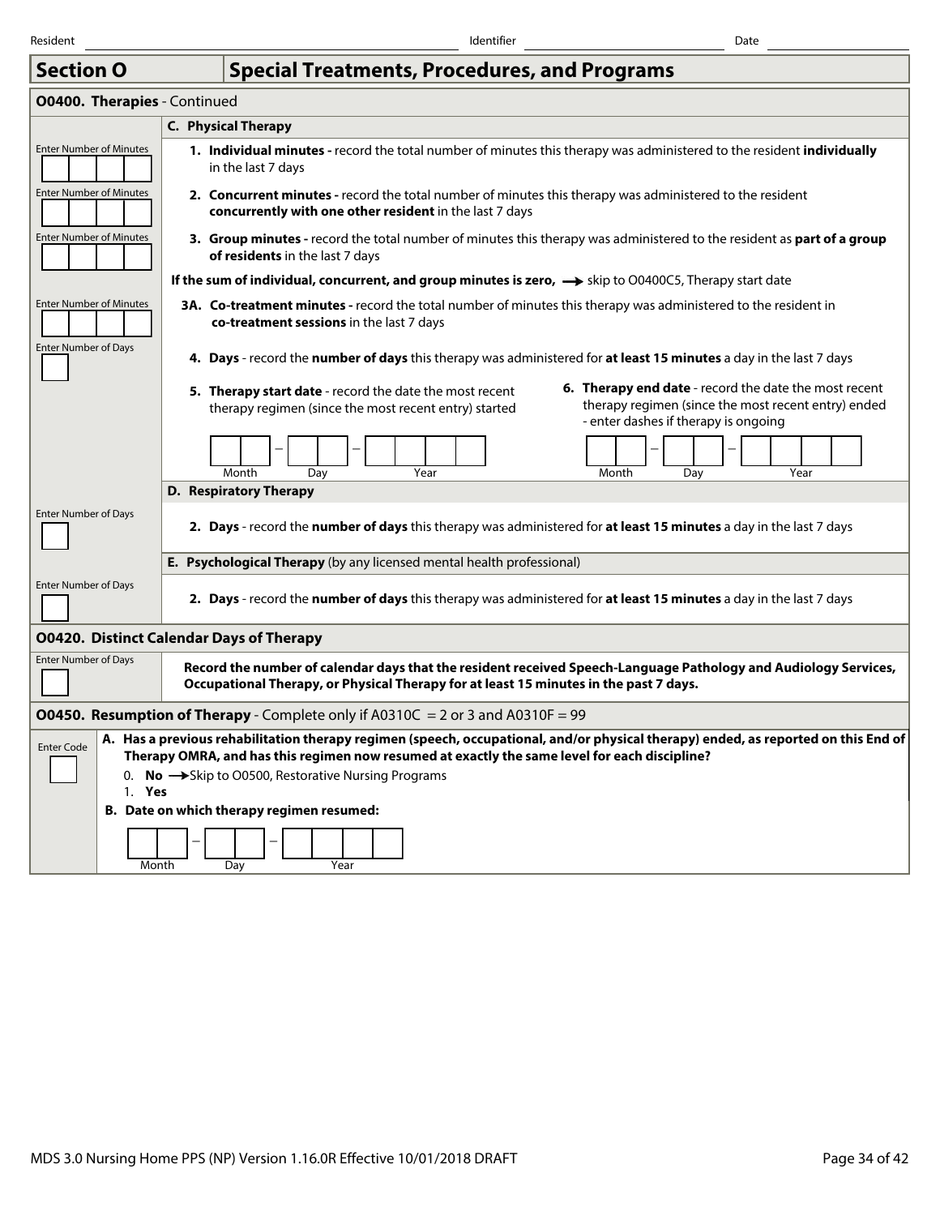Resident ______ Identifier ______ Date ______

## Section O — Special Treatments, Procedures, and Programs

### O0400. Therapies - Continued

**C. Physical Therapy**

Enter Number of Minutes

1. **Individual minutes -** record the total number of minutes this therapy was administered to the resident **individually** in the last 7 days

Enter Number of Minutes

2. **Concurrent minutes -** record the total number of minutes this therapy was administered to the resident **concurrently with one other resident** in the last 7 days

Enter Number of Minutes

3. **Group minutes -** record the total number of minutes this therapy was administered to the resident as **part of a group of residents** in the last 7 days

**If the sum of individual, concurrent, and group minutes is zero,** → skip to O0400C5, Therapy start date

Enter Number of Minutes

3A. **Co-treatment minutes -** record the total number of minutes this therapy was administered to the resident in **co-treatment sessions** in the last 7 days

Enter Number of Days

4. **Days** - record the **number of days** this therapy was administered for **at least 15 minutes** a day in the last 7 days

5. **Therapy start date** - record the date the most recent therapy regimen (since the most recent entry) started

   Month – Day – Year

6. **Therapy end date** - record the date the most recent therapy regimen (since the most recent entry) ended - enter dashes if therapy is ongoing

   Month – Day – Year

**D. Respiratory Therapy**

Enter Number of Days

2. **Days** - record the **number of days** this therapy was administered for **at least 15 minutes** a day in the last 7 days

**E. Psychological Therapy** (by any licensed mental health professional)

Enter Number of Days

2. **Days** - record the **number of days** this therapy was administered for **at least 15 minutes** a day in the last 7 days

### O0420. Distinct Calendar Days of Therapy

Enter Number of Days

**Record the number of calendar days that the resident received Speech-Language Pathology and Audiology Services, Occupational Therapy, or Physical Therapy for at least 15 minutes in the past 7 days.**

### O0450. Resumption of Therapy - Complete only if A0310C = 2 or 3 and A0310F = 99

Enter Code

**A. Has a previous rehabilitation therapy regimen (speech, occupational, and/or physical therapy) ended, as reported on this End of Therapy OMRA, and has this regimen now resumed at exactly the same level for each discipline?**

0. **No** → Skip to O0500, Restorative Nursing Programs
1. **Yes**

**B. Date on which therapy regimen resumed:**

Month – Day – Year

MDS 3.0 Nursing Home PPS (NP) Version 1.16.0R Effective 10/01/2018 DRAFT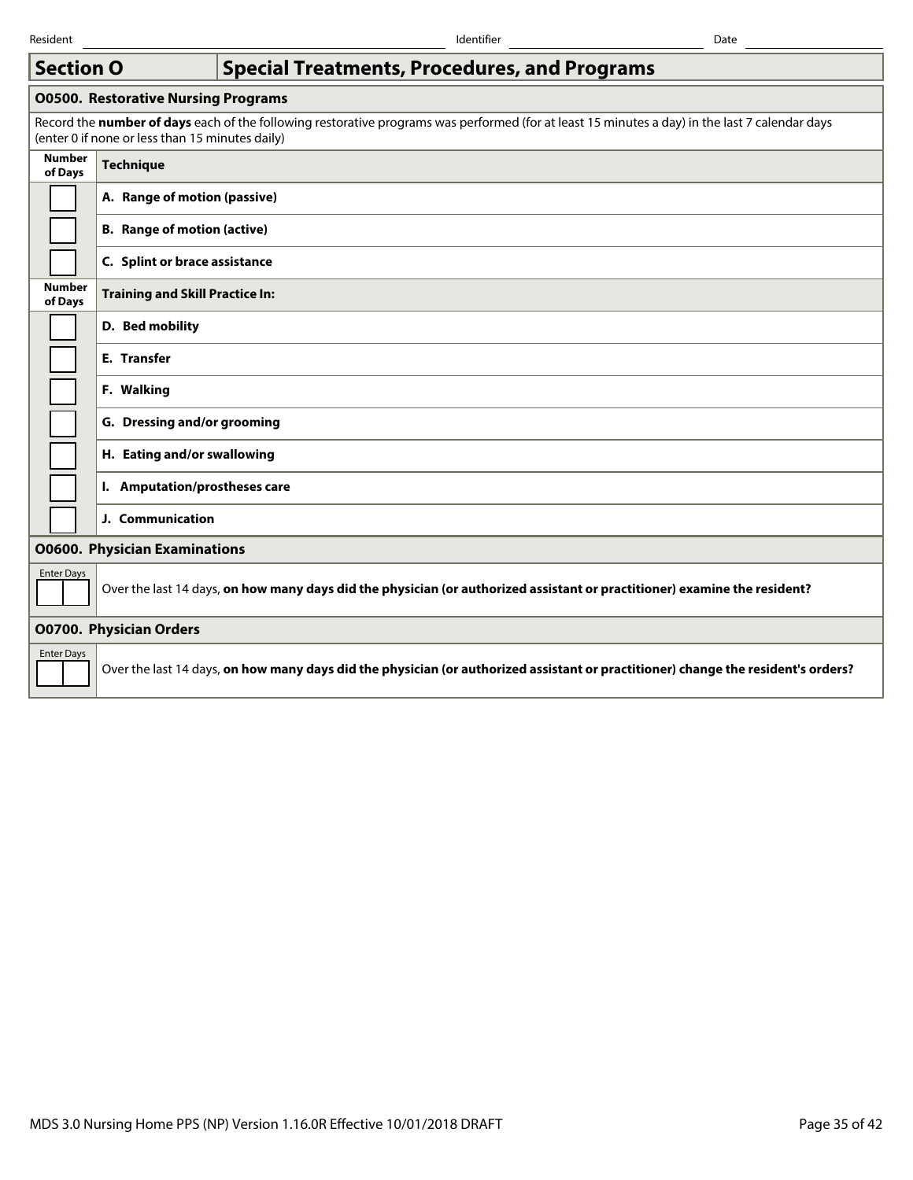Resident ______________________ Identifier ______________________ Date ______________________

# Section O — Special Treatments, Procedures, and Programs

## O0500. Restorative Nursing Programs

Record the **number of days** each of the following restorative programs was performed (for at least 15 minutes a day) in the last 7 calendar days (enter 0 if none or less than 15 minutes daily)

| Number of Days | Technique |
|---|---|
| ☐ | **A. Range of motion (passive)** |
| ☐ | **B. Range of motion (active)** |
| ☐ | **C. Splint or brace assistance** |
| **Number of Days** | **Training and Skill Practice In:** |
| ☐ | **D. Bed mobility** |
| ☐ | **E. Transfer** |
| ☐ | **F. Walking** |
| ☐ | **G. Dressing and/or grooming** |
| ☐ | **H. Eating and/or swallowing** |
| ☐ | **I. Amputation/prostheses care** |
| ☐ | **J. Communication** |

## O0600. Physician Examinations

| Enter Days | |
|---|---|
| ☐☐ | Over the last 14 days, **on how many days did the physician (or authorized assistant or practitioner) examine the resident?** |

## O0700. Physician Orders

| Enter Days | |
|---|---|
| ☐☐ | Over the last 14 days, **on how many days did the physician (or authorized assistant or practitioner) change the resident's orders?** |

MDS 3.0 Nursing Home PPS (NP) Version 1.16.0R Effective 10/01/2018 DRAFT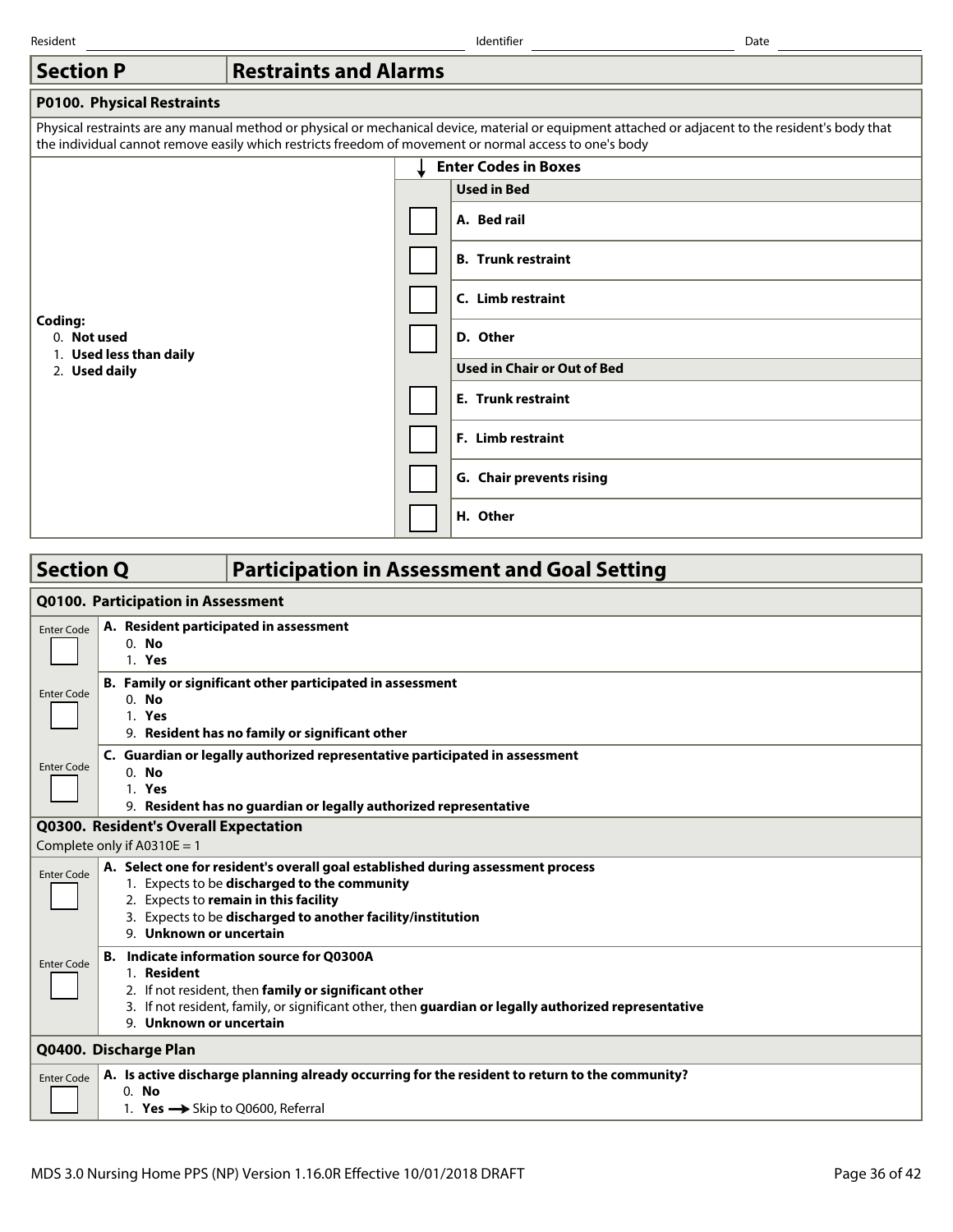Resident ____________ Identifier ____________ Date ____________

## Section P — Restraints and Alarms

### P0100. Physical Restraints

Physical restraints are any manual method or physical or mechanical device, material or equipment attached or adjacent to the resident's body that the individual cannot remove easily which restricts freedom of movement or normal access to one's body

**Coding:**
0. **Not used**
1. **Used less than daily**
2. **Used daily**

| ↓ Enter Codes in Boxes | |
|---|---|
| | **Used in Bed** |
| ☐ | **A. Bed rail** |
| ☐ | **B. Trunk restraint** |
| ☐ | **C. Limb restraint** |
| ☐ | **D. Other** |
| | **Used in Chair or Out of Bed** |
| ☐ | **E. Trunk restraint** |
| ☐ | **F. Limb restraint** |
| ☐ | **G. Chair prevents rising** |
| ☐ | **H. Other** |

## Section Q — Participation in Assessment and Goal Setting

### Q0100. Participation in Assessment

| Enter Code | |
|---|---|
| ☐ | **A. Resident participated in assessment**<br>0. **No**<br>1. **Yes** |
| ☐ | **B. Family or significant other participated in assessment**<br>0. **No**<br>1. **Yes**<br>9. **Resident has no family or significant other** |
| ☐ | **C. Guardian or legally authorized representative participated in assessment**<br>0. **No**<br>1. **Yes**<br>9. **Resident has no guardian or legally authorized representative** |

### Q0300. Resident's Overall Expectation

Complete only if A0310E = 1

| Enter Code | |
|---|---|
| ☐ | **A. Select one for resident's overall goal established during assessment process**<br>1. Expects to be **discharged to the community**<br>2. Expects to **remain in this facility**<br>3. Expects to be **discharged to another facility/institution**<br>9. **Unknown or uncertain** |
| ☐ | **B. Indicate information source for Q0300A**<br>1. **Resident**<br>2. If not resident, then **family or significant other**<br>3. If not resident, family, or significant other, then **guardian or legally authorized representative**<br>9. **Unknown or uncertain** |

### Q0400. Discharge Plan

| Enter Code | |
|---|---|
| ☐ | **A. Is active discharge planning already occurring for the resident to return to the community?**<br>0. **No**<br>1. **Yes** → Skip to Q0600, Referral |

MDS 3.0 Nursing Home PPS (NP) Version 1.16.0R Effective 10/01/2018 DRAFT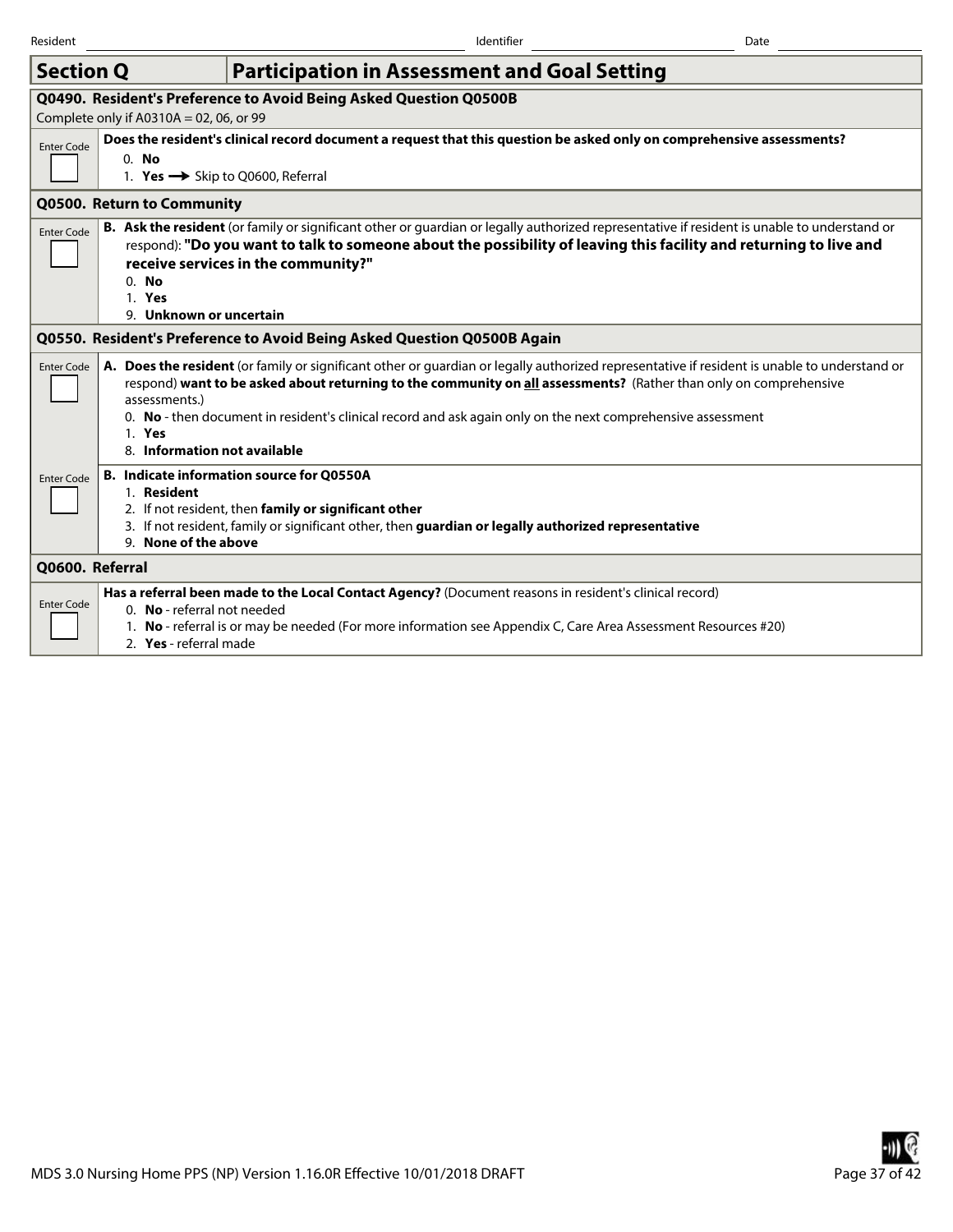Resident _______________ Identifier _______________ Date _______________

## Section Q — Participation in Assessment and Goal Setting

### Q0490. Resident's Preference to Avoid Being Asked Question Q0500B

Complete only if A0310A = 02, 06, or 99

| Enter Code | |
|---|---|
| [ ] | **Does the resident's clinical record document a request that this question be asked only on comprehensive assessments?**<br>0. **No**<br>1. **Yes** → Skip to Q0600, Referral |

### Q0500. Return to Community

| Enter Code | |
|---|---|
| [ ] | **B. Ask the resident** (or family or significant other or guardian or legally authorized representative if resident is unable to understand or respond): **"Do you want to talk to someone about the possibility of leaving this facility and returning to live and receive services in the community?"**<br>0. **No**<br>1. **Yes**<br>9. **Unknown or uncertain** |

### Q0550. Resident's Preference to Avoid Being Asked Question Q0500B Again

| Enter Code | |
|---|---|
| [ ] | **A. Does the resident** (or family or significant other or guardian or legally authorized representative if resident is unable to understand or respond) **want to be asked about returning to the community on all assessments?** (Rather than only on comprehensive assessments.)<br>0. **No** - then document in resident's clinical record and ask again only on the next comprehensive assessment<br>1. **Yes**<br>8. **Information not available** |
| [ ] | **B. Indicate information source for Q0550A**<br>1. **Resident**<br>2. If not resident, then **family or significant other**<br>3. If not resident, family or significant other, then **guardian or legally authorized representative**<br>9. **None of the above** |

### Q0600. Referral

| Enter Code | |
|---|---|
| [ ] | **Has a referral been made to the Local Contact Agency?** (Document reasons in resident's clinical record)<br>0. **No** - referral not needed<br>1. **No** - referral is or may be needed (For more information see Appendix C, Care Area Assessment Resources #20)<br>2. **Yes** - referral made |

MDS 3.0 Nursing Home PPS (NP) Version 1.16.0R Effective 10/01/2018 DRAFT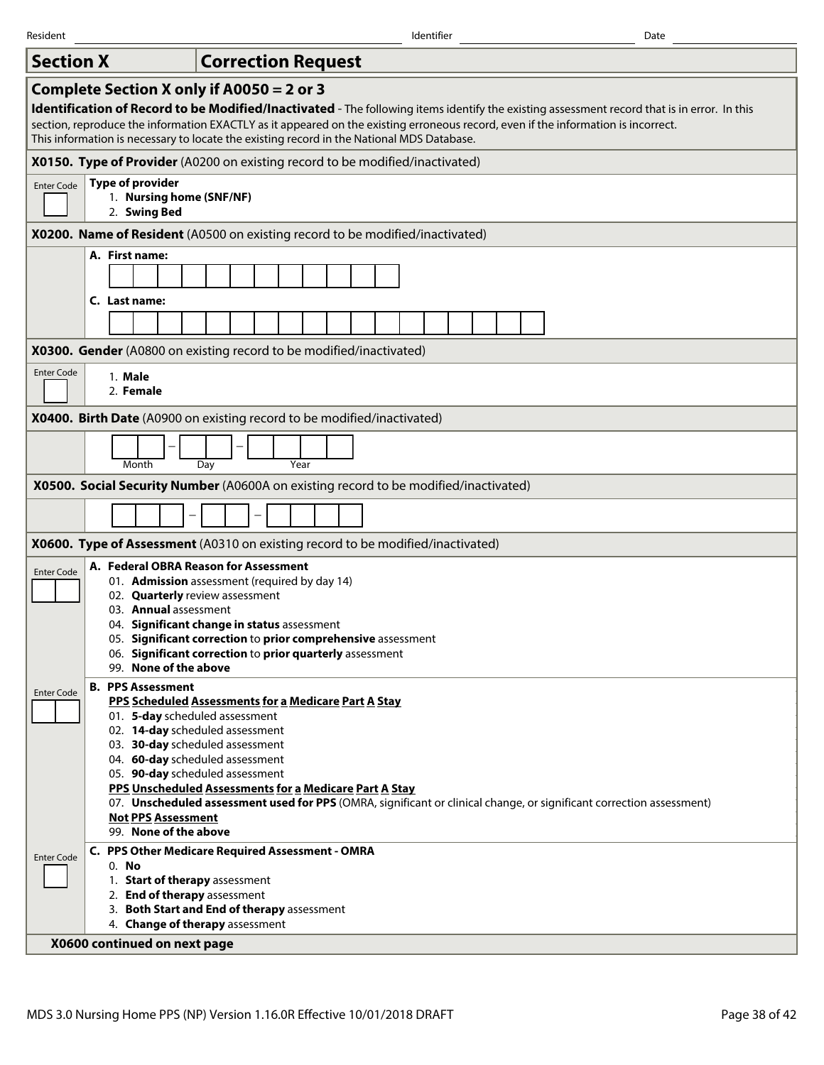Resident ______ Identifier ______ Date ______

## Section X — Correction Request

### Complete Section X only if A0050 = 2 or 3

**Identification of Record to be Modified/Inactivated** - The following items identify the existing assessment record that is in error. In this section, reproduce the information EXACTLY as it appeared on the existing erroneous record, even if the information is incorrect. This information is necessary to locate the existing record in the National MDS Database.

**X0150. Type of Provider** (A0200 on existing record to be modified/inactivated)

Enter Code [ ]

**Type of provider**
1. **Nursing home (SNF/NF)**
2. **Swing Bed**

**X0200. Name of Resident** (A0500 on existing record to be modified/inactivated)

**A. First name:** [ ]

**C. Last name:** [ ]

**X0300. Gender** (A0800 on existing record to be modified/inactivated)

Enter Code [ ]

1. **Male**
2. **Female**

**X0400. Birth Date** (A0900 on existing record to be modified/inactivated)

[ ][ ] – [ ][ ] – [ ][ ][ ][ ]
Month – Day – Year

**X0500. Social Security Number** (A0600A on existing record to be modified/inactivated)

[ ][ ][ ] – [ ][ ] – [ ][ ][ ][ ]

**X0600. Type of Assessment** (A0310 on existing record to be modified/inactivated)

Enter Code [ ][ ]

**A. Federal OBRA Reason for Assessment**
- 01. **Admission** assessment (required by day 14)
- 02. **Quarterly** review assessment
- 03. **Annual** assessment
- 04. **Significant change in status** assessment
- 05. **Significant correction** to **prior comprehensive** assessment
- 06. **Significant correction** to **prior quarterly** assessment
- 99. **None of the above**

Enter Code [ ][ ]

**B. PPS Assessment**

**PPS Scheduled Assessments for a Medicare Part A Stay**
- 01. **5-day** scheduled assessment
- 02. **14-day** scheduled assessment
- 03. **30-day** scheduled assessment
- 04. **60-day** scheduled assessment
- 05. **90-day** scheduled assessment

**PPS Unscheduled Assessments for a Medicare Part A Stay**
- 07. **Unscheduled assessment used for PPS** (OMRA, significant or clinical change, or significant correction assessment)

**Not PPS Assessment**
- 99. **None of the above**

Enter Code [ ]

**C. PPS Other Medicare Required Assessment - OMRA**
- 0. **No**
- 1. **Start of therapy** assessment
- 2. **End of therapy** assessment
- 3. **Both Start and End of therapy** assessment
- 4. **Change of therapy** assessment

**X0600 continued on next page**

MDS 3.0 Nursing Home PPS (NP) Version 1.16.0R Effective 10/01/2018 DRAFT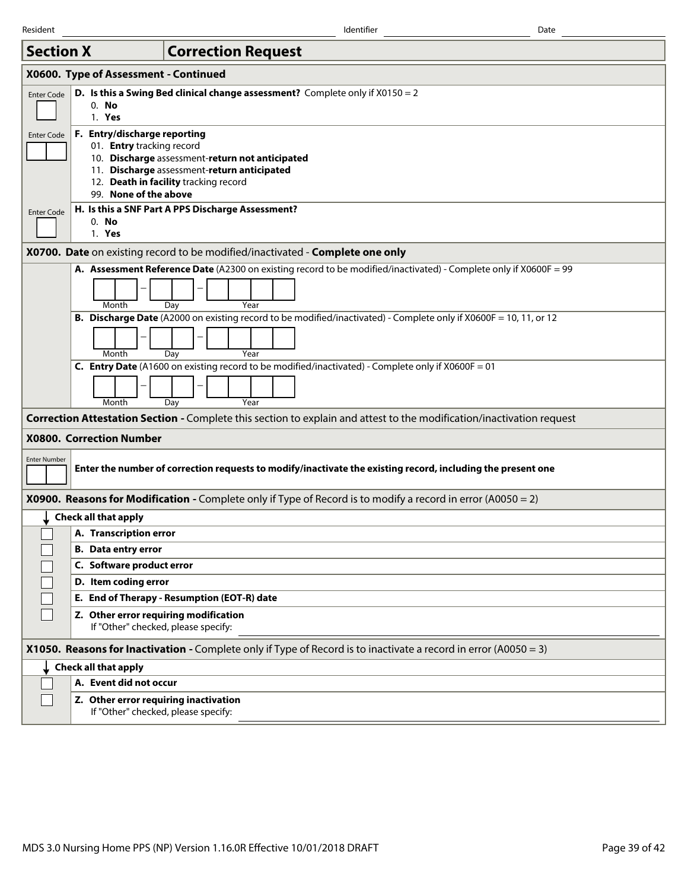Resident _______________ Identifier _______________ Date _______________

## Section X — Correction Request

### X0600. Type of Assessment - Continued

Enter Code [ ]
**D. Is this a Swing Bed clinical change assessment?** Complete only if X0150 = 2
- 0. **No**
- 1. **Yes**

Enter Code [ ][ ]
**F. Entry/discharge reporting**
- 01. **Entry** tracking record
- 10. **Discharge** assessment-**return not anticipated**
- 11. **Discharge** assessment-**return anticipated**
- 12. **Death in facility** tracking record
- 99. **None of the above**

Enter Code [ ]
**H. Is this a SNF Part A PPS Discharge Assessment?**
- 0. **No**
- 1. **Yes**

### X0700. Date on existing record to be modified/inactivated - Complete one only

**A. Assessment Reference Date** (A2300 on existing record to be modified/inactivated) - Complete only if X0600F = 99

[ ][ ] – [ ][ ] – [ ][ ][ ][ ]
Month Day Year

**B. Discharge Date** (A2000 on existing record to be modified/inactivated) - Complete only if X0600F = 10, 11, or 12

[ ][ ] – [ ][ ] – [ ][ ][ ][ ]
Month Day Year

**C. Entry Date** (A1600 on existing record to be modified/inactivated) - Complete only if X0600F = 01

[ ][ ] – [ ][ ] – [ ][ ][ ][ ]
Month Day Year

### Correction Attestation Section - Complete this section to explain and attest to the modification/inactivation request

### X0800. Correction Number

Enter Number [ ][ ]
**Enter the number of correction requests to modify/inactivate the existing record, including the present one**

### X0900. Reasons for Modification - Complete only if Type of Record is to modify a record in error (A0050 = 2)

**Check all that apply**
- [ ] **A. Transcription error**
- [ ] **B. Data entry error**
- [ ] **C. Software product error**
- [ ] **D. Item coding error**
- [ ] **E. End of Therapy - Resumption (EOT-R) date**
- [ ] **Z. Other error requiring modification**
  If "Other" checked, please specify: _______________

### X1050. Reasons for Inactivation - Complete only if Type of Record is to inactivate a record in error (A0050 = 3)

**Check all that apply**
- [ ] **A. Event did not occur**
- [ ] **Z. Other error requiring inactivation**
  If "Other" checked, please specify: _______________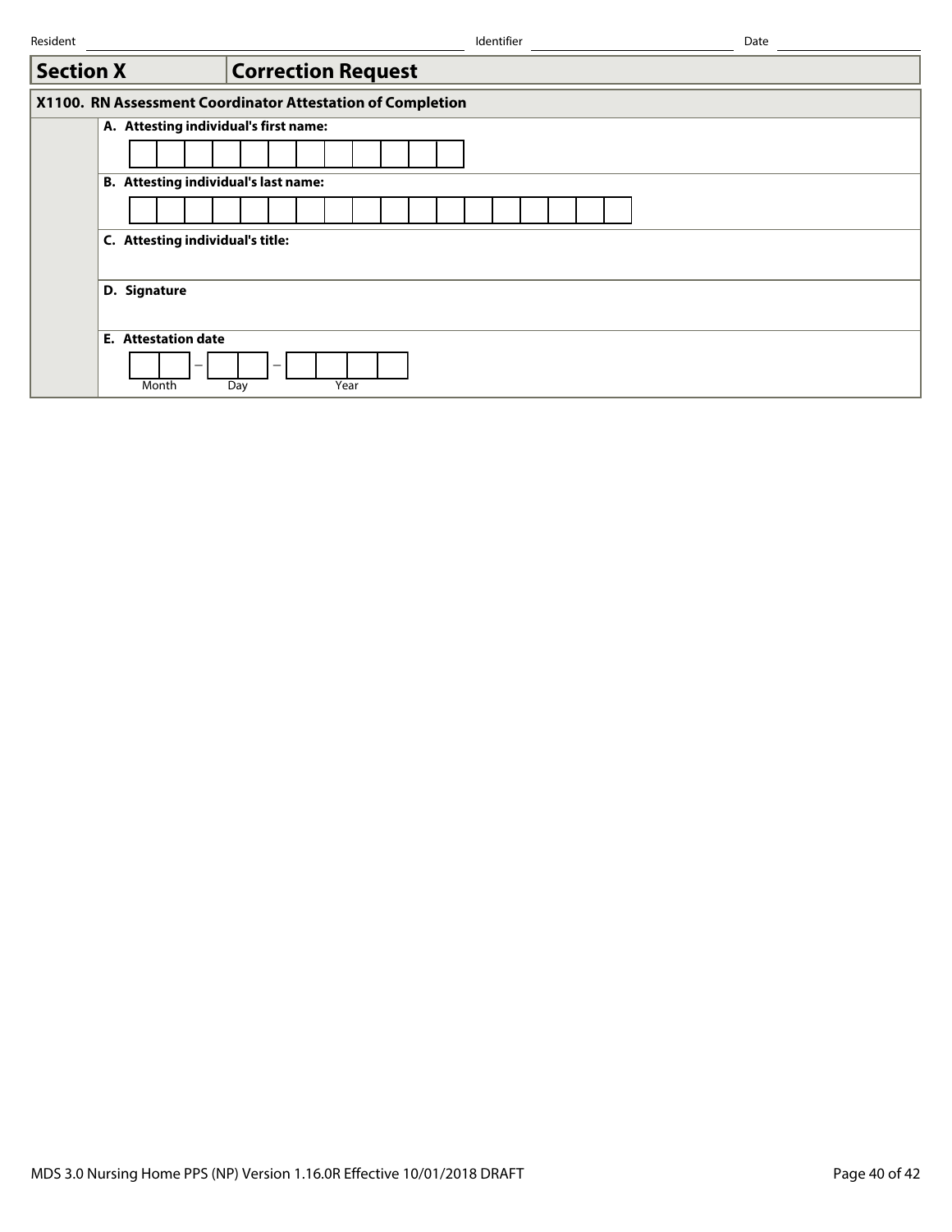Resident ______________________ Identifier ______________________ Date ______________________

## Section X — Correction Request

### X1100. RN Assessment Coordinator Attestation of Completion

**A. Attesting individual's first name:**

| | | | | | | | | | | | |
|---|---|---|---|---|---|---|---|---|---|---|---|
| | | | | | | | | | | | |

**B. Attesting individual's last name:**

| | | | | | | | | | | | | | | | | | |
|---|---|---|---|---|---|---|---|---|---|---|---|---|---|---|---|---|---|
| | | | | | | | | | | | | | | | | | |

**C. Attesting individual's title:**

**D. Signature**

**E. Attestation date**

☐☐ – ☐☐ – ☐☐☐☐

Month — Day — Year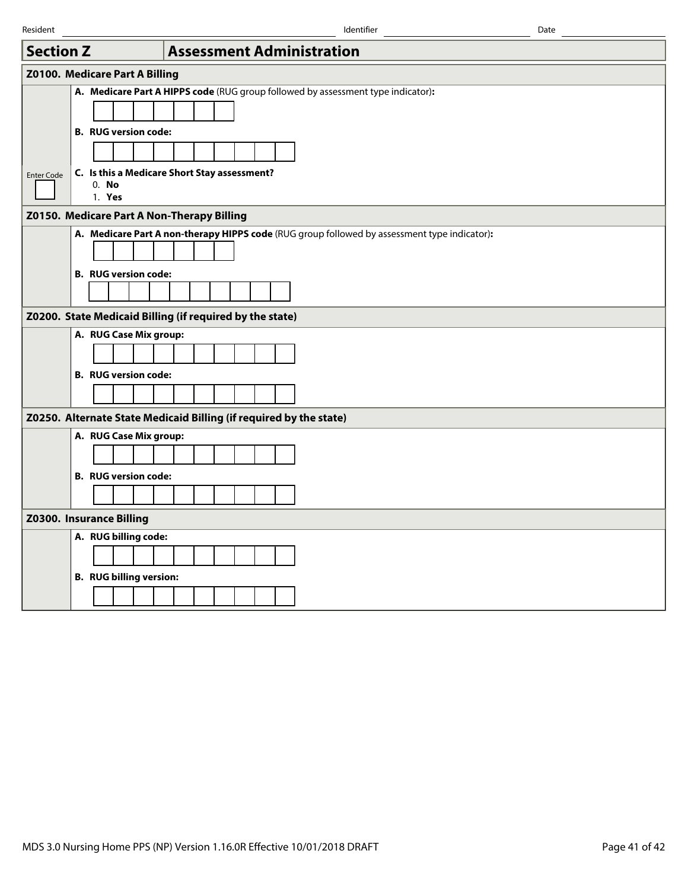Resident ____________________ Identifier ____________________ Date ____________________

# Section Z — Assessment Administration

## Z0100. Medicare Part A Billing

**A. Medicare Part A HIPPS code** (RUG group followed by assessment type indicator)**:**

| | | | | | | |
|---|---|---|---|---|---|---|

**B. RUG version code:**

| | | | | | | | | | |
|---|---|---|---|---|---|---|---|---|---|

Enter Code [ ] **C. Is this a Medicare Short Stay assessment?**

0. **No**
1. **Yes**

## Z0150. Medicare Part A Non-Therapy Billing

**A. Medicare Part A non-therapy HIPPS code** (RUG group followed by assessment type indicator)**:**

| | | | | | | |
|---|---|---|---|---|---|---|

**B. RUG version code:**

| | | | | | | | | | |
|---|---|---|---|---|---|---|---|---|---|

## Z0200. State Medicaid Billing (if required by the state)

**A. RUG Case Mix group:**

| | | | | | | | | | |
|---|---|---|---|---|---|---|---|---|---|

**B. RUG version code:**

| | | | | | | | | | |
|---|---|---|---|---|---|---|---|---|---|

## Z0250. Alternate State Medicaid Billing (if required by the state)

**A. RUG Case Mix group:**

| | | | | | | | | | |
|---|---|---|---|---|---|---|---|---|---|

**B. RUG version code:**

| | | | | | | | | | |
|---|---|---|---|---|---|---|---|---|---|

## Z0300. Insurance Billing

**A. RUG billing code:**

| | | | | | | | | | |
|---|---|---|---|---|---|---|---|---|---|

**B. RUG billing version:**

| | | | | | | | | | |
|---|---|---|---|---|---|---|---|---|---|

MDS 3.0 Nursing Home PPS (NP) Version 1.16.0R Effective 10/01/2018 DRAFT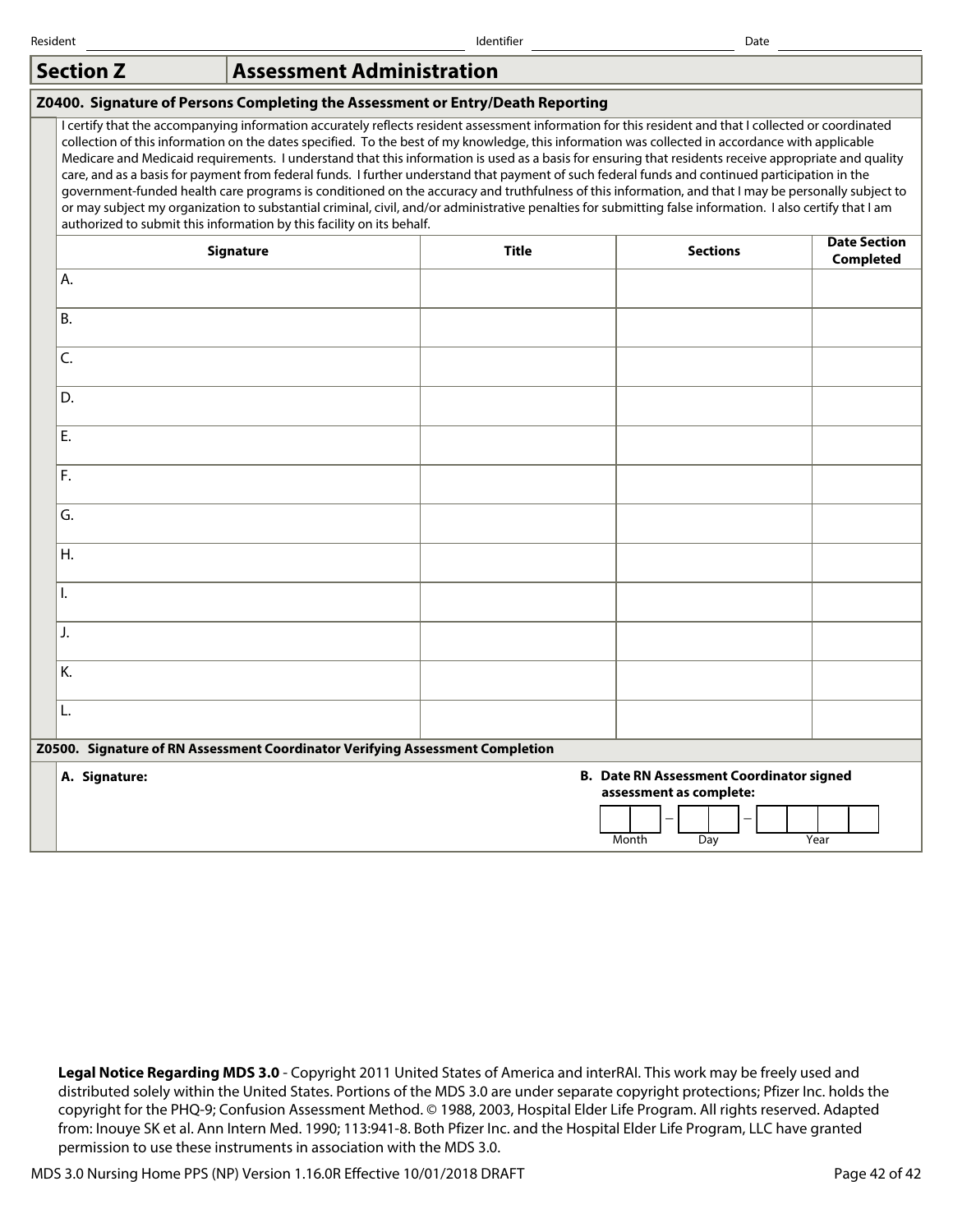Resident ____________ Identifier ____________ Date ____________

## Section Z — Assessment Administration

### Z0400. Signature of Persons Completing the Assessment or Entry/Death Reporting

I certify that the accompanying information accurately reflects resident assessment information for this resident and that I collected or coordinated collection of this information on the dates specified. To the best of my knowledge, this information was collected in accordance with applicable Medicare and Medicaid requirements. I understand that this information is used as a basis for ensuring that residents receive appropriate and quality care, and as a basis for payment from federal funds. I further understand that payment of such federal funds and continued participation in the government-funded health care programs is conditioned on the accuracy and truthfulness of this information, and that I may be personally subject to or may subject my organization to substantial criminal, civil, and/or administrative penalties for submitting false information. I also certify that I am authorized to submit this information by this facility on its behalf.

| Signature | Title | Sections | Date Section Completed |
|---|---|---|---|
| A. | | | |
| B. | | | |
| C. | | | |
| D. | | | |
| E. | | | |
| F. | | | |
| G. | | | |
| H. | | | |
| I. | | | |
| J. | | | |
| K. | | | |
| L. | | | |

### Z0500. Signature of RN Assessment Coordinator Verifying Assessment Completion

**A. Signature:**

**B. Date RN Assessment Coordinator signed assessment as complete:**

☐☐ – ☐☐ – ☐☐☐☐
Month Day Year

**Legal Notice Regarding MDS 3.0** - Copyright 2011 United States of America and interRAI. This work may be freely used and distributed solely within the United States. Portions of the MDS 3.0 are under separate copyright protections; Pfizer Inc. holds the copyright for the PHQ-9; Confusion Assessment Method. © 1988, 2003, Hospital Elder Life Program. All rights reserved. Adapted from: Inouye SK et al. Ann Intern Med. 1990; 113:941-8. Both Pfizer Inc. and the Hospital Elder Life Program, LLC have granted permission to use these instruments in association with the MDS 3.0.

MDS 3.0 Nursing Home PPS (NP) Version 1.16.0R Effective 10/01/2018 DRAFT